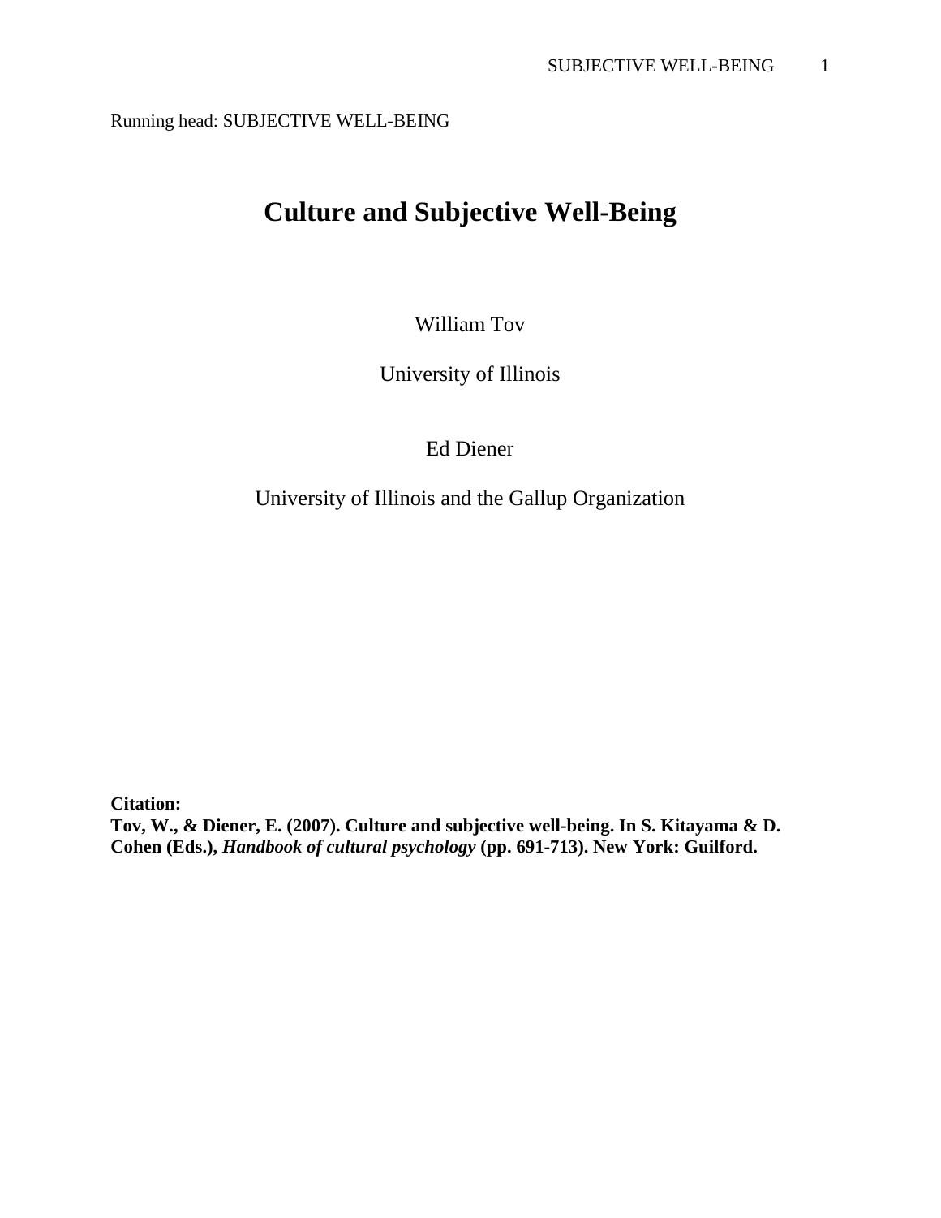Running head: SUBJECTIVE WELL-BEING

# Culture and Subjective Well-Being

William Tov

University of Illinois

Ed Diener

University of Illinois and the Gallup Organization

**Citation:**
**Tov, W., & Diener, E. (2007). Culture and subjective well-being. In S. Kitayama & D. Cohen (Eds.), *Handbook of cultural psychology* (pp. 691-713). New York: Guilford.**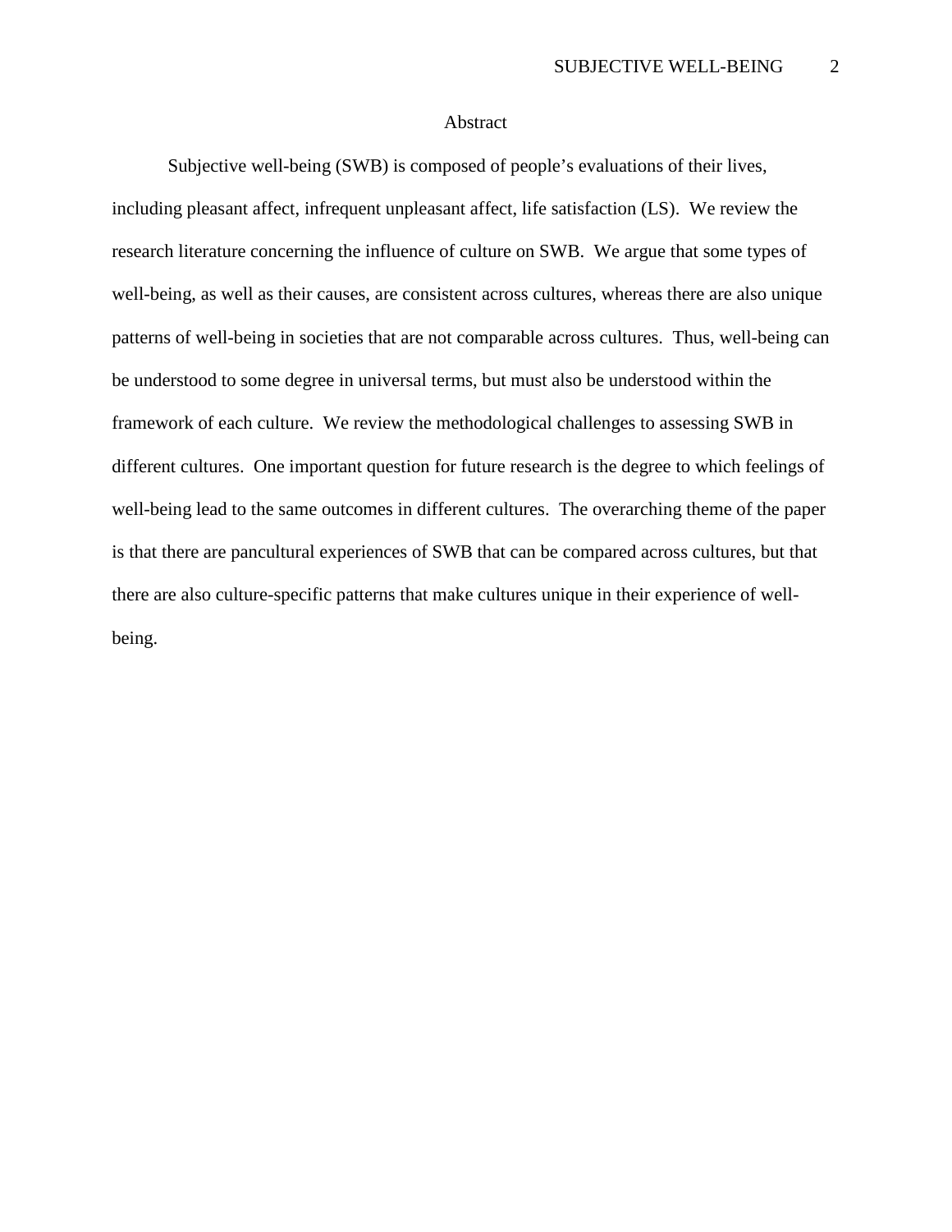# Abstract

Subjective well-being (SWB) is composed of people's evaluations of their lives, including pleasant affect, infrequent unpleasant affect, life satisfaction (LS). We review the research literature concerning the influence of culture on SWB. We argue that some types of well-being, as well as their causes, are consistent across cultures, whereas there are also unique patterns of well-being in societies that are not comparable across cultures. Thus, well-being can be understood to some degree in universal terms, but must also be understood within the framework of each culture. We review the methodological challenges to assessing SWB in different cultures. One important question for future research is the degree to which feelings of well-being lead to the same outcomes in different cultures. The overarching theme of the paper is that there are pancultural experiences of SWB that can be compared across cultures, but that there are also culture-specific patterns that make cultures unique in their experience of well-being.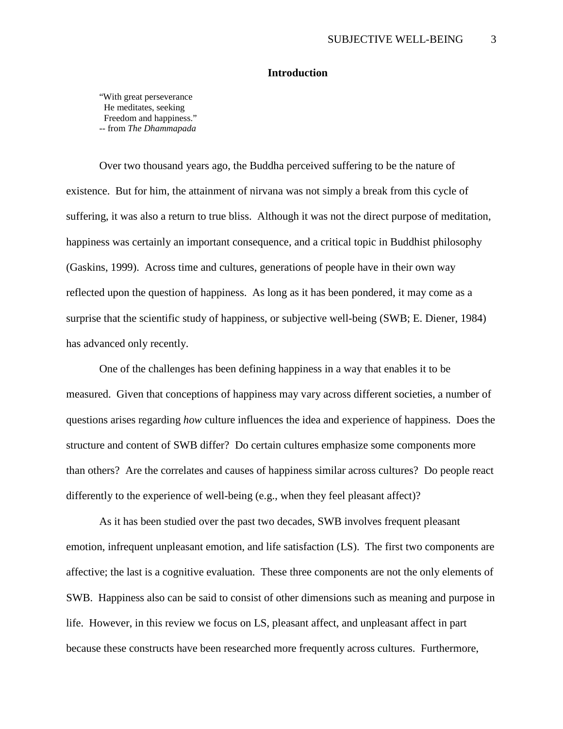## Introduction

"With great perseverance
He meditates, seeking
Freedom and happiness."
-- from *The Dhammapada*

Over two thousand years ago, the Buddha perceived suffering to be the nature of existence. But for him, the attainment of nirvana was not simply a break from this cycle of suffering, it was also a return to true bliss. Although it was not the direct purpose of meditation, happiness was certainly an important consequence, and a critical topic in Buddhist philosophy (Gaskins, 1999). Across time and cultures, generations of people have in their own way reflected upon the question of happiness. As long as it has been pondered, it may come as a surprise that the scientific study of happiness, or subjective well-being (SWB; E. Diener, 1984) has advanced only recently.

One of the challenges has been defining happiness in a way that enables it to be measured. Given that conceptions of happiness may vary across different societies, a number of questions arises regarding *how* culture influences the idea and experience of happiness. Does the structure and content of SWB differ? Do certain cultures emphasize some components more than others? Are the correlates and causes of happiness similar across cultures? Do people react differently to the experience of well-being (e.g., when they feel pleasant affect)?

As it has been studied over the past two decades, SWB involves frequent pleasant emotion, infrequent unpleasant emotion, and life satisfaction (LS). The first two components are affective; the last is a cognitive evaluation. These three components are not the only elements of SWB. Happiness also can be said to consist of other dimensions such as meaning and purpose in life. However, in this review we focus on LS, pleasant affect, and unpleasant affect in part because these constructs have been researched more frequently across cultures. Furthermore,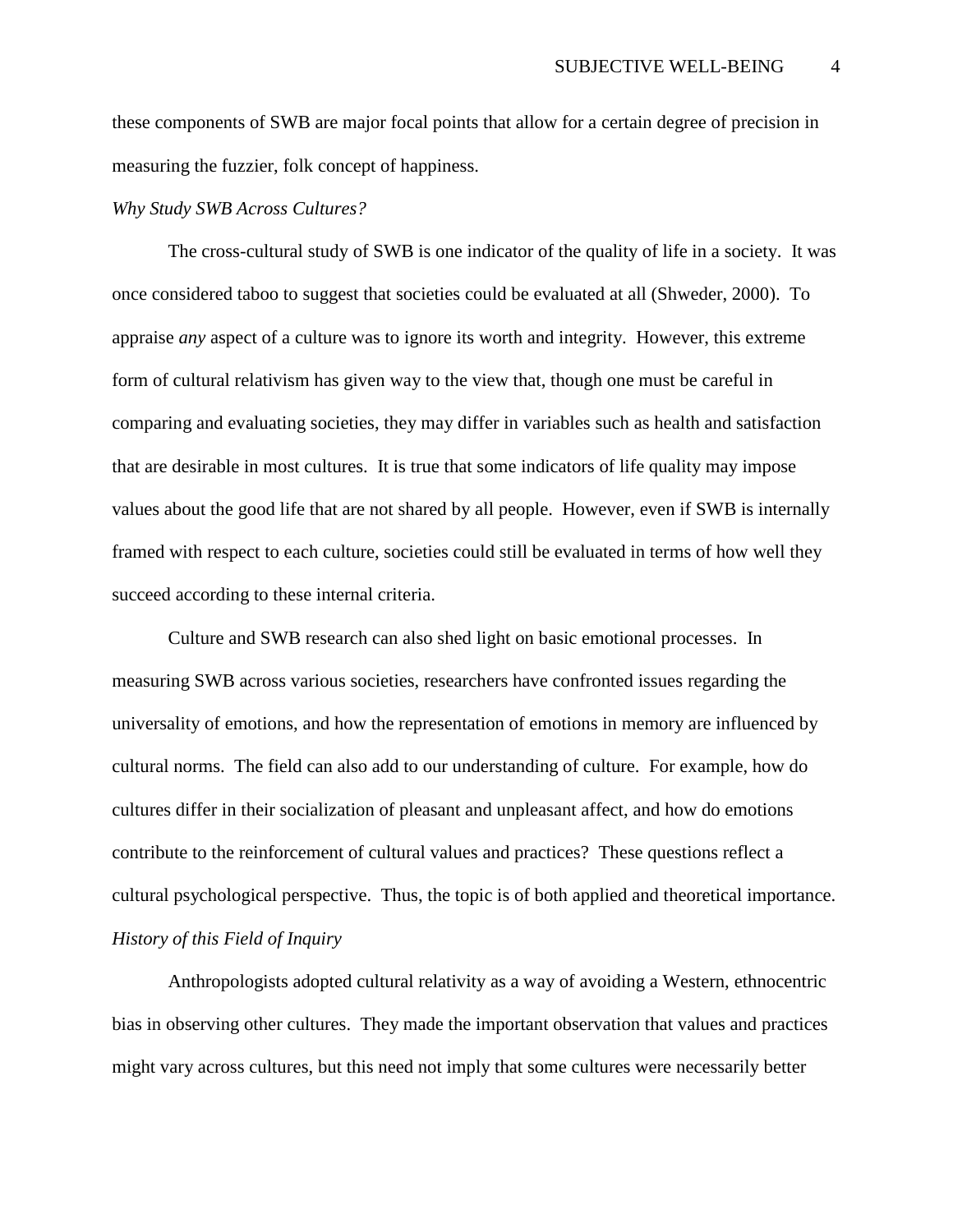these components of SWB are major focal points that allow for a certain degree of precision in measuring the fuzzier, folk concept of happiness.

*Why Study SWB Across Cultures?*

The cross-cultural study of SWB is one indicator of the quality of life in a society. It was once considered taboo to suggest that societies could be evaluated at all (Shweder, 2000). To appraise *any* aspect of a culture was to ignore its worth and integrity. However, this extreme form of cultural relativism has given way to the view that, though one must be careful in comparing and evaluating societies, they may differ in variables such as health and satisfaction that are desirable in most cultures. It is true that some indicators of life quality may impose values about the good life that are not shared by all people. However, even if SWB is internally framed with respect to each culture, societies could still be evaluated in terms of how well they succeed according to these internal criteria.

Culture and SWB research can also shed light on basic emotional processes. In measuring SWB across various societies, researchers have confronted issues regarding the universality of emotions, and how the representation of emotions in memory are influenced by cultural norms. The field can also add to our understanding of culture. For example, how do cultures differ in their socialization of pleasant and unpleasant affect, and how do emotions contribute to the reinforcement of cultural values and practices? These questions reflect a cultural psychological perspective. Thus, the topic is of both applied and theoretical importance.

*History of this Field of Inquiry*

Anthropologists adopted cultural relativity as a way of avoiding a Western, ethnocentric bias in observing other cultures. They made the important observation that values and practices might vary across cultures, but this need not imply that some cultures were necessarily better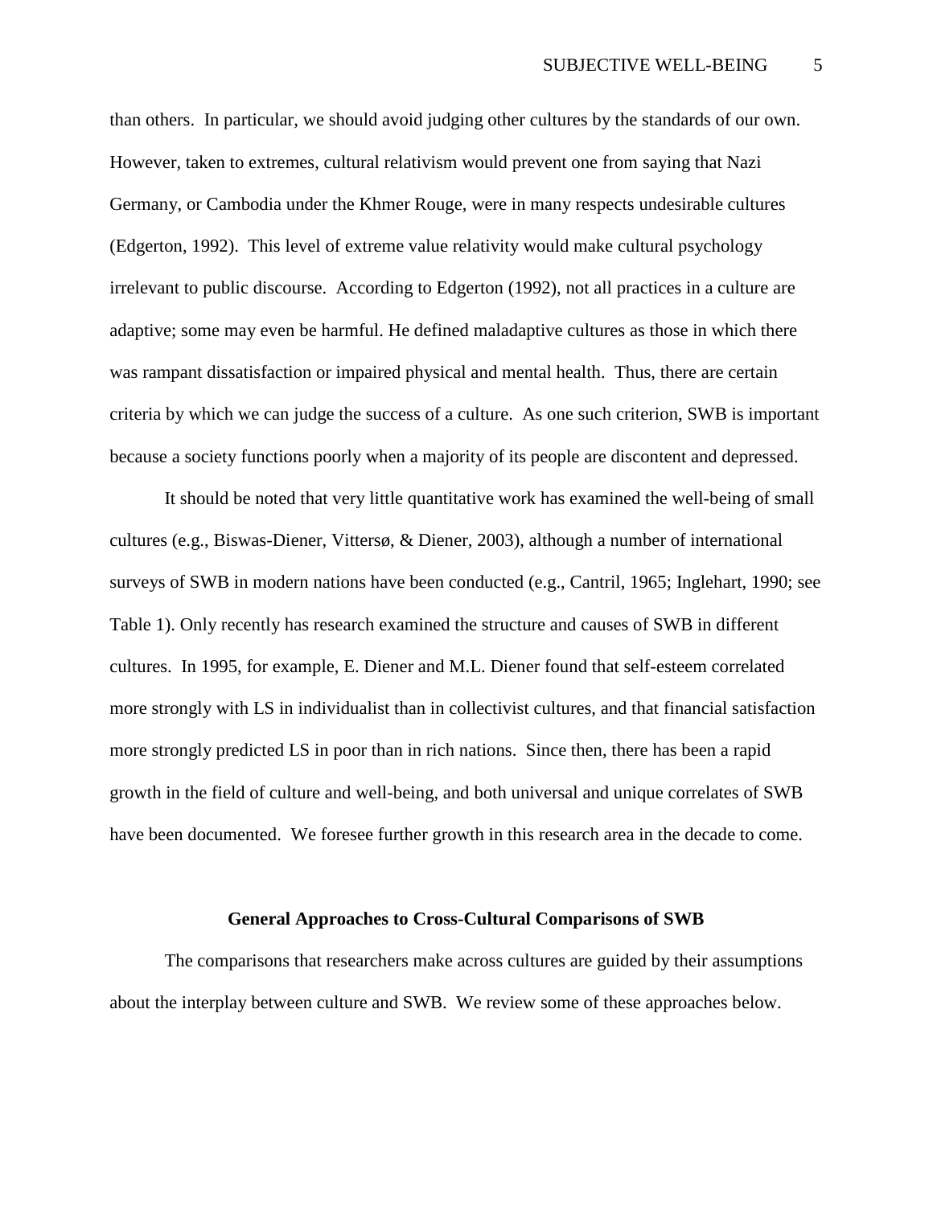than others. In particular, we should avoid judging other cultures by the standards of our own. However, taken to extremes, cultural relativism would prevent one from saying that Nazi Germany, or Cambodia under the Khmer Rouge, were in many respects undesirable cultures (Edgerton, 1992). This level of extreme value relativity would make cultural psychology irrelevant to public discourse. According to Edgerton (1992), not all practices in a culture are adaptive; some may even be harmful. He defined maladaptive cultures as those in which there was rampant dissatisfaction or impaired physical and mental health. Thus, there are certain criteria by which we can judge the success of a culture. As one such criterion, SWB is important because a society functions poorly when a majority of its people are discontent and depressed.

It should be noted that very little quantitative work has examined the well-being of small cultures (e.g., Biswas-Diener, Vittersø, & Diener, 2003), although a number of international surveys of SWB in modern nations have been conducted (e.g., Cantril, 1965; Inglehart, 1990; see Table 1). Only recently has research examined the structure and causes of SWB in different cultures. In 1995, for example, E. Diener and M.L. Diener found that self-esteem correlated more strongly with LS in individualist than in collectivist cultures, and that financial satisfaction more strongly predicted LS in poor than in rich nations. Since then, there has been a rapid growth in the field of culture and well-being, and both universal and unique correlates of SWB have been documented. We foresee further growth in this research area in the decade to come.

## General Approaches to Cross-Cultural Comparisons of SWB

The comparisons that researchers make across cultures are guided by their assumptions about the interplay between culture and SWB. We review some of these approaches below.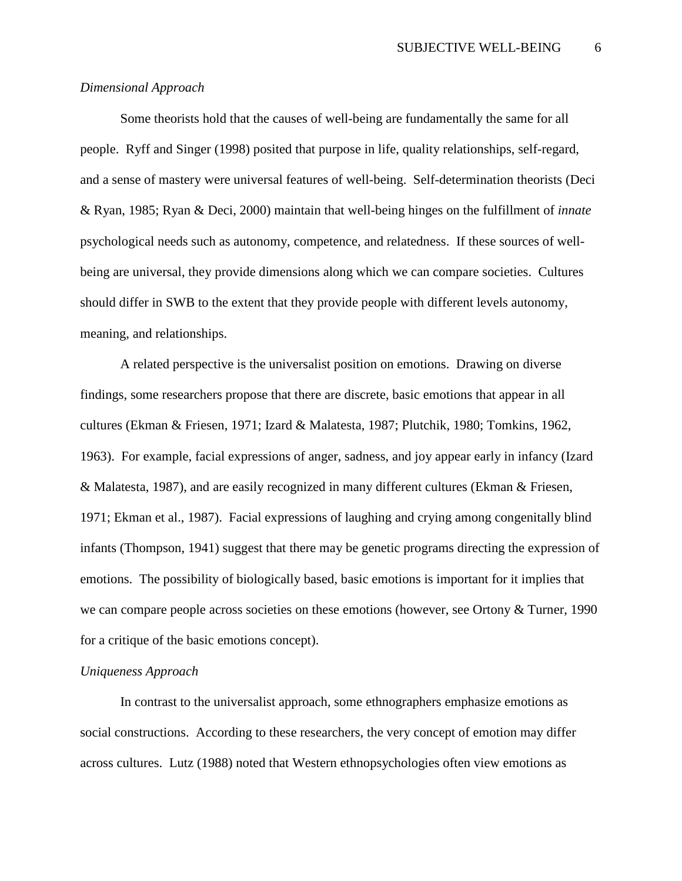*Dimensional Approach*

Some theorists hold that the causes of well-being are fundamentally the same for all people. Ryff and Singer (1998) posited that purpose in life, quality relationships, self-regard, and a sense of mastery were universal features of well-being. Self-determination theorists (Deci & Ryan, 1985; Ryan & Deci, 2000) maintain that well-being hinges on the fulfillment of *innate* psychological needs such as autonomy, competence, and relatedness. If these sources of well-being are universal, they provide dimensions along which we can compare societies. Cultures should differ in SWB to the extent that they provide people with different levels autonomy, meaning, and relationships.

A related perspective is the universalist position on emotions. Drawing on diverse findings, some researchers propose that there are discrete, basic emotions that appear in all cultures (Ekman & Friesen, 1971; Izard & Malatesta, 1987; Plutchik, 1980; Tomkins, 1962, 1963). For example, facial expressions of anger, sadness, and joy appear early in infancy (Izard & Malatesta, 1987), and are easily recognized in many different cultures (Ekman & Friesen, 1971; Ekman et al., 1987). Facial expressions of laughing and crying among congenitally blind infants (Thompson, 1941) suggest that there may be genetic programs directing the expression of emotions. The possibility of biologically based, basic emotions is important for it implies that we can compare people across societies on these emotions (however, see Ortony & Turner, 1990 for a critique of the basic emotions concept).

*Uniqueness Approach*

In contrast to the universalist approach, some ethnographers emphasize emotions as social constructions. According to these researchers, the very concept of emotion may differ across cultures. Lutz (1988) noted that Western ethnopsychologies often view emotions as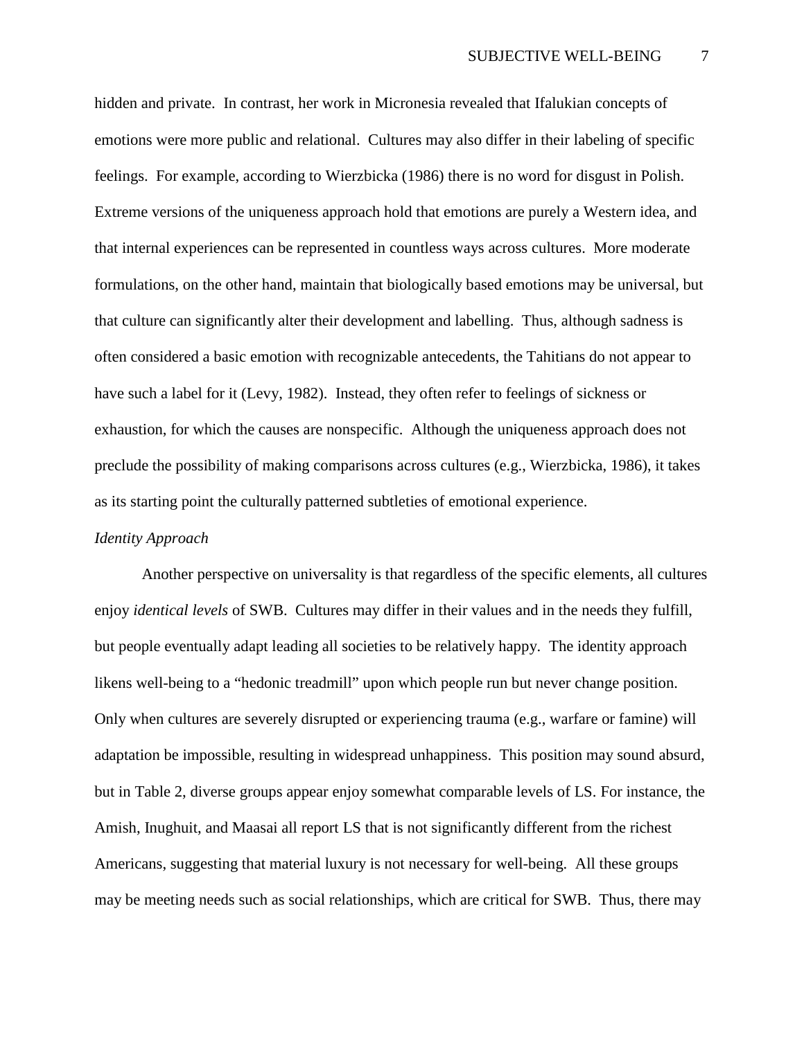hidden and private. In contrast, her work in Micronesia revealed that Ifalukian concepts of emotions were more public and relational. Cultures may also differ in their labeling of specific feelings. For example, according to Wierzbicka (1986) there is no word for disgust in Polish. Extreme versions of the uniqueness approach hold that emotions are purely a Western idea, and that internal experiences can be represented in countless ways across cultures. More moderate formulations, on the other hand, maintain that biologically based emotions may be universal, but that culture can significantly alter their development and labelling. Thus, although sadness is often considered a basic emotion with recognizable antecedents, the Tahitians do not appear to have such a label for it (Levy, 1982). Instead, they often refer to feelings of sickness or exhaustion, for which the causes are nonspecific. Although the uniqueness approach does not preclude the possibility of making comparisons across cultures (e.g., Wierzbicka, 1986), it takes as its starting point the culturally patterned subtleties of emotional experience.

*Identity Approach*

Another perspective on universality is that regardless of the specific elements, all cultures enjoy *identical levels* of SWB. Cultures may differ in their values and in the needs they fulfill, but people eventually adapt leading all societies to be relatively happy. The identity approach likens well-being to a "hedonic treadmill" upon which people run but never change position. Only when cultures are severely disrupted or experiencing trauma (e.g., warfare or famine) will adaptation be impossible, resulting in widespread unhappiness. This position may sound absurd, but in Table 2, diverse groups appear enjoy somewhat comparable levels of LS. For instance, the Amish, Inughuit, and Maasai all report LS that is not significantly different from the richest Americans, suggesting that material luxury is not necessary for well-being. All these groups may be meeting needs such as social relationships, which are critical for SWB. Thus, there may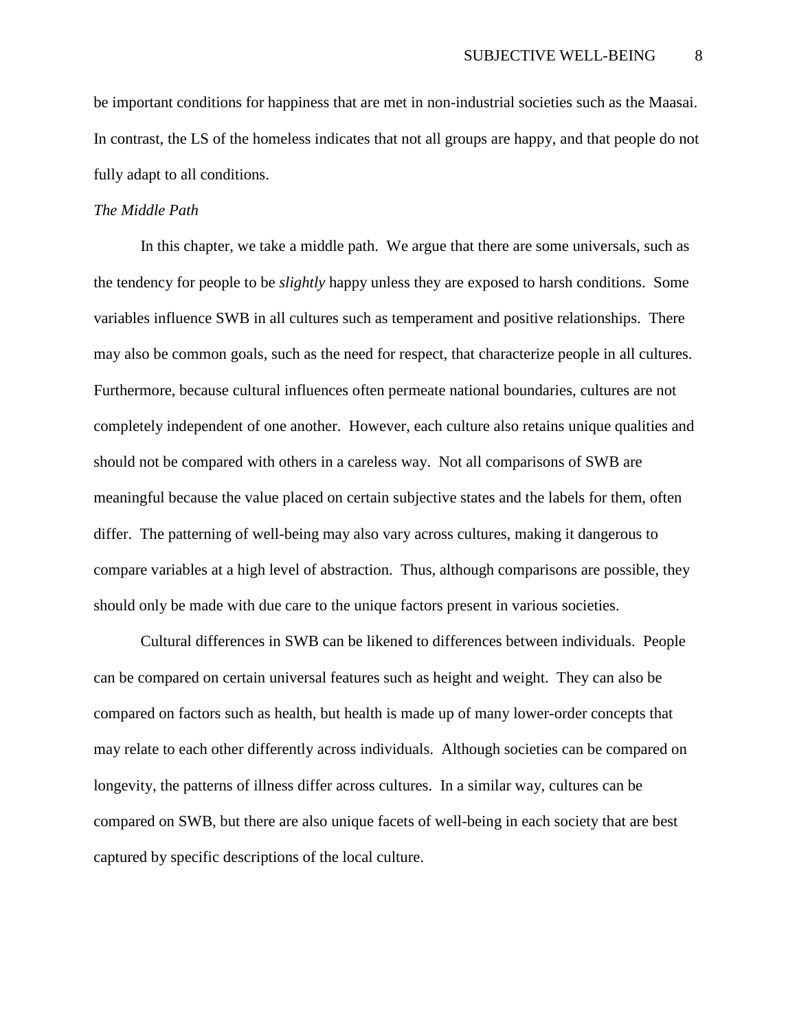be important conditions for happiness that are met in non-industrial societies such as the Maasai. In contrast, the LS of the homeless indicates that not all groups are happy, and that people do not fully adapt to all conditions.

*The Middle Path*

In this chapter, we take a middle path. We argue that there are some universals, such as the tendency for people to be *slightly* happy unless they are exposed to harsh conditions. Some variables influence SWB in all cultures such as temperament and positive relationships. There may also be common goals, such as the need for respect, that characterize people in all cultures. Furthermore, because cultural influences often permeate national boundaries, cultures are not completely independent of one another. However, each culture also retains unique qualities and should not be compared with others in a careless way. Not all comparisons of SWB are meaningful because the value placed on certain subjective states and the labels for them, often differ. The patterning of well-being may also vary across cultures, making it dangerous to compare variables at a high level of abstraction. Thus, although comparisons are possible, they should only be made with due care to the unique factors present in various societies.

Cultural differences in SWB can be likened to differences between individuals. People can be compared on certain universal features such as height and weight. They can also be compared on factors such as health, but health is made up of many lower-order concepts that may relate to each other differently across individuals. Although societies can be compared on longevity, the patterns of illness differ across cultures. In a similar way, cultures can be compared on SWB, but there are also unique facets of well-being in each society that are best captured by specific descriptions of the local culture.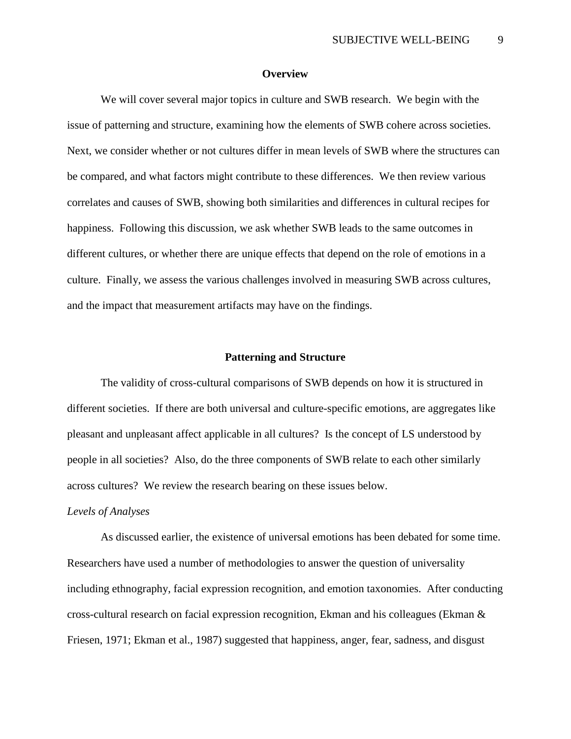## Overview

We will cover several major topics in culture and SWB research. We begin with the issue of patterning and structure, examining how the elements of SWB cohere across societies. Next, we consider whether or not cultures differ in mean levels of SWB where the structures can be compared, and what factors might contribute to these differences. We then review various correlates and causes of SWB, showing both similarities and differences in cultural recipes for happiness. Following this discussion, we ask whether SWB leads to the same outcomes in different cultures, or whether there are unique effects that depend on the role of emotions in a culture. Finally, we assess the various challenges involved in measuring SWB across cultures, and the impact that measurement artifacts may have on the findings.

## Patterning and Structure

The validity of cross-cultural comparisons of SWB depends on how it is structured in different societies. If there are both universal and culture-specific emotions, are aggregates like pleasant and unpleasant affect applicable in all cultures? Is the concept of LS understood by people in all societies? Also, do the three components of SWB relate to each other similarly across cultures? We review the research bearing on these issues below.

### *Levels of Analyses*

As discussed earlier, the existence of universal emotions has been debated for some time. Researchers have used a number of methodologies to answer the question of universality including ethnography, facial expression recognition, and emotion taxonomies. After conducting cross-cultural research on facial expression recognition, Ekman and his colleagues (Ekman & Friesen, 1971; Ekman et al., 1987) suggested that happiness, anger, fear, sadness, and disgust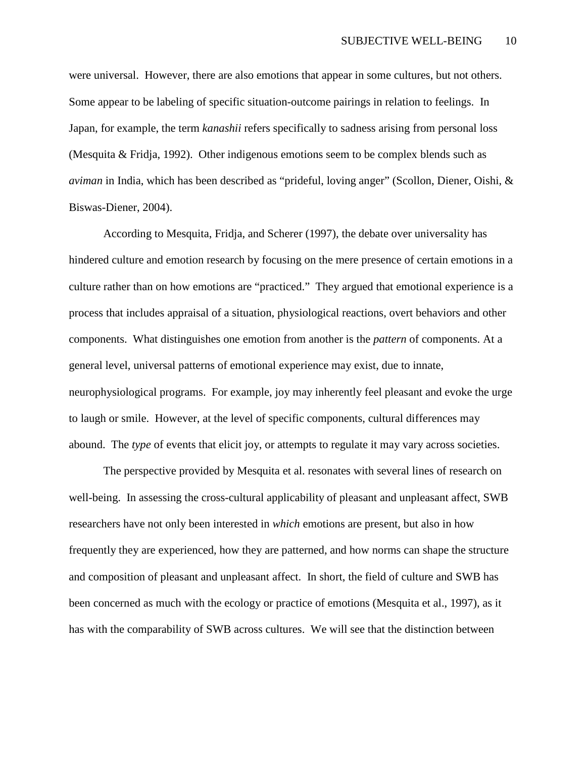were universal. However, there are also emotions that appear in some cultures, but not others. Some appear to be labeling of specific situation-outcome pairings in relation to feelings. In Japan, for example, the term *kanashii* refers specifically to sadness arising from personal loss (Mesquita & Fridja, 1992). Other indigenous emotions seem to be complex blends such as *aviman* in India, which has been described as "prideful, loving anger" (Scollon, Diener, Oishi, & Biswas-Diener, 2004).

According to Mesquita, Fridja, and Scherer (1997), the debate over universality has hindered culture and emotion research by focusing on the mere presence of certain emotions in a culture rather than on how emotions are "practiced." They argued that emotional experience is a process that includes appraisal of a situation, physiological reactions, overt behaviors and other components. What distinguishes one emotion from another is the *pattern* of components. At a general level, universal patterns of emotional experience may exist, due to innate, neurophysiological programs. For example, joy may inherently feel pleasant and evoke the urge to laugh or smile. However, at the level of specific components, cultural differences may abound. The *type* of events that elicit joy, or attempts to regulate it may vary across societies.

The perspective provided by Mesquita et al. resonates with several lines of research on well-being. In assessing the cross-cultural applicability of pleasant and unpleasant affect, SWB researchers have not only been interested in *which* emotions are present, but also in how frequently they are experienced, how they are patterned, and how norms can shape the structure and composition of pleasant and unpleasant affect. In short, the field of culture and SWB has been concerned as much with the ecology or practice of emotions (Mesquita et al., 1997), as it has with the comparability of SWB across cultures. We will see that the distinction between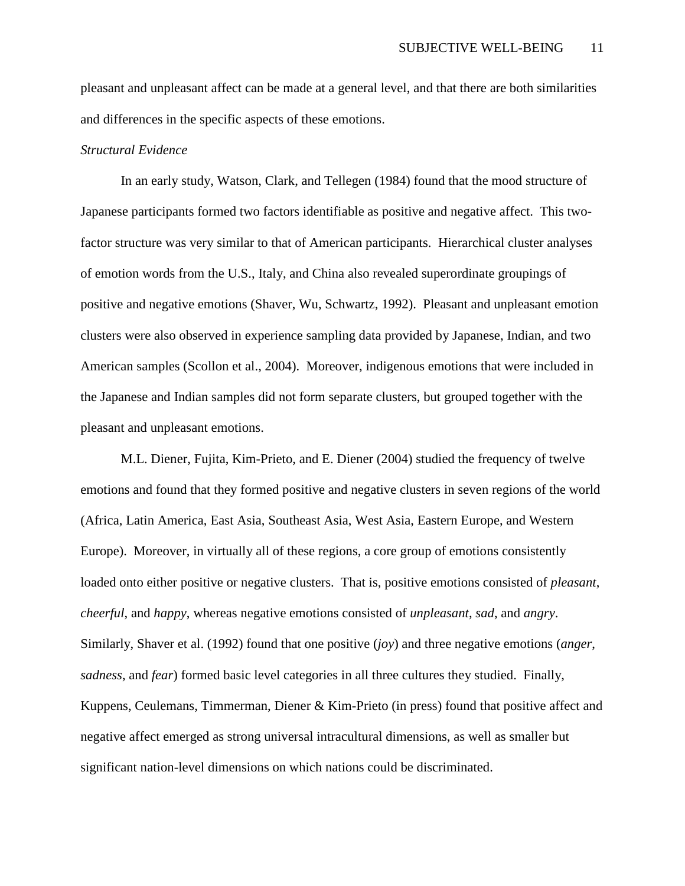pleasant and unpleasant affect can be made at a general level, and that there are both similarities and differences in the specific aspects of these emotions.

*Structural Evidence*

In an early study, Watson, Clark, and Tellegen (1984) found that the mood structure of Japanese participants formed two factors identifiable as positive and negative affect. This two-factor structure was very similar to that of American participants. Hierarchical cluster analyses of emotion words from the U.S., Italy, and China also revealed superordinate groupings of positive and negative emotions (Shaver, Wu, Schwartz, 1992). Pleasant and unpleasant emotion clusters were also observed in experience sampling data provided by Japanese, Indian, and two American samples (Scollon et al., 2004). Moreover, indigenous emotions that were included in the Japanese and Indian samples did not form separate clusters, but grouped together with the pleasant and unpleasant emotions.

M.L. Diener, Fujita, Kim-Prieto, and E. Diener (2004) studied the frequency of twelve emotions and found that they formed positive and negative clusters in seven regions of the world (Africa, Latin America, East Asia, Southeast Asia, West Asia, Eastern Europe, and Western Europe). Moreover, in virtually all of these regions, a core group of emotions consistently loaded onto either positive or negative clusters. That is, positive emotions consisted of *pleasant*, *cheerful*, and *happy*, whereas negative emotions consisted of *unpleasant*, *sad*, and *angry*. Similarly, Shaver et al. (1992) found that one positive (*joy*) and three negative emotions (*anger*, *sadness*, and *fear*) formed basic level categories in all three cultures they studied. Finally, Kuppens, Ceulemans, Timmerman, Diener & Kim-Prieto (in press) found that positive affect and negative affect emerged as strong universal intracultural dimensions, as well as smaller but significant nation-level dimensions on which nations could be discriminated.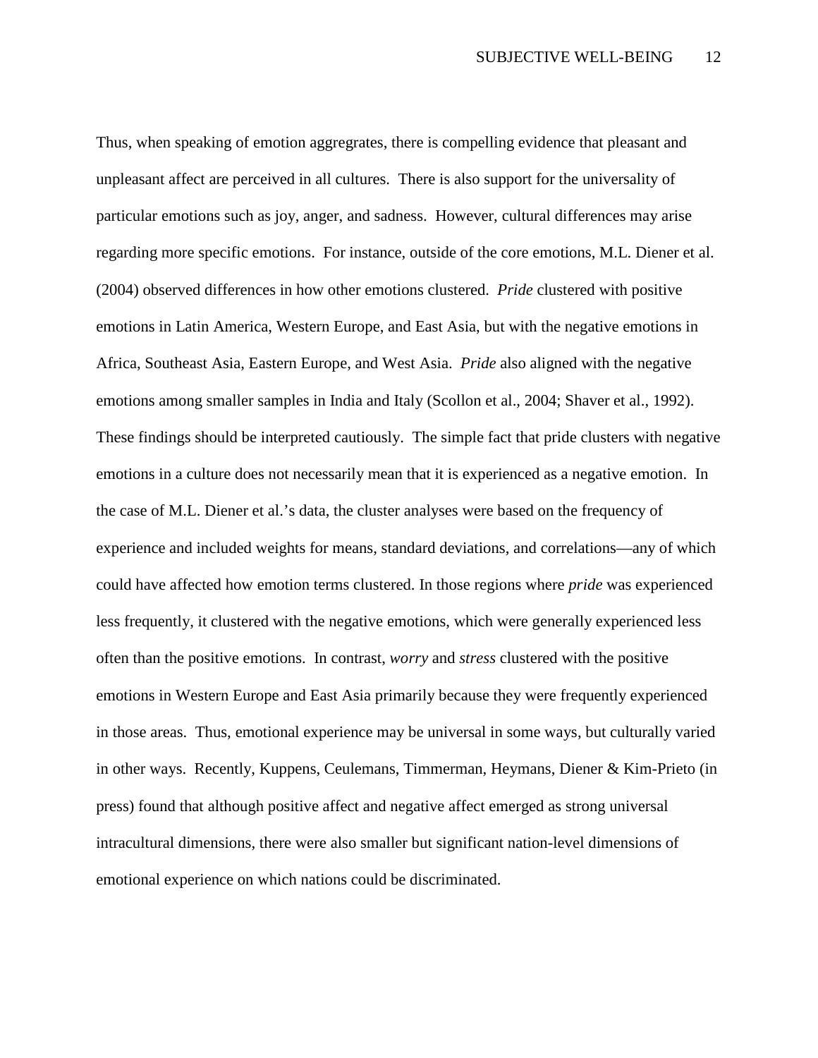Thus, when speaking of emotion aggregrates, there is compelling evidence that pleasant and unpleasant affect are perceived in all cultures. There is also support for the universality of particular emotions such as joy, anger, and sadness. However, cultural differences may arise regarding more specific emotions. For instance, outside of the core emotions, M.L. Diener et al. (2004) observed differences in how other emotions clustered. *Pride* clustered with positive emotions in Latin America, Western Europe, and East Asia, but with the negative emotions in Africa, Southeast Asia, Eastern Europe, and West Asia. *Pride* also aligned with the negative emotions among smaller samples in India and Italy (Scollon et al., 2004; Shaver et al., 1992). These findings should be interpreted cautiously. The simple fact that pride clusters with negative emotions in a culture does not necessarily mean that it is experienced as a negative emotion. In the case of M.L. Diener et al.'s data, the cluster analyses were based on the frequency of experience and included weights for means, standard deviations, and correlations—any of which could have affected how emotion terms clustered. In those regions where *pride* was experienced less frequently, it clustered with the negative emotions, which were generally experienced less often than the positive emotions. In contrast, *worry* and *stress* clustered with the positive emotions in Western Europe and East Asia primarily because they were frequently experienced in those areas. Thus, emotional experience may be universal in some ways, but culturally varied in other ways. Recently, Kuppens, Ceulemans, Timmerman, Heymans, Diener & Kim-Prieto (in press) found that although positive affect and negative affect emerged as strong universal intracultural dimensions, there were also smaller but significant nation-level dimensions of emotional experience on which nations could be discriminated.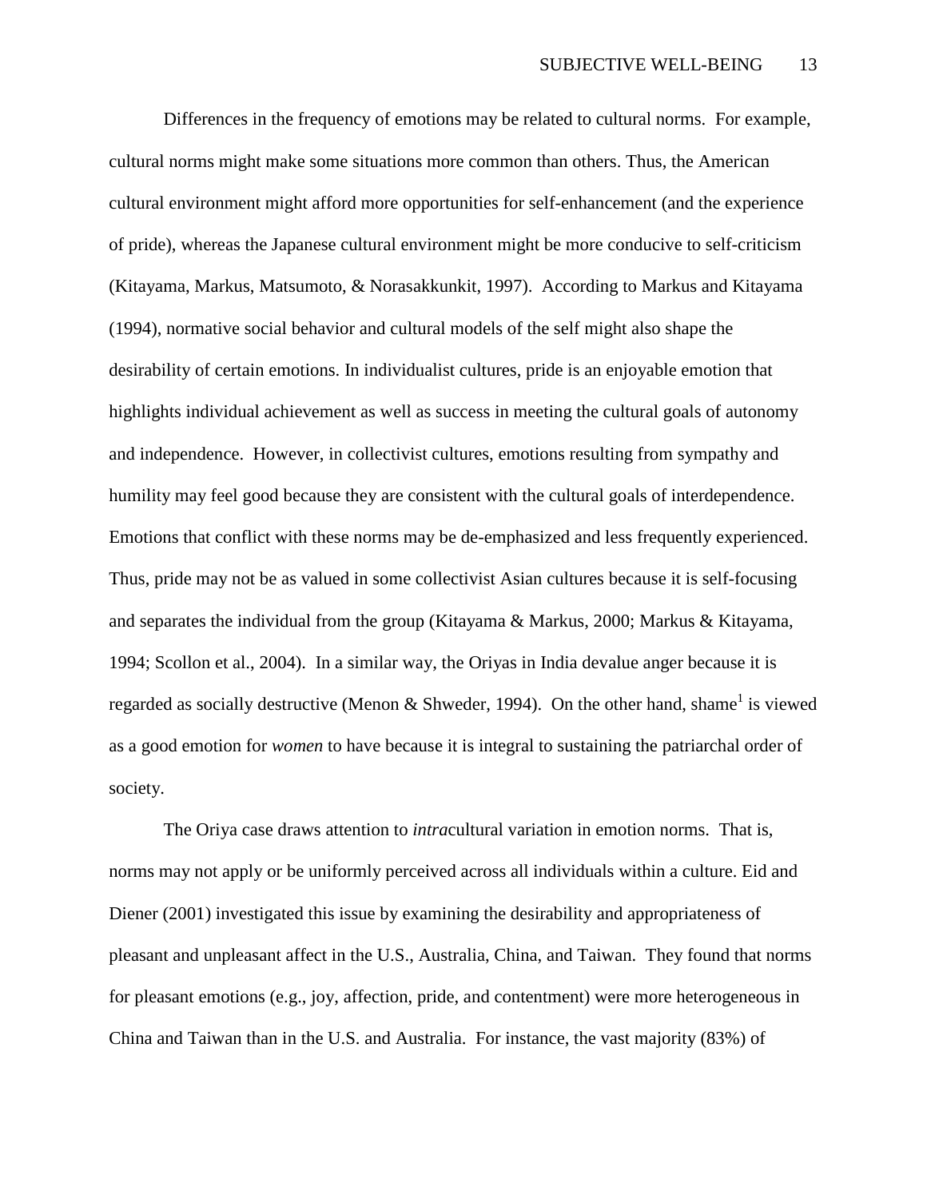Differences in the frequency of emotions may be related to cultural norms. For example, cultural norms might make some situations more common than others. Thus, the American cultural environment might afford more opportunities for self-enhancement (and the experience of pride), whereas the Japanese cultural environment might be more conducive to self-criticism (Kitayama, Markus, Matsumoto, & Norasakkunkit, 1997). According to Markus and Kitayama (1994), normative social behavior and cultural models of the self might also shape the desirability of certain emotions. In individualist cultures, pride is an enjoyable emotion that highlights individual achievement as well as success in meeting the cultural goals of autonomy and independence. However, in collectivist cultures, emotions resulting from sympathy and humility may feel good because they are consistent with the cultural goals of interdependence. Emotions that conflict with these norms may be de-emphasized and less frequently experienced. Thus, pride may not be as valued in some collectivist Asian cultures because it is self-focusing and separates the individual from the group (Kitayama & Markus, 2000; Markus & Kitayama, 1994; Scollon et al., 2004). In a similar way, the Oriyas in India devalue anger because it is regarded as socially destructive (Menon & Shweder, 1994). On the other hand, shame[1] is viewed as a good emotion for *women* to have because it is integral to sustaining the patriarchal order of society.

The Oriya case draws attention to *intra*cultural variation in emotion norms. That is, norms may not apply or be uniformly perceived across all individuals within a culture. Eid and Diener (2001) investigated this issue by examining the desirability and appropriateness of pleasant and unpleasant affect in the U.S., Australia, China, and Taiwan. They found that norms for pleasant emotions (e.g., joy, affection, pride, and contentment) were more heterogeneous in China and Taiwan than in the U.S. and Australia. For instance, the vast majority (83%) of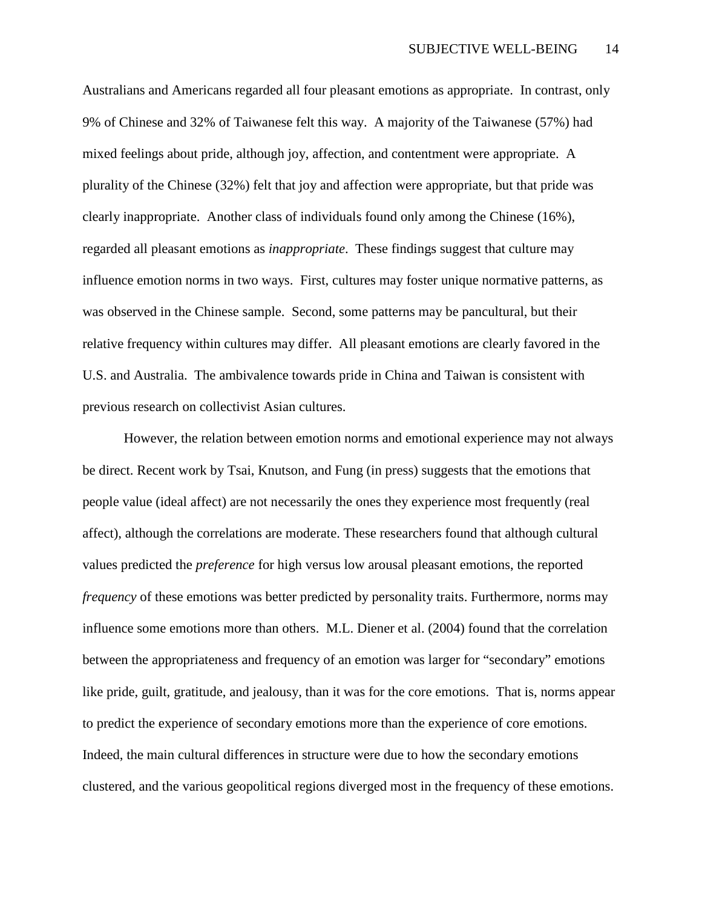Australians and Americans regarded all four pleasant emotions as appropriate. In contrast, only 9% of Chinese and 32% of Taiwanese felt this way. A majority of the Taiwanese (57%) had mixed feelings about pride, although joy, affection, and contentment were appropriate. A plurality of the Chinese (32%) felt that joy and affection were appropriate, but that pride was clearly inappropriate. Another class of individuals found only among the Chinese (16%), regarded all pleasant emotions as *inappropriate*. These findings suggest that culture may influence emotion norms in two ways. First, cultures may foster unique normative patterns, as was observed in the Chinese sample. Second, some patterns may be pancultural, but their relative frequency within cultures may differ. All pleasant emotions are clearly favored in the U.S. and Australia. The ambivalence towards pride in China and Taiwan is consistent with previous research on collectivist Asian cultures.

However, the relation between emotion norms and emotional experience may not always be direct. Recent work by Tsai, Knutson, and Fung (in press) suggests that the emotions that people value (ideal affect) are not necessarily the ones they experience most frequently (real affect), although the correlations are moderate. These researchers found that although cultural values predicted the *preference* for high versus low arousal pleasant emotions, the reported *frequency* of these emotions was better predicted by personality traits. Furthermore, norms may influence some emotions more than others. M.L. Diener et al. (2004) found that the correlation between the appropriateness and frequency of an emotion was larger for "secondary" emotions like pride, guilt, gratitude, and jealousy, than it was for the core emotions. That is, norms appear to predict the experience of secondary emotions more than the experience of core emotions. Indeed, the main cultural differences in structure were due to how the secondary emotions clustered, and the various geopolitical regions diverged most in the frequency of these emotions.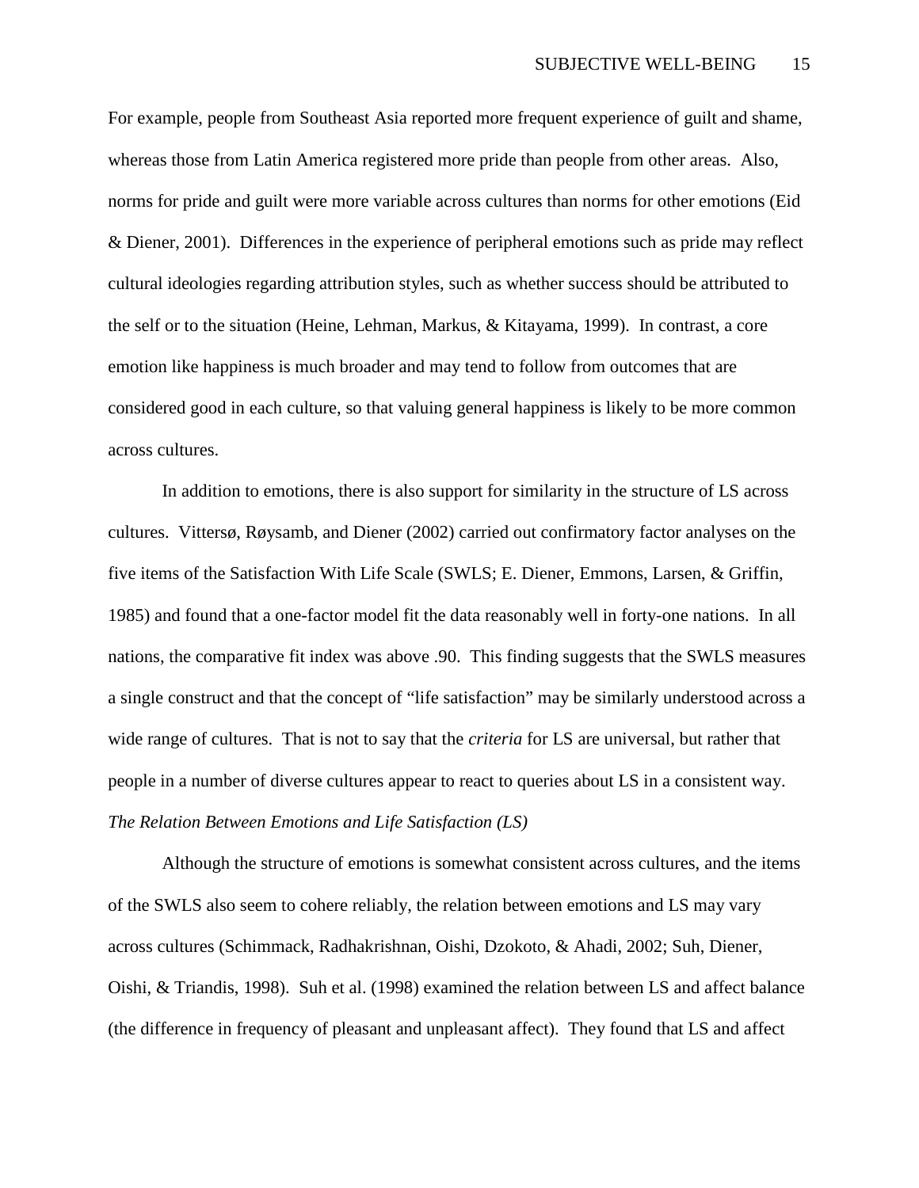For example, people from Southeast Asia reported more frequent experience of guilt and shame, whereas those from Latin America registered more pride than people from other areas. Also, norms for pride and guilt were more variable across cultures than norms for other emotions (Eid & Diener, 2001). Differences in the experience of peripheral emotions such as pride may reflect cultural ideologies regarding attribution styles, such as whether success should be attributed to the self or to the situation (Heine, Lehman, Markus, & Kitayama, 1999). In contrast, a core emotion like happiness is much broader and may tend to follow from outcomes that are considered good in each culture, so that valuing general happiness is likely to be more common across cultures.

In addition to emotions, there is also support for similarity in the structure of LS across cultures. Vittersø, Røysamb, and Diener (2002) carried out confirmatory factor analyses on the five items of the Satisfaction With Life Scale (SWLS; E. Diener, Emmons, Larsen, & Griffin, 1985) and found that a one-factor model fit the data reasonably well in forty-one nations. In all nations, the comparative fit index was above .90. This finding suggests that the SWLS measures a single construct and that the concept of "life satisfaction" may be similarly understood across a wide range of cultures. That is not to say that the *criteria* for LS are universal, but rather that people in a number of diverse cultures appear to react to queries about LS in a consistent way.

*The Relation Between Emotions and Life Satisfaction (LS)*

Although the structure of emotions is somewhat consistent across cultures, and the items of the SWLS also seem to cohere reliably, the relation between emotions and LS may vary across cultures (Schimmack, Radhakrishnan, Oishi, Dzokoto, & Ahadi, 2002; Suh, Diener, Oishi, & Triandis, 1998). Suh et al. (1998) examined the relation between LS and affect balance (the difference in frequency of pleasant and unpleasant affect). They found that LS and affect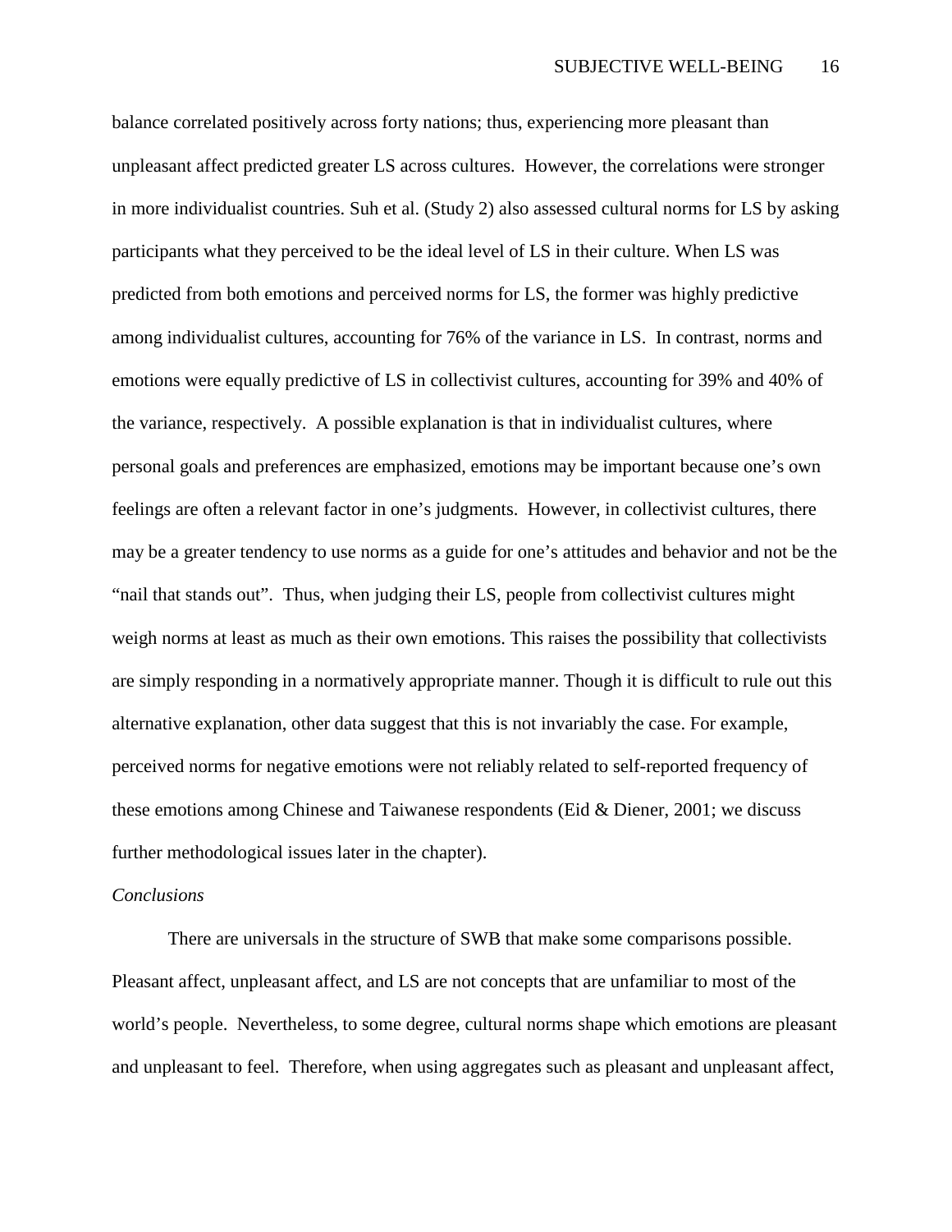balance correlated positively across forty nations; thus, experiencing more pleasant than unpleasant affect predicted greater LS across cultures. However, the correlations were stronger in more individualist countries. Suh et al. (Study 2) also assessed cultural norms for LS by asking participants what they perceived to be the ideal level of LS in their culture. When LS was predicted from both emotions and perceived norms for LS, the former was highly predictive among individualist cultures, accounting for 76% of the variance in LS. In contrast, norms and emotions were equally predictive of LS in collectivist cultures, accounting for 39% and 40% of the variance, respectively. A possible explanation is that in individualist cultures, where personal goals and preferences are emphasized, emotions may be important because one's own feelings are often a relevant factor in one's judgments. However, in collectivist cultures, there may be a greater tendency to use norms as a guide for one's attitudes and behavior and not be the "nail that stands out". Thus, when judging their LS, people from collectivist cultures might weigh norms at least as much as their own emotions. This raises the possibility that collectivists are simply responding in a normatively appropriate manner. Though it is difficult to rule out this alternative explanation, other data suggest that this is not invariably the case. For example, perceived norms for negative emotions were not reliably related to self-reported frequency of these emotions among Chinese and Taiwanese respondents (Eid & Diener, 2001; we discuss further methodological issues later in the chapter).

*Conclusions*

There are universals in the structure of SWB that make some comparisons possible. Pleasant affect, unpleasant affect, and LS are not concepts that are unfamiliar to most of the world's people. Nevertheless, to some degree, cultural norms shape which emotions are pleasant and unpleasant to feel. Therefore, when using aggregates such as pleasant and unpleasant affect,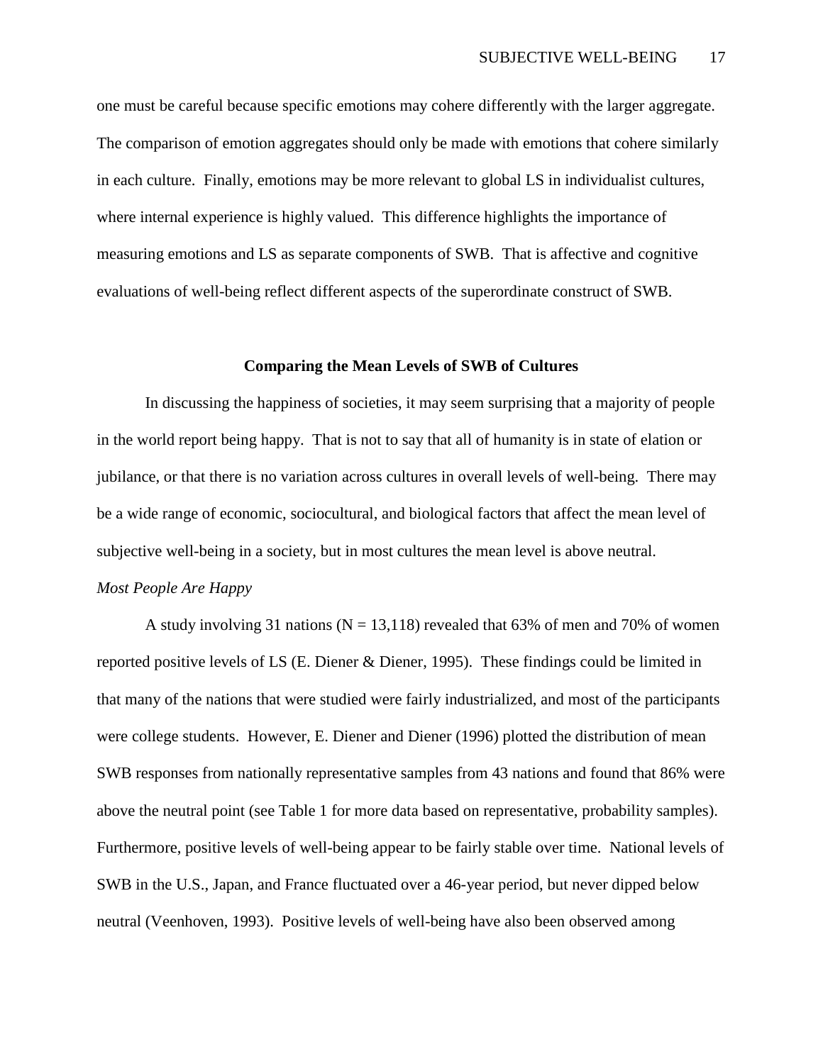one must be careful because specific emotions may cohere differently with the larger aggregate. The comparison of emotion aggregates should only be made with emotions that cohere similarly in each culture. Finally, emotions may be more relevant to global LS in individualist cultures, where internal experience is highly valued. This difference highlights the importance of measuring emotions and LS as separate components of SWB. That is affective and cognitive evaluations of well-being reflect different aspects of the superordinate construct of SWB.

## Comparing the Mean Levels of SWB of Cultures

In discussing the happiness of societies, it may seem surprising that a majority of people in the world report being happy. That is not to say that all of humanity is in state of elation or jubilance, or that there is no variation across cultures in overall levels of well-being. There may be a wide range of economic, sociocultural, and biological factors that affect the mean level of subjective well-being in a society, but in most cultures the mean level is above neutral.

### *Most People Are Happy*

A study involving 31 nations (N = 13,118) revealed that 63% of men and 70% of women reported positive levels of LS (E. Diener & Diener, 1995). These findings could be limited in that many of the nations that were studied were fairly industrialized, and most of the participants were college students. However, E. Diener and Diener (1996) plotted the distribution of mean SWB responses from nationally representative samples from 43 nations and found that 86% were above the neutral point (see Table 1 for more data based on representative, probability samples). Furthermore, positive levels of well-being appear to be fairly stable over time. National levels of SWB in the U.S., Japan, and France fluctuated over a 46-year period, but never dipped below neutral (Veenhoven, 1993). Positive levels of well-being have also been observed among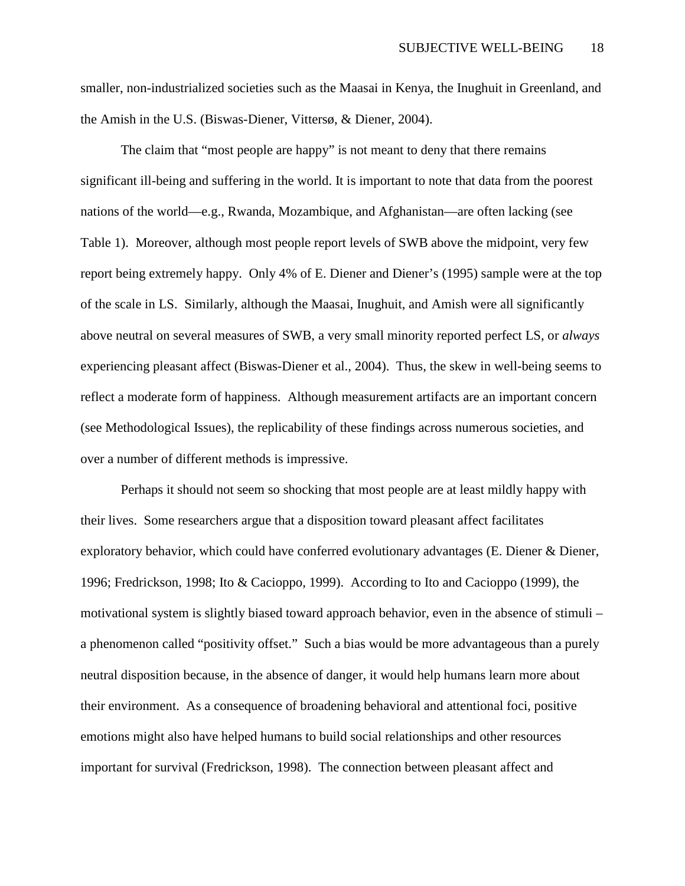smaller, non-industrialized societies such as the Maasai in Kenya, the Inughuit in Greenland, and the Amish in the U.S. (Biswas-Diener, Vittersø, & Diener, 2004).

The claim that "most people are happy" is not meant to deny that there remains significant ill-being and suffering in the world. It is important to note that data from the poorest nations of the world—e.g., Rwanda, Mozambique, and Afghanistan—are often lacking (see Table 1). Moreover, although most people report levels of SWB above the midpoint, very few report being extremely happy. Only 4% of E. Diener and Diener's (1995) sample were at the top of the scale in LS. Similarly, although the Maasai, Inughuit, and Amish were all significantly above neutral on several measures of SWB, a very small minority reported perfect LS, or *always* experiencing pleasant affect (Biswas-Diener et al., 2004). Thus, the skew in well-being seems to reflect a moderate form of happiness. Although measurement artifacts are an important concern (see Methodological Issues), the replicability of these findings across numerous societies, and over a number of different methods is impressive.

Perhaps it should not seem so shocking that most people are at least mildly happy with their lives. Some researchers argue that a disposition toward pleasant affect facilitates exploratory behavior, which could have conferred evolutionary advantages (E. Diener & Diener, 1996; Fredrickson, 1998; Ito & Cacioppo, 1999). According to Ito and Cacioppo (1999), the motivational system is slightly biased toward approach behavior, even in the absence of stimuli – a phenomenon called "positivity offset." Such a bias would be more advantageous than a purely neutral disposition because, in the absence of danger, it would help humans learn more about their environment. As a consequence of broadening behavioral and attentional foci, positive emotions might also have helped humans to build social relationships and other resources important for survival (Fredrickson, 1998). The connection between pleasant affect and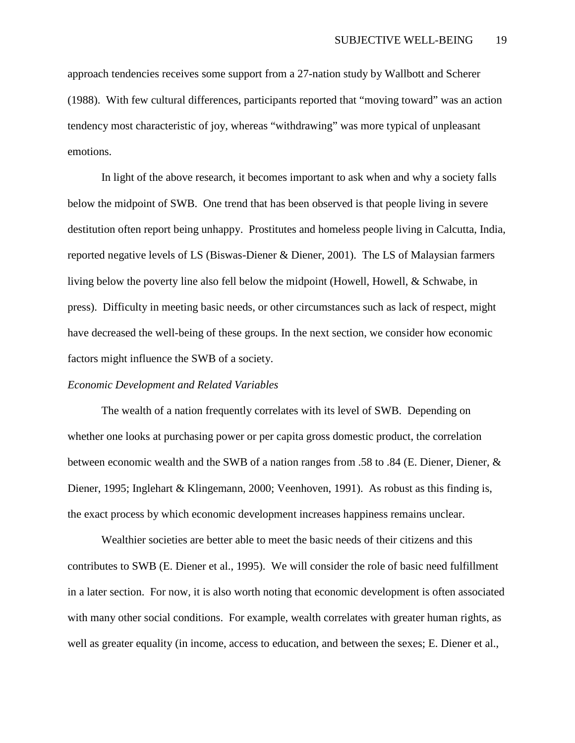approach tendencies receives some support from a 27-nation study by Wallbott and Scherer (1988). With few cultural differences, participants reported that "moving toward" was an action tendency most characteristic of joy, whereas "withdrawing" was more typical of unpleasant emotions.

In light of the above research, it becomes important to ask when and why a society falls below the midpoint of SWB. One trend that has been observed is that people living in severe destitution often report being unhappy. Prostitutes and homeless people living in Calcutta, India, reported negative levels of LS (Biswas-Diener & Diener, 2001). The LS of Malaysian farmers living below the poverty line also fell below the midpoint (Howell, Howell, & Schwabe, in press). Difficulty in meeting basic needs, or other circumstances such as lack of respect, might have decreased the well-being of these groups. In the next section, we consider how economic factors might influence the SWB of a society.

*Economic Development and Related Variables*

The wealth of a nation frequently correlates with its level of SWB. Depending on whether one looks at purchasing power or per capita gross domestic product, the correlation between economic wealth and the SWB of a nation ranges from .58 to .84 (E. Diener, Diener, & Diener, 1995; Inglehart & Klingemann, 2000; Veenhoven, 1991). As robust as this finding is, the exact process by which economic development increases happiness remains unclear.

Wealthier societies are better able to meet the basic needs of their citizens and this contributes to SWB (E. Diener et al., 1995). We will consider the role of basic need fulfillment in a later section. For now, it is also worth noting that economic development is often associated with many other social conditions. For example, wealth correlates with greater human rights, as well as greater equality (in income, access to education, and between the sexes; E. Diener et al.,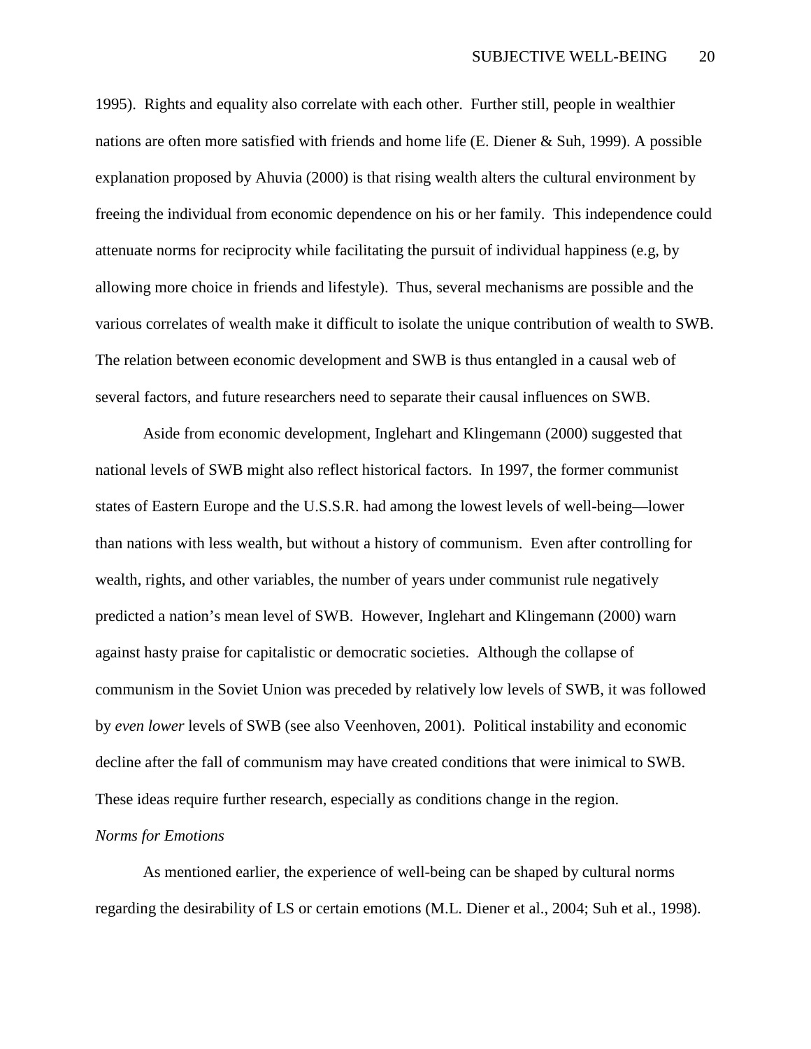1995). Rights and equality also correlate with each other. Further still, people in wealthier nations are often more satisfied with friends and home life (E. Diener & Suh, 1999). A possible explanation proposed by Ahuvia (2000) is that rising wealth alters the cultural environment by freeing the individual from economic dependence on his or her family. This independence could attenuate norms for reciprocity while facilitating the pursuit of individual happiness (e.g, by allowing more choice in friends and lifestyle). Thus, several mechanisms are possible and the various correlates of wealth make it difficult to isolate the unique contribution of wealth to SWB. The relation between economic development and SWB is thus entangled in a causal web of several factors, and future researchers need to separate their causal influences on SWB.

Aside from economic development, Inglehart and Klingemann (2000) suggested that national levels of SWB might also reflect historical factors. In 1997, the former communist states of Eastern Europe and the U.S.S.R. had among the lowest levels of well-being—lower than nations with less wealth, but without a history of communism. Even after controlling for wealth, rights, and other variables, the number of years under communist rule negatively predicted a nation's mean level of SWB. However, Inglehart and Klingemann (2000) warn against hasty praise for capitalistic or democratic societies. Although the collapse of communism in the Soviet Union was preceded by relatively low levels of SWB, it was followed by *even lower* levels of SWB (see also Veenhoven, 2001). Political instability and economic decline after the fall of communism may have created conditions that were inimical to SWB. These ideas require further research, especially as conditions change in the region.

*Norms for Emotions*

As mentioned earlier, the experience of well-being can be shaped by cultural norms regarding the desirability of LS or certain emotions (M.L. Diener et al., 2004; Suh et al., 1998).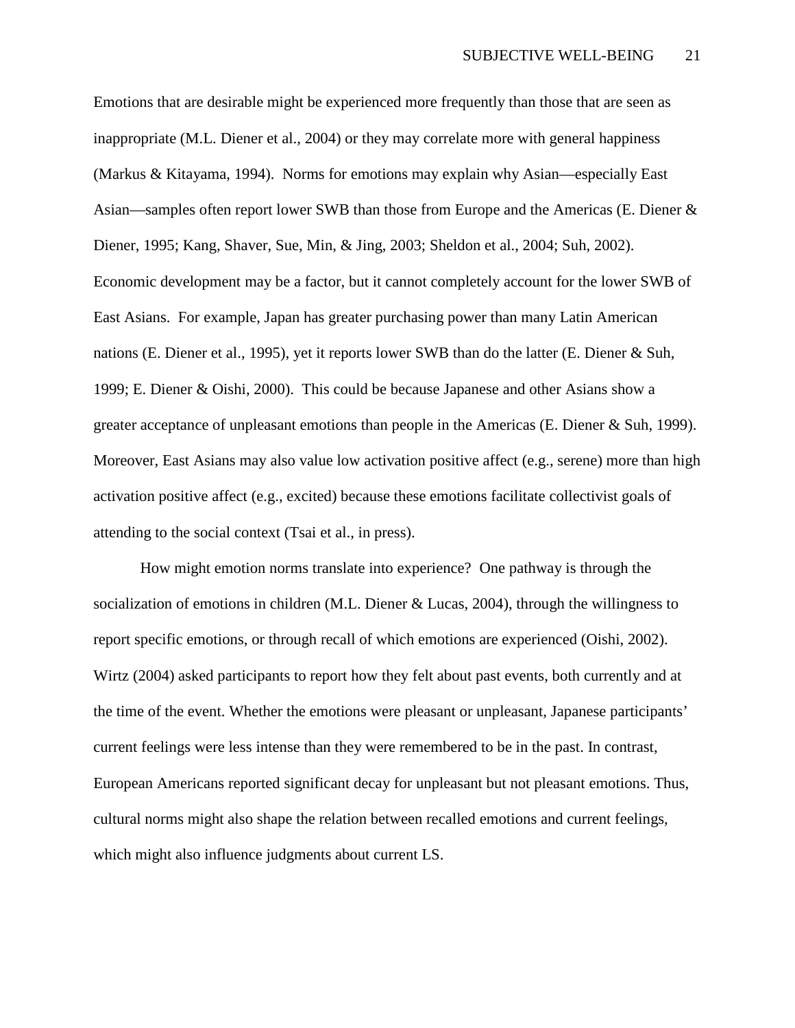Emotions that are desirable might be experienced more frequently than those that are seen as inappropriate (M.L. Diener et al., 2004) or they may correlate more with general happiness (Markus & Kitayama, 1994). Norms for emotions may explain why Asian—especially East Asian—samples often report lower SWB than those from Europe and the Americas (E. Diener & Diener, 1995; Kang, Shaver, Sue, Min, & Jing, 2003; Sheldon et al., 2004; Suh, 2002). Economic development may be a factor, but it cannot completely account for the lower SWB of East Asians. For example, Japan has greater purchasing power than many Latin American nations (E. Diener et al., 1995), yet it reports lower SWB than do the latter (E. Diener & Suh, 1999; E. Diener & Oishi, 2000). This could be because Japanese and other Asians show a greater acceptance of unpleasant emotions than people in the Americas (E. Diener & Suh, 1999). Moreover, East Asians may also value low activation positive affect (e.g., serene) more than high activation positive affect (e.g., excited) because these emotions facilitate collectivist goals of attending to the social context (Tsai et al., in press).

How might emotion norms translate into experience? One pathway is through the socialization of emotions in children (M.L. Diener & Lucas, 2004), through the willingness to report specific emotions, or through recall of which emotions are experienced (Oishi, 2002). Wirtz (2004) asked participants to report how they felt about past events, both currently and at the time of the event. Whether the emotions were pleasant or unpleasant, Japanese participants' current feelings were less intense than they were remembered to be in the past. In contrast, European Americans reported significant decay for unpleasant but not pleasant emotions. Thus, cultural norms might also shape the relation between recalled emotions and current feelings, which might also influence judgments about current LS.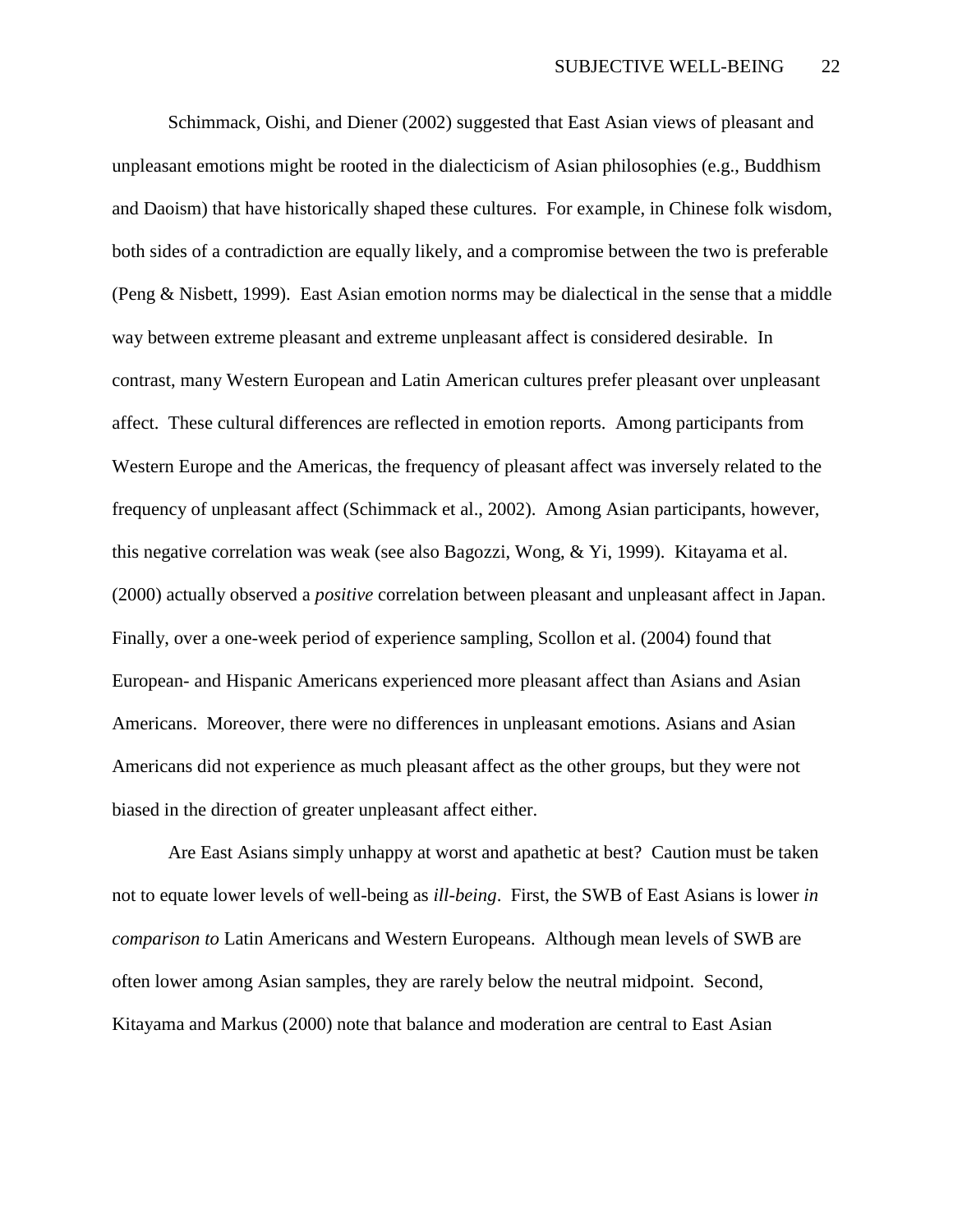Schimmack, Oishi, and Diener (2002) suggested that East Asian views of pleasant and unpleasant emotions might be rooted in the dialecticism of Asian philosophies (e.g., Buddhism and Daoism) that have historically shaped these cultures. For example, in Chinese folk wisdom, both sides of a contradiction are equally likely, and a compromise between the two is preferable (Peng & Nisbett, 1999). East Asian emotion norms may be dialectical in the sense that a middle way between extreme pleasant and extreme unpleasant affect is considered desirable. In contrast, many Western European and Latin American cultures prefer pleasant over unpleasant affect. These cultural differences are reflected in emotion reports. Among participants from Western Europe and the Americas, the frequency of pleasant affect was inversely related to the frequency of unpleasant affect (Schimmack et al., 2002). Among Asian participants, however, this negative correlation was weak (see also Bagozzi, Wong, & Yi, 1999). Kitayama et al. (2000) actually observed a *positive* correlation between pleasant and unpleasant affect in Japan. Finally, over a one-week period of experience sampling, Scollon et al. (2004) found that European- and Hispanic Americans experienced more pleasant affect than Asians and Asian Americans. Moreover, there were no differences in unpleasant emotions. Asians and Asian Americans did not experience as much pleasant affect as the other groups, but they were not biased in the direction of greater unpleasant affect either.

Are East Asians simply unhappy at worst and apathetic at best? Caution must be taken not to equate lower levels of well-being as *ill-being*. First, the SWB of East Asians is lower *in comparison to* Latin Americans and Western Europeans. Although mean levels of SWB are often lower among Asian samples, they are rarely below the neutral midpoint. Second, Kitayama and Markus (2000) note that balance and moderation are central to East Asian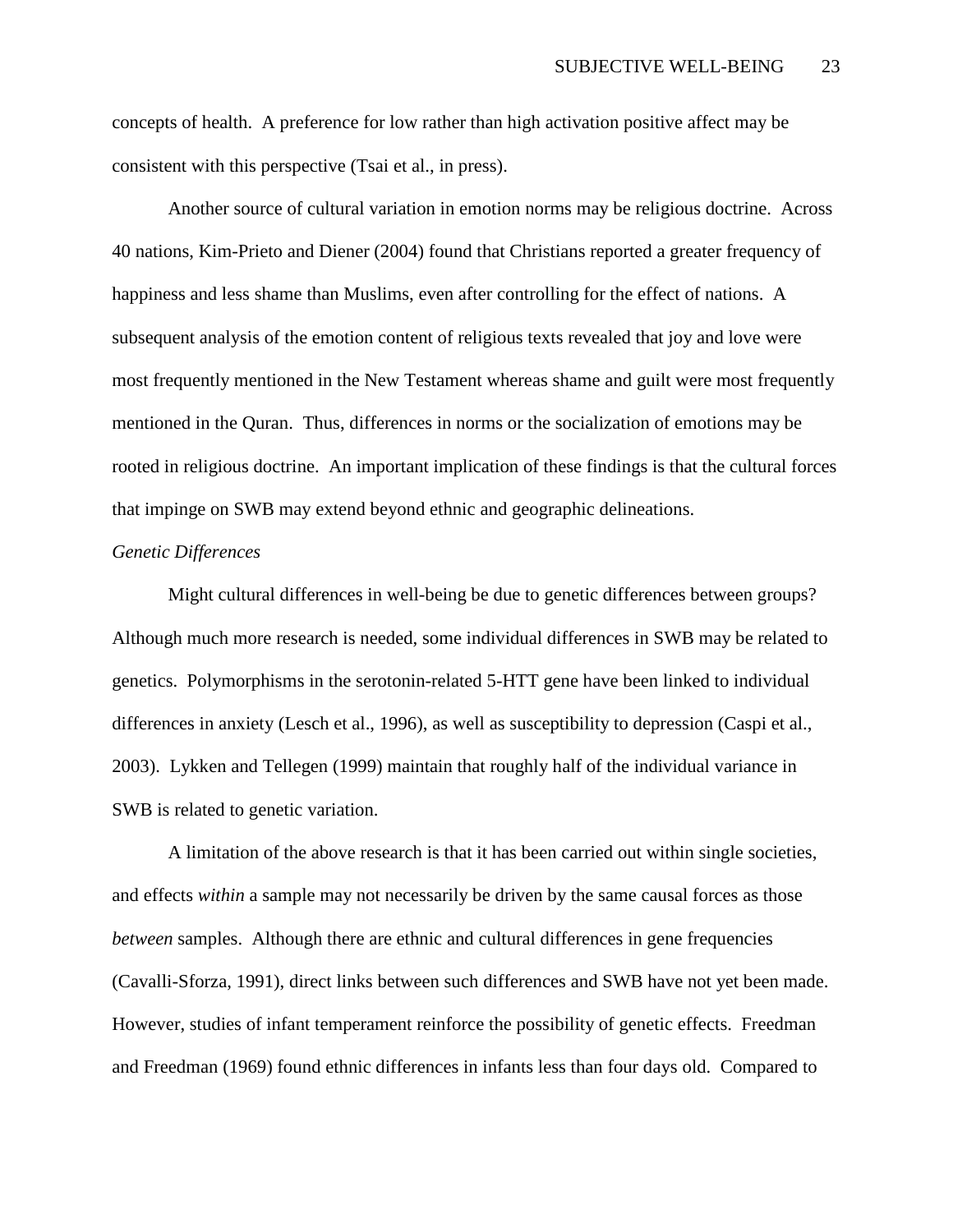concepts of health. A preference for low rather than high activation positive affect may be consistent with this perspective (Tsai et al., in press).

Another source of cultural variation in emotion norms may be religious doctrine. Across 40 nations, Kim-Prieto and Diener (2004) found that Christians reported a greater frequency of happiness and less shame than Muslims, even after controlling for the effect of nations. A subsequent analysis of the emotion content of religious texts revealed that joy and love were most frequently mentioned in the New Testament whereas shame and guilt were most frequently mentioned in the Quran. Thus, differences in norms or the socialization of emotions may be rooted in religious doctrine. An important implication of these findings is that the cultural forces that impinge on SWB may extend beyond ethnic and geographic delineations.

*Genetic Differences*

Might cultural differences in well-being be due to genetic differences between groups? Although much more research is needed, some individual differences in SWB may be related to genetics. Polymorphisms in the serotonin-related 5-HTT gene have been linked to individual differences in anxiety (Lesch et al., 1996), as well as susceptibility to depression (Caspi et al., 2003). Lykken and Tellegen (1999) maintain that roughly half of the individual variance in SWB is related to genetic variation.

A limitation of the above research is that it has been carried out within single societies, and effects *within* a sample may not necessarily be driven by the same causal forces as those *between* samples. Although there are ethnic and cultural differences in gene frequencies (Cavalli-Sforza, 1991), direct links between such differences and SWB have not yet been made. However, studies of infant temperament reinforce the possibility of genetic effects. Freedman and Freedman (1969) found ethnic differences in infants less than four days old. Compared to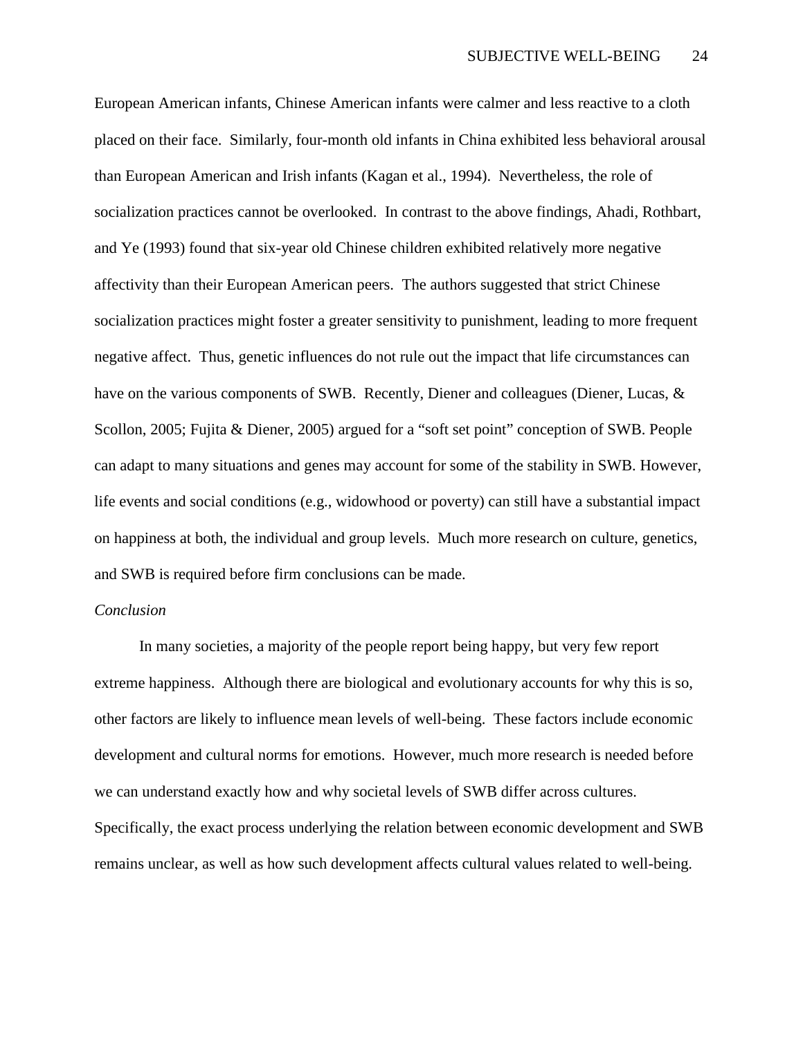European American infants, Chinese American infants were calmer and less reactive to a cloth placed on their face. Similarly, four-month old infants in China exhibited less behavioral arousal than European American and Irish infants (Kagan et al., 1994). Nevertheless, the role of socialization practices cannot be overlooked. In contrast to the above findings, Ahadi, Rothbart, and Ye (1993) found that six-year old Chinese children exhibited relatively more negative affectivity than their European American peers. The authors suggested that strict Chinese socialization practices might foster a greater sensitivity to punishment, leading to more frequent negative affect. Thus, genetic influences do not rule out the impact that life circumstances can have on the various components of SWB. Recently, Diener and colleagues (Diener, Lucas, & Scollon, 2005; Fujita & Diener, 2005) argued for a "soft set point" conception of SWB. People can adapt to many situations and genes may account for some of the stability in SWB. However, life events and social conditions (e.g., widowhood or poverty) can still have a substantial impact on happiness at both, the individual and group levels. Much more research on culture, genetics, and SWB is required before firm conclusions can be made.

*Conclusion*

In many societies, a majority of the people report being happy, but very few report extreme happiness. Although there are biological and evolutionary accounts for why this is so, other factors are likely to influence mean levels of well-being. These factors include economic development and cultural norms for emotions. However, much more research is needed before we can understand exactly how and why societal levels of SWB differ across cultures. Specifically, the exact process underlying the relation between economic development and SWB remains unclear, as well as how such development affects cultural values related to well-being.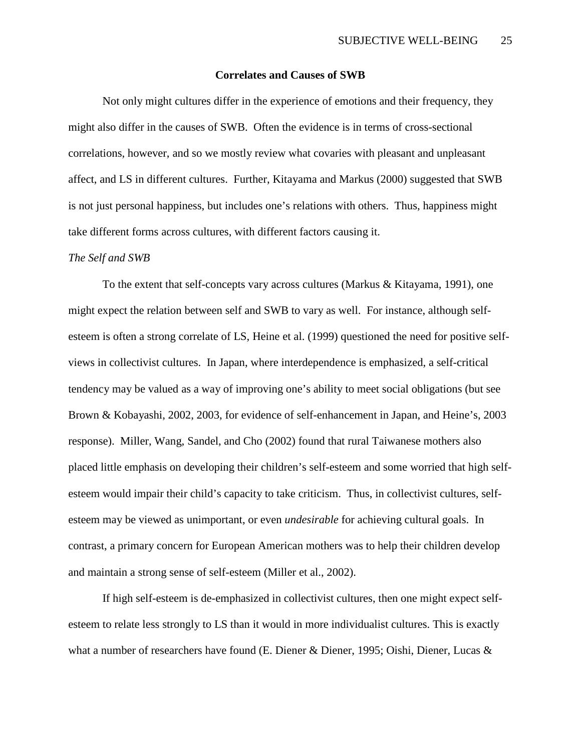## Correlates and Causes of SWB

Not only might cultures differ in the experience of emotions and their frequency, they might also differ in the causes of SWB. Often the evidence is in terms of cross-sectional correlations, however, and so we mostly review what covaries with pleasant and unpleasant affect, and LS in different cultures. Further, Kitayama and Markus (2000) suggested that SWB is not just personal happiness, but includes one's relations with others. Thus, happiness might take different forms across cultures, with different factors causing it.

### *The Self and SWB*

To the extent that self-concepts vary across cultures (Markus & Kitayama, 1991), one might expect the relation between self and SWB to vary as well. For instance, although self-esteem is often a strong correlate of LS, Heine et al. (1999) questioned the need for positive self-views in collectivist cultures. In Japan, where interdependence is emphasized, a self-critical tendency may be valued as a way of improving one's ability to meet social obligations (but see Brown & Kobayashi, 2002, 2003, for evidence of self-enhancement in Japan, and Heine's, 2003 response). Miller, Wang, Sandel, and Cho (2002) found that rural Taiwanese mothers also placed little emphasis on developing their children's self-esteem and some worried that high self-esteem would impair their child's capacity to take criticism. Thus, in collectivist cultures, self-esteem may be viewed as unimportant, or even *undesirable* for achieving cultural goals. In contrast, a primary concern for European American mothers was to help their children develop and maintain a strong sense of self-esteem (Miller et al., 2002).

If high self-esteem is de-emphasized in collectivist cultures, then one might expect self-esteem to relate less strongly to LS than it would in more individualist cultures. This is exactly what a number of researchers have found (E. Diener & Diener, 1995; Oishi, Diener, Lucas &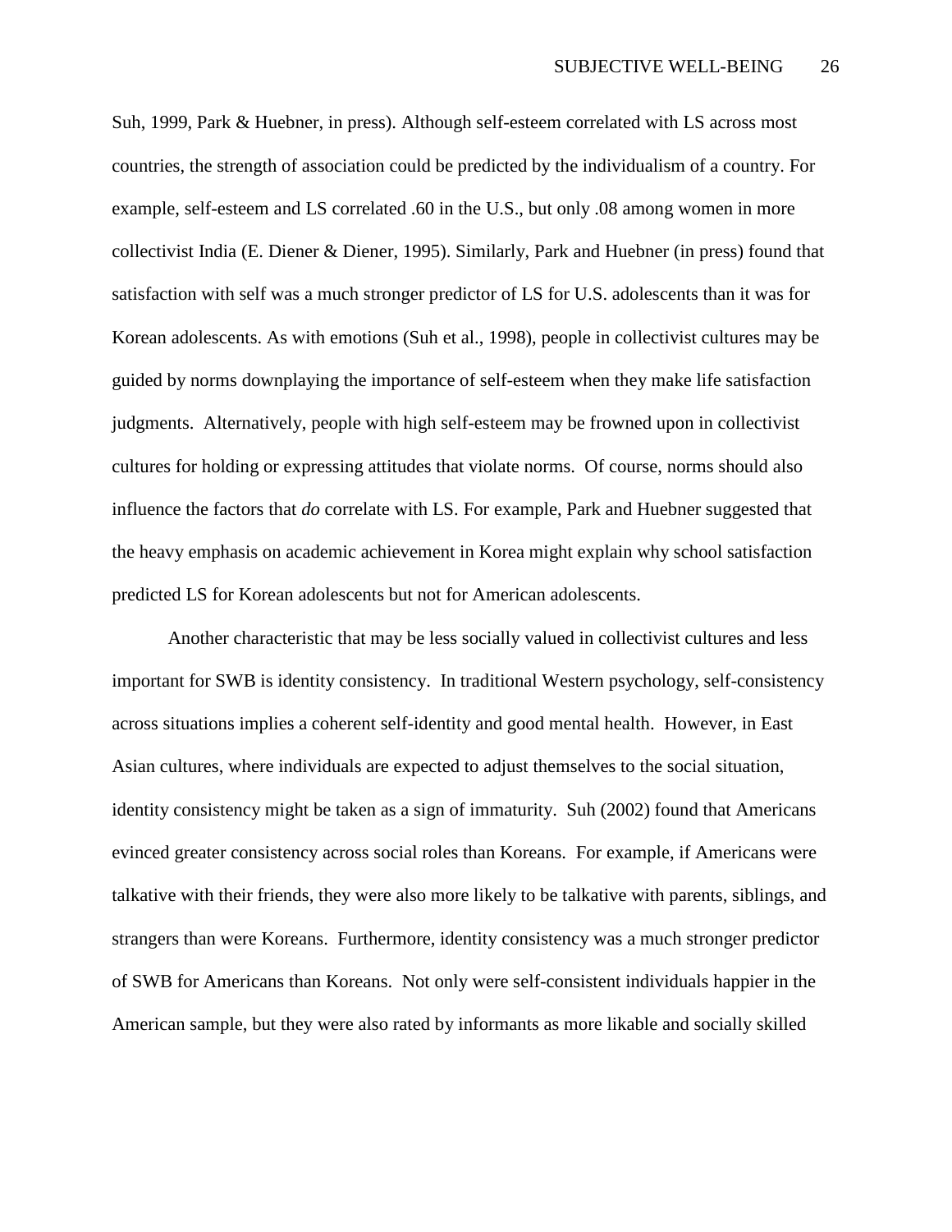Suh, 1999, Park & Huebner, in press). Although self-esteem correlated with LS across most countries, the strength of association could be predicted by the individualism of a country. For example, self-esteem and LS correlated .60 in the U.S., but only .08 among women in more collectivist India (E. Diener & Diener, 1995). Similarly, Park and Huebner (in press) found that satisfaction with self was a much stronger predictor of LS for U.S. adolescents than it was for Korean adolescents. As with emotions (Suh et al., 1998), people in collectivist cultures may be guided by norms downplaying the importance of self-esteem when they make life satisfaction judgments. Alternatively, people with high self-esteem may be frowned upon in collectivist cultures for holding or expressing attitudes that violate norms. Of course, norms should also influence the factors that *do* correlate with LS. For example, Park and Huebner suggested that the heavy emphasis on academic achievement in Korea might explain why school satisfaction predicted LS for Korean adolescents but not for American adolescents.

Another characteristic that may be less socially valued in collectivist cultures and less important for SWB is identity consistency. In traditional Western psychology, self-consistency across situations implies a coherent self-identity and good mental health. However, in East Asian cultures, where individuals are expected to adjust themselves to the social situation, identity consistency might be taken as a sign of immaturity. Suh (2002) found that Americans evinced greater consistency across social roles than Koreans. For example, if Americans were talkative with their friends, they were also more likely to be talkative with parents, siblings, and strangers than were Koreans. Furthermore, identity consistency was a much stronger predictor of SWB for Americans than Koreans. Not only were self-consistent individuals happier in the American sample, but they were also rated by informants as more likable and socially skilled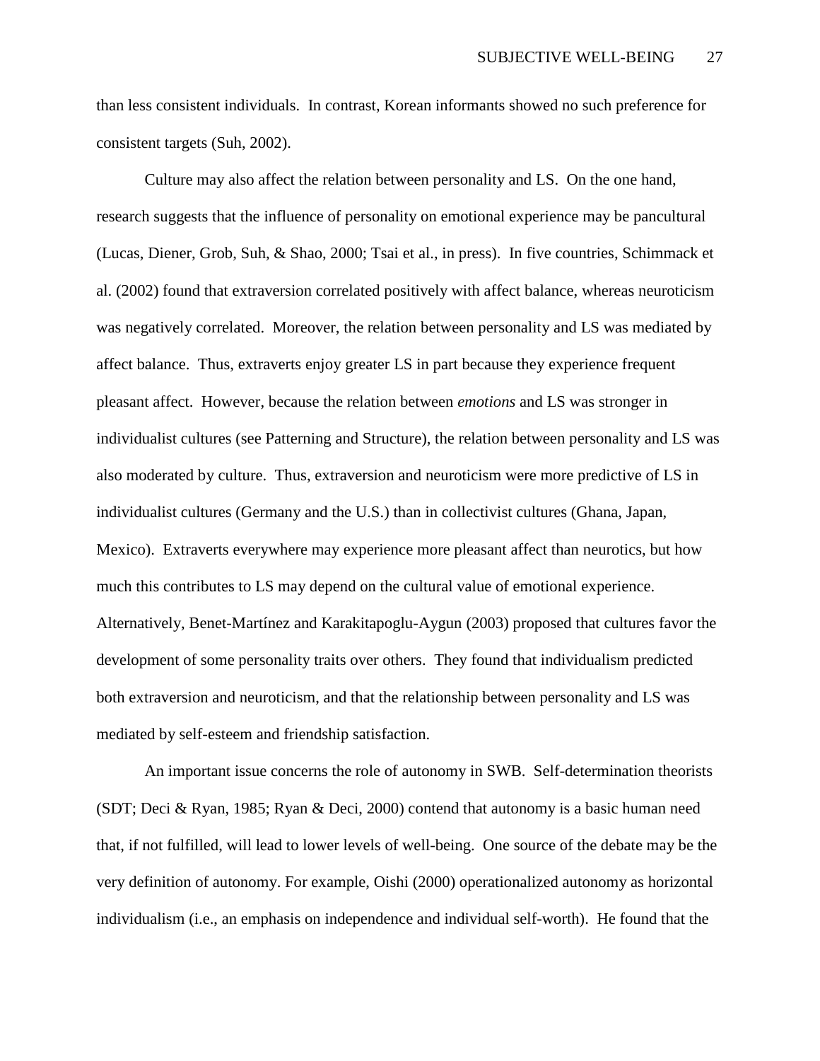than less consistent individuals. In contrast, Korean informants showed no such preference for consistent targets (Suh, 2002).

Culture may also affect the relation between personality and LS. On the one hand, research suggests that the influence of personality on emotional experience may be pancultural (Lucas, Diener, Grob, Suh, & Shao, 2000; Tsai et al., in press). In five countries, Schimmack et al. (2002) found that extraversion correlated positively with affect balance, whereas neuroticism was negatively correlated. Moreover, the relation between personality and LS was mediated by affect balance. Thus, extraverts enjoy greater LS in part because they experience frequent pleasant affect. However, because the relation between *emotions* and LS was stronger in individualist cultures (see Patterning and Structure), the relation between personality and LS was also moderated by culture. Thus, extraversion and neuroticism were more predictive of LS in individualist cultures (Germany and the U.S.) than in collectivist cultures (Ghana, Japan, Mexico). Extraverts everywhere may experience more pleasant affect than neurotics, but how much this contributes to LS may depend on the cultural value of emotional experience. Alternatively, Benet-Martínez and Karakitapoglu-Aygun (2003) proposed that cultures favor the development of some personality traits over others. They found that individualism predicted both extraversion and neuroticism, and that the relationship between personality and LS was mediated by self-esteem and friendship satisfaction.

An important issue concerns the role of autonomy in SWB. Self-determination theorists (SDT; Deci & Ryan, 1985; Ryan & Deci, 2000) contend that autonomy is a basic human need that, if not fulfilled, will lead to lower levels of well-being. One source of the debate may be the very definition of autonomy. For example, Oishi (2000) operationalized autonomy as horizontal individualism (i.e., an emphasis on independence and individual self-worth). He found that the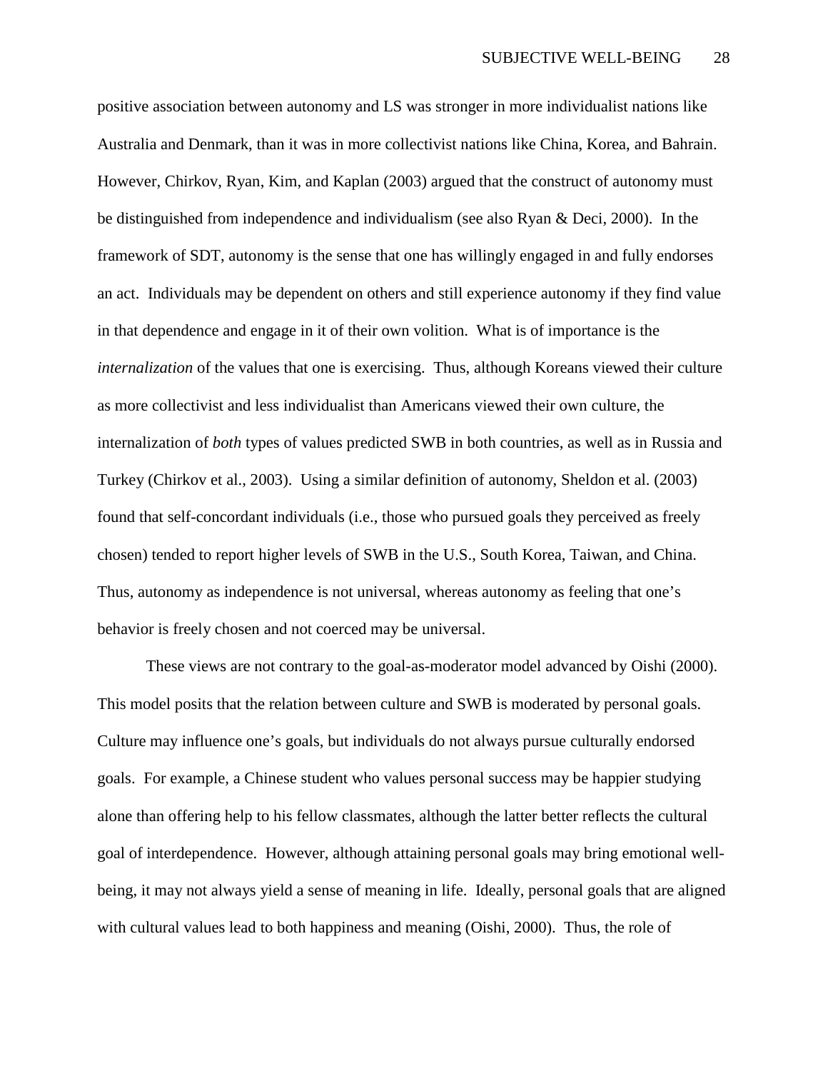positive association between autonomy and LS was stronger in more individualist nations like Australia and Denmark, than it was in more collectivist nations like China, Korea, and Bahrain. However, Chirkov, Ryan, Kim, and Kaplan (2003) argued that the construct of autonomy must be distinguished from independence and individualism (see also Ryan & Deci, 2000). In the framework of SDT, autonomy is the sense that one has willingly engaged in and fully endorses an act. Individuals may be dependent on others and still experience autonomy if they find value in that dependence and engage in it of their own volition. What is of importance is the *internalization* of the values that one is exercising. Thus, although Koreans viewed their culture as more collectivist and less individualist than Americans viewed their own culture, the internalization of *both* types of values predicted SWB in both countries, as well as in Russia and Turkey (Chirkov et al., 2003). Using a similar definition of autonomy, Sheldon et al. (2003) found that self-concordant individuals (i.e., those who pursued goals they perceived as freely chosen) tended to report higher levels of SWB in the U.S., South Korea, Taiwan, and China. Thus, autonomy as independence is not universal, whereas autonomy as feeling that one's behavior is freely chosen and not coerced may be universal.

These views are not contrary to the goal-as-moderator model advanced by Oishi (2000). This model posits that the relation between culture and SWB is moderated by personal goals. Culture may influence one's goals, but individuals do not always pursue culturally endorsed goals. For example, a Chinese student who values personal success may be happier studying alone than offering help to his fellow classmates, although the latter better reflects the cultural goal of interdependence. However, although attaining personal goals may bring emotional well-being, it may not always yield a sense of meaning in life. Ideally, personal goals that are aligned with cultural values lead to both happiness and meaning (Oishi, 2000). Thus, the role of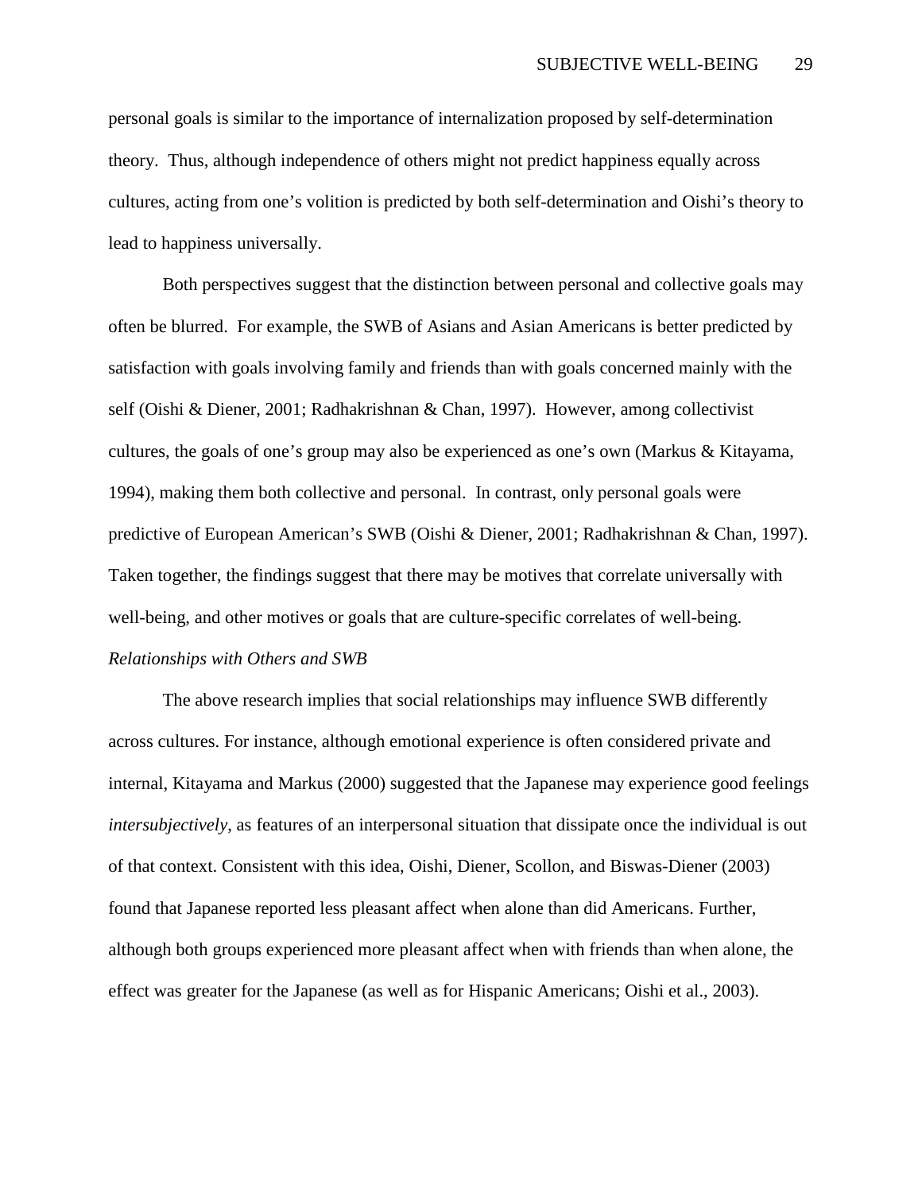personal goals is similar to the importance of internalization proposed by self-determination theory. Thus, although independence of others might not predict happiness equally across cultures, acting from one's volition is predicted by both self-determination and Oishi's theory to lead to happiness universally.

Both perspectives suggest that the distinction between personal and collective goals may often be blurred. For example, the SWB of Asians and Asian Americans is better predicted by satisfaction with goals involving family and friends than with goals concerned mainly with the self (Oishi & Diener, 2001; Radhakrishnan & Chan, 1997). However, among collectivist cultures, the goals of one's group may also be experienced as one's own (Markus & Kitayama, 1994), making them both collective and personal. In contrast, only personal goals were predictive of European American's SWB (Oishi & Diener, 2001; Radhakrishnan & Chan, 1997). Taken together, the findings suggest that there may be motives that correlate universally with well-being, and other motives or goals that are culture-specific correlates of well-being.

*Relationships with Others and SWB*

The above research implies that social relationships may influence SWB differently across cultures. For instance, although emotional experience is often considered private and internal, Kitayama and Markus (2000) suggested that the Japanese may experience good feelings *intersubjectively*, as features of an interpersonal situation that dissipate once the individual is out of that context. Consistent with this idea, Oishi, Diener, Scollon, and Biswas-Diener (2003) found that Japanese reported less pleasant affect when alone than did Americans. Further, although both groups experienced more pleasant affect when with friends than when alone, the effect was greater for the Japanese (as well as for Hispanic Americans; Oishi et al., 2003).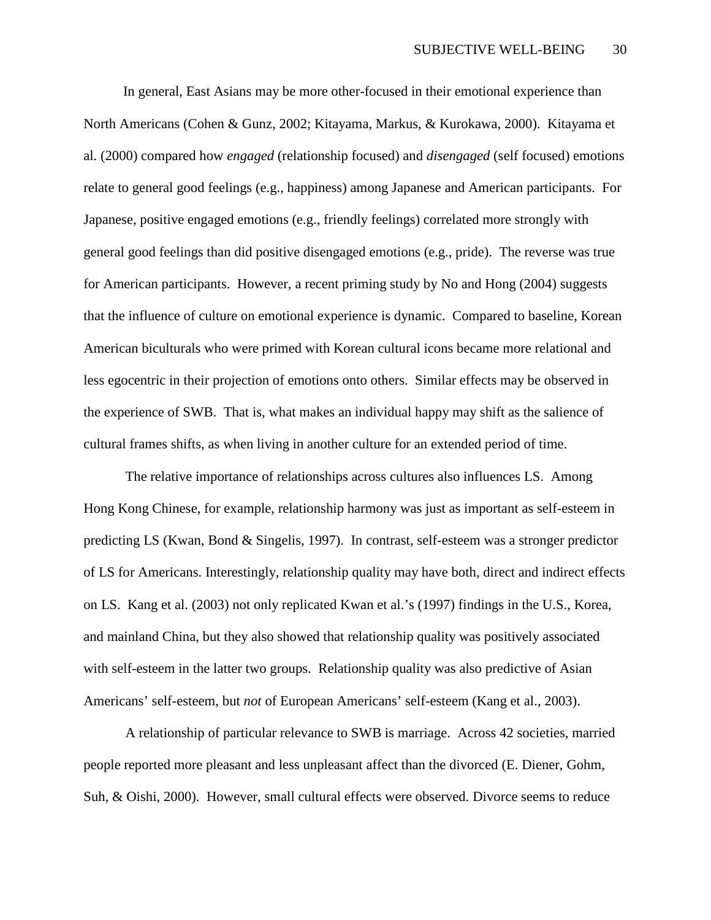In general, East Asians may be more other-focused in their emotional experience than North Americans (Cohen & Gunz, 2002; Kitayama, Markus, & Kurokawa, 2000). Kitayama et al. (2000) compared how *engaged* (relationship focused) and *disengaged* (self focused) emotions relate to general good feelings (e.g., happiness) among Japanese and American participants. For Japanese, positive engaged emotions (e.g., friendly feelings) correlated more strongly with general good feelings than did positive disengaged emotions (e.g., pride). The reverse was true for American participants. However, a recent priming study by No and Hong (2004) suggests that the influence of culture on emotional experience is dynamic. Compared to baseline, Korean American biculturals who were primed with Korean cultural icons became more relational and less egocentric in their projection of emotions onto others. Similar effects may be observed in the experience of SWB. That is, what makes an individual happy may shift as the salience of cultural frames shifts, as when living in another culture for an extended period of time.

The relative importance of relationships across cultures also influences LS. Among Hong Kong Chinese, for example, relationship harmony was just as important as self-esteem in predicting LS (Kwan, Bond & Singelis, 1997). In contrast, self-esteem was a stronger predictor of LS for Americans. Interestingly, relationship quality may have both, direct and indirect effects on LS. Kang et al. (2003) not only replicated Kwan et al.'s (1997) findings in the U.S., Korea, and mainland China, but they also showed that relationship quality was positively associated with self-esteem in the latter two groups. Relationship quality was also predictive of Asian Americans' self-esteem, but *not* of European Americans' self-esteem (Kang et al., 2003).

A relationship of particular relevance to SWB is marriage. Across 42 societies, married people reported more pleasant and less unpleasant affect than the divorced (E. Diener, Gohm, Suh, & Oishi, 2000). However, small cultural effects were observed. Divorce seems to reduce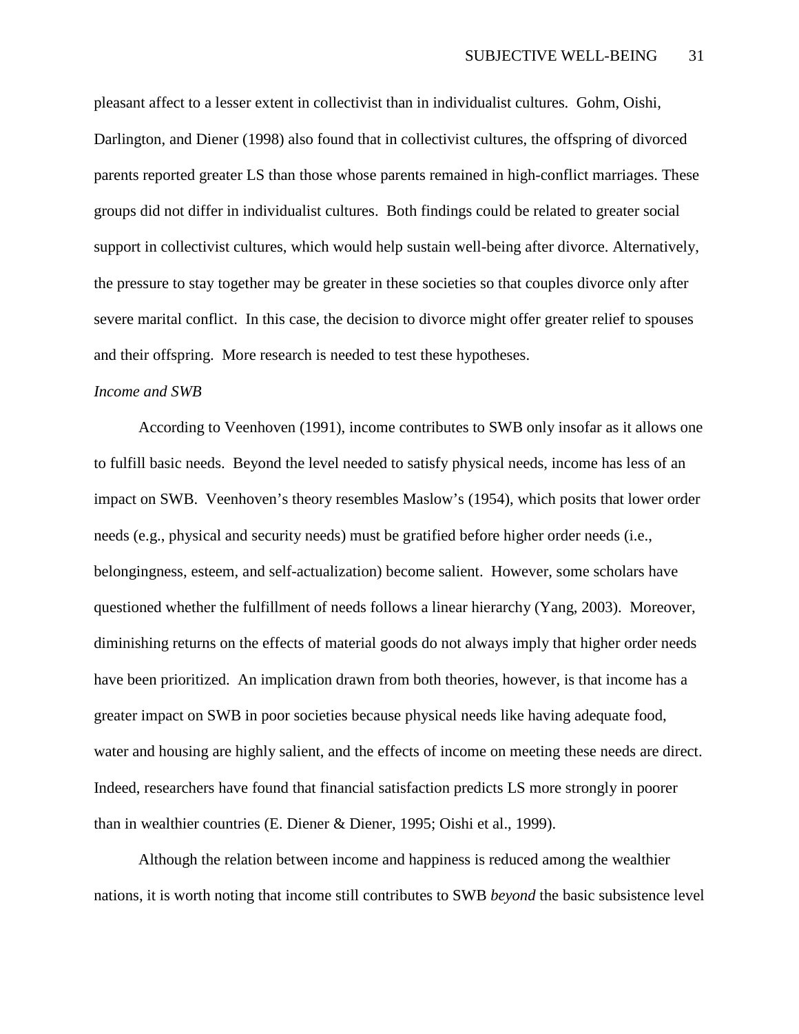pleasant affect to a lesser extent in collectivist than in individualist cultures. Gohm, Oishi, Darlington, and Diener (1998) also found that in collectivist cultures, the offspring of divorced parents reported greater LS than those whose parents remained in high-conflict marriages. These groups did not differ in individualist cultures. Both findings could be related to greater social support in collectivist cultures, which would help sustain well-being after divorce. Alternatively, the pressure to stay together may be greater in these societies so that couples divorce only after severe marital conflict. In this case, the decision to divorce might offer greater relief to spouses and their offspring. More research is needed to test these hypotheses.

*Income and SWB*

According to Veenhoven (1991), income contributes to SWB only insofar as it allows one to fulfill basic needs. Beyond the level needed to satisfy physical needs, income has less of an impact on SWB. Veenhoven's theory resembles Maslow's (1954), which posits that lower order needs (e.g., physical and security needs) must be gratified before higher order needs (i.e., belongingness, esteem, and self-actualization) become salient. However, some scholars have questioned whether the fulfillment of needs follows a linear hierarchy (Yang, 2003). Moreover, diminishing returns on the effects of material goods do not always imply that higher order needs have been prioritized. An implication drawn from both theories, however, is that income has a greater impact on SWB in poor societies because physical needs like having adequate food, water and housing are highly salient, and the effects of income on meeting these needs are direct. Indeed, researchers have found that financial satisfaction predicts LS more strongly in poorer than in wealthier countries (E. Diener & Diener, 1995; Oishi et al., 1999).

Although the relation between income and happiness is reduced among the wealthier nations, it is worth noting that income still contributes to SWB *beyond* the basic subsistence level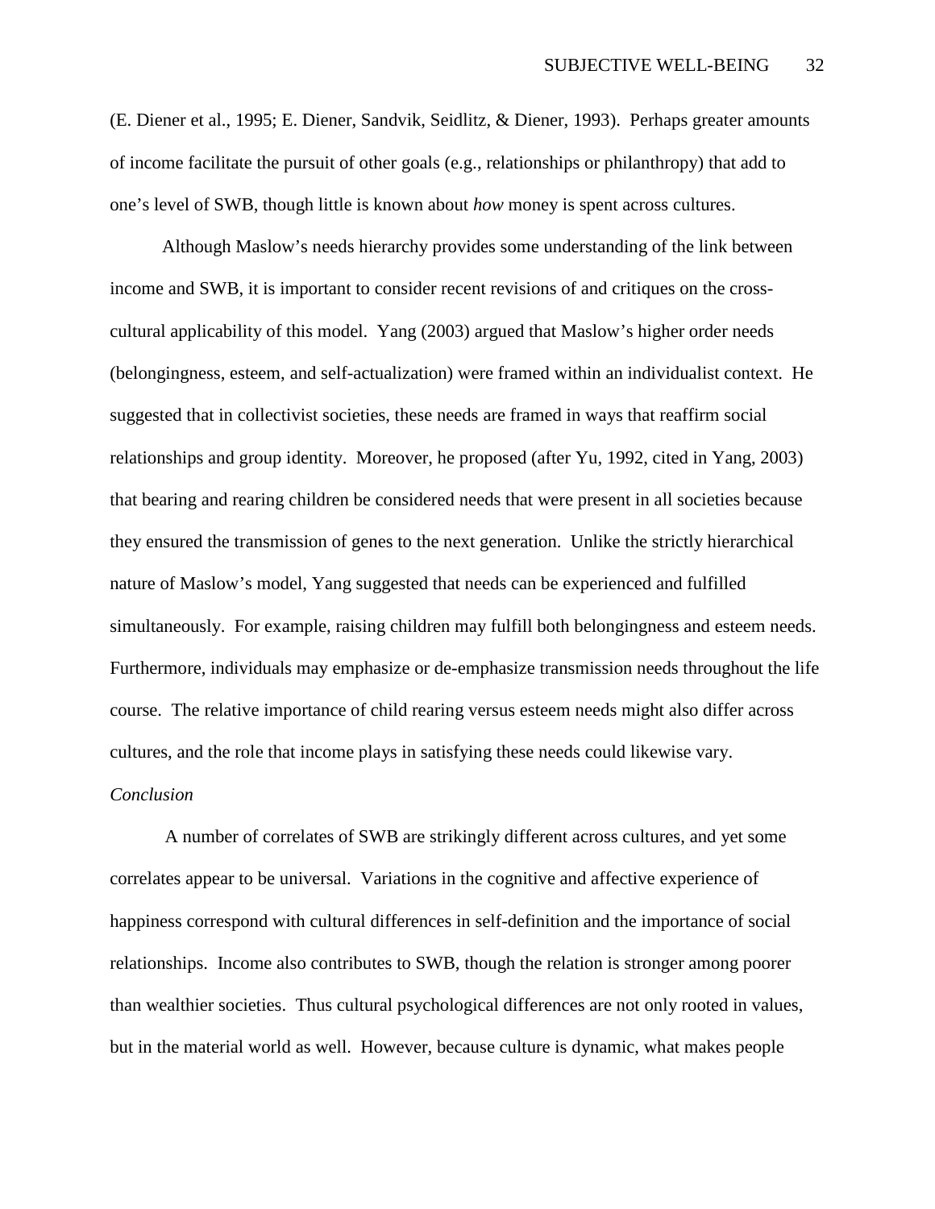(E. Diener et al., 1995; E. Diener, Sandvik, Seidlitz, & Diener, 1993). Perhaps greater amounts of income facilitate the pursuit of other goals (e.g., relationships or philanthropy) that add to one's level of SWB, though little is known about *how* money is spent across cultures.

Although Maslow's needs hierarchy provides some understanding of the link between income and SWB, it is important to consider recent revisions of and critiques on the cross-cultural applicability of this model. Yang (2003) argued that Maslow's higher order needs (belongingness, esteem, and self-actualization) were framed within an individualist context. He suggested that in collectivist societies, these needs are framed in ways that reaffirm social relationships and group identity. Moreover, he proposed (after Yu, 1992, cited in Yang, 2003) that bearing and rearing children be considered needs that were present in all societies because they ensured the transmission of genes to the next generation. Unlike the strictly hierarchical nature of Maslow's model, Yang suggested that needs can be experienced and fulfilled simultaneously. For example, raising children may fulfill both belongingness and esteem needs. Furthermore, individuals may emphasize or de-emphasize transmission needs throughout the life course. The relative importance of child rearing versus esteem needs might also differ across cultures, and the role that income plays in satisfying these needs could likewise vary.

*Conclusion*

A number of correlates of SWB are strikingly different across cultures, and yet some correlates appear to be universal. Variations in the cognitive and affective experience of happiness correspond with cultural differences in self-definition and the importance of social relationships. Income also contributes to SWB, though the relation is stronger among poorer than wealthier societies. Thus cultural psychological differences are not only rooted in values, but in the material world as well. However, because culture is dynamic, what makes people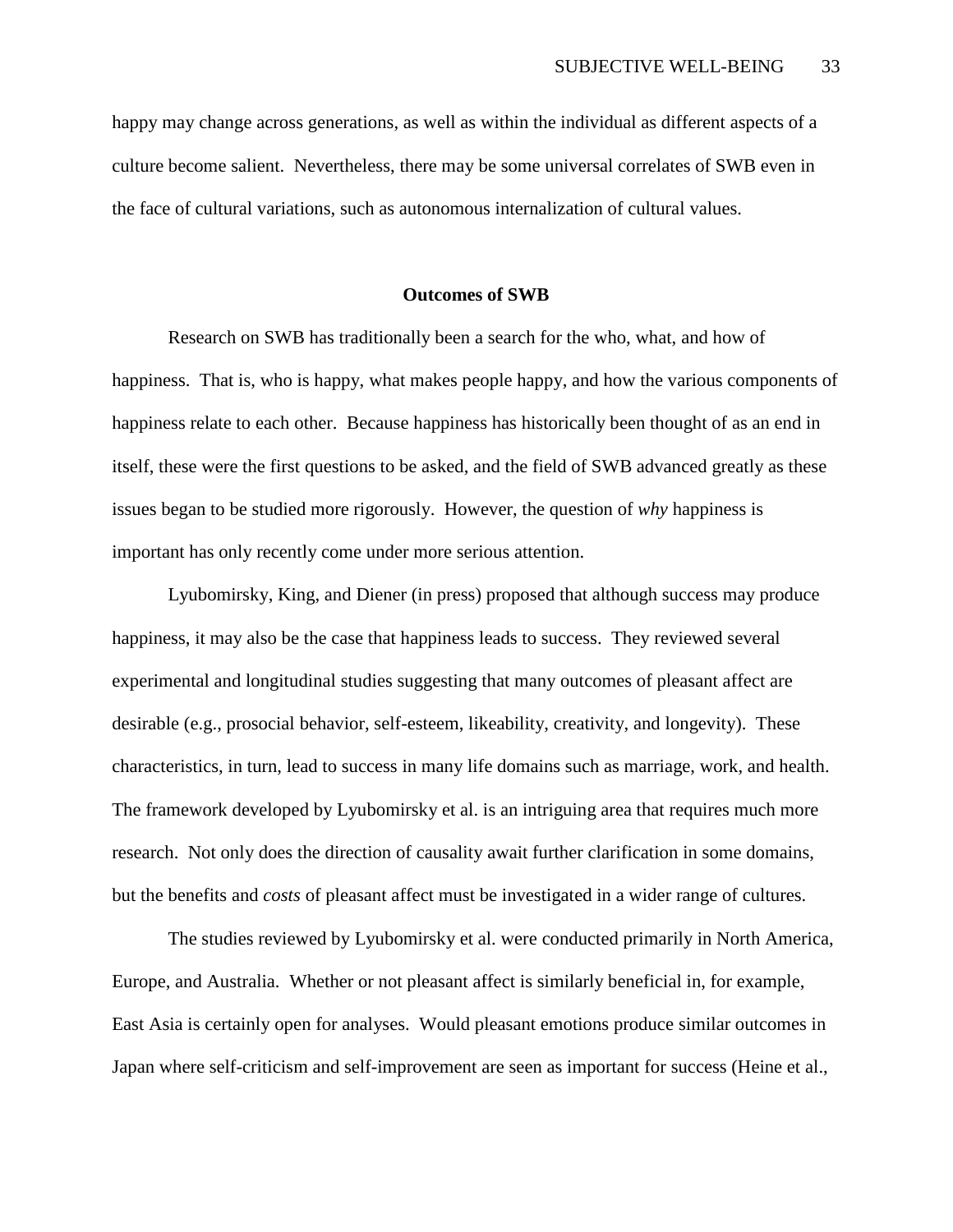happy may change across generations, as well as within the individual as different aspects of a culture become salient. Nevertheless, there may be some universal correlates of SWB even in the face of cultural variations, such as autonomous internalization of cultural values.

## Outcomes of SWB

Research on SWB has traditionally been a search for the who, what, and how of happiness. That is, who is happy, what makes people happy, and how the various components of happiness relate to each other. Because happiness has historically been thought of as an end in itself, these were the first questions to be asked, and the field of SWB advanced greatly as these issues began to be studied more rigorously. However, the question of *why* happiness is important has only recently come under more serious attention.

Lyubomirsky, King, and Diener (in press) proposed that although success may produce happiness, it may also be the case that happiness leads to success. They reviewed several experimental and longitudinal studies suggesting that many outcomes of pleasant affect are desirable (e.g., prosocial behavior, self-esteem, likeability, creativity, and longevity). These characteristics, in turn, lead to success in many life domains such as marriage, work, and health. The framework developed by Lyubomirsky et al. is an intriguing area that requires much more research. Not only does the direction of causality await further clarification in some domains, but the benefits and *costs* of pleasant affect must be investigated in a wider range of cultures.

The studies reviewed by Lyubomirsky et al. were conducted primarily in North America, Europe, and Australia. Whether or not pleasant affect is similarly beneficial in, for example, East Asia is certainly open for analyses. Would pleasant emotions produce similar outcomes in Japan where self-criticism and self-improvement are seen as important for success (Heine et al.,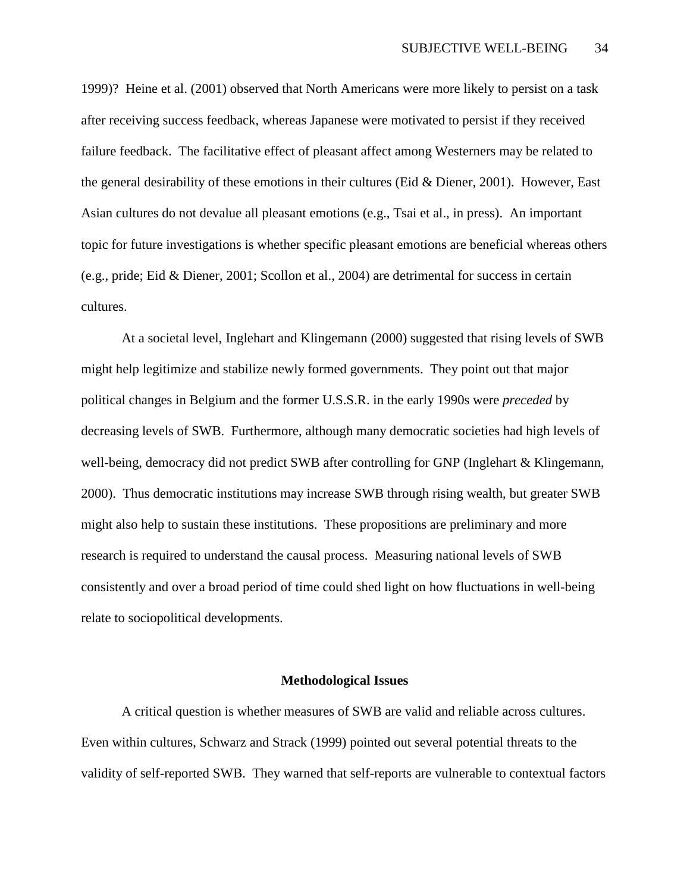1999)? Heine et al. (2001) observed that North Americans were more likely to persist on a task after receiving success feedback, whereas Japanese were motivated to persist if they received failure feedback. The facilitative effect of pleasant affect among Westerners may be related to the general desirability of these emotions in their cultures (Eid & Diener, 2001). However, East Asian cultures do not devalue all pleasant emotions (e.g., Tsai et al., in press). An important topic for future investigations is whether specific pleasant emotions are beneficial whereas others (e.g., pride; Eid & Diener, 2001; Scollon et al., 2004) are detrimental for success in certain cultures.

At a societal level, Inglehart and Klingemann (2000) suggested that rising levels of SWB might help legitimize and stabilize newly formed governments. They point out that major political changes in Belgium and the former U.S.S.R. in the early 1990s were *preceded* by decreasing levels of SWB. Furthermore, although many democratic societies had high levels of well-being, democracy did not predict SWB after controlling for GNP (Inglehart & Klingemann, 2000). Thus democratic institutions may increase SWB through rising wealth, but greater SWB might also help to sustain these institutions. These propositions are preliminary and more research is required to understand the causal process. Measuring national levels of SWB consistently and over a broad period of time could shed light on how fluctuations in well-being relate to sociopolitical developments.

## Methodological Issues

A critical question is whether measures of SWB are valid and reliable across cultures. Even within cultures, Schwarz and Strack (1999) pointed out several potential threats to the validity of self-reported SWB. They warned that self-reports are vulnerable to contextual factors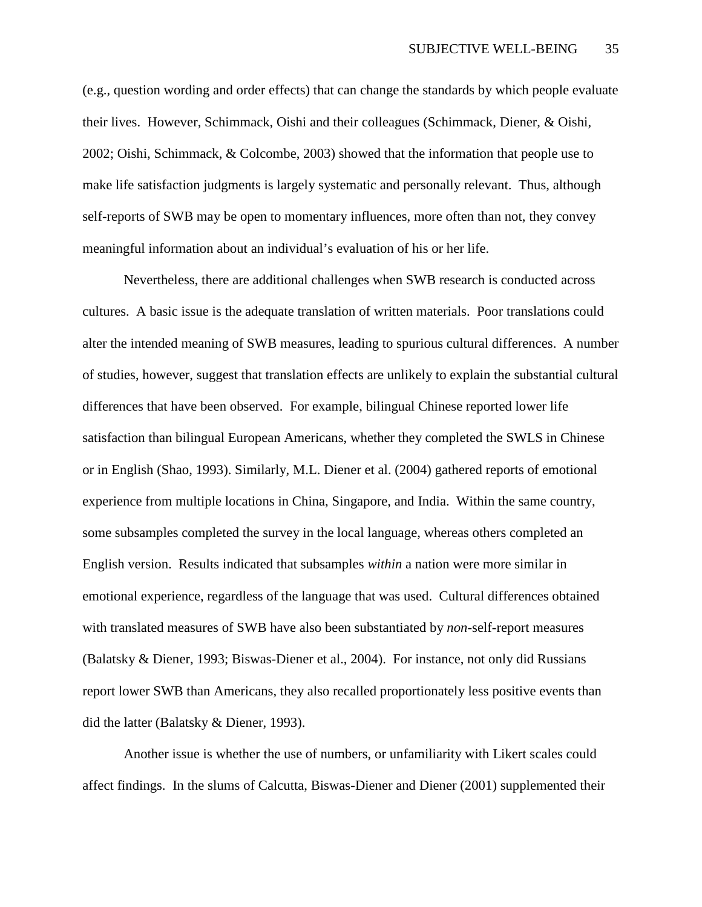(e.g., question wording and order effects) that can change the standards by which people evaluate their lives. However, Schimmack, Oishi and their colleagues (Schimmack, Diener, & Oishi, 2002; Oishi, Schimmack, & Colcombe, 2003) showed that the information that people use to make life satisfaction judgments is largely systematic and personally relevant. Thus, although self-reports of SWB may be open to momentary influences, more often than not, they convey meaningful information about an individual's evaluation of his or her life.

Nevertheless, there are additional challenges when SWB research is conducted across cultures. A basic issue is the adequate translation of written materials. Poor translations could alter the intended meaning of SWB measures, leading to spurious cultural differences. A number of studies, however, suggest that translation effects are unlikely to explain the substantial cultural differences that have been observed. For example, bilingual Chinese reported lower life satisfaction than bilingual European Americans, whether they completed the SWLS in Chinese or in English (Shao, 1993). Similarly, M.L. Diener et al. (2004) gathered reports of emotional experience from multiple locations in China, Singapore, and India. Within the same country, some subsamples completed the survey in the local language, whereas others completed an English version. Results indicated that subsamples *within* a nation were more similar in emotional experience, regardless of the language that was used. Cultural differences obtained with translated measures of SWB have also been substantiated by *non*-self-report measures (Balatsky & Diener, 1993; Biswas-Diener et al., 2004). For instance, not only did Russians report lower SWB than Americans, they also recalled proportionately less positive events than did the latter (Balatsky & Diener, 1993).

Another issue is whether the use of numbers, or unfamiliarity with Likert scales could affect findings. In the slums of Calcutta, Biswas-Diener and Diener (2001) supplemented their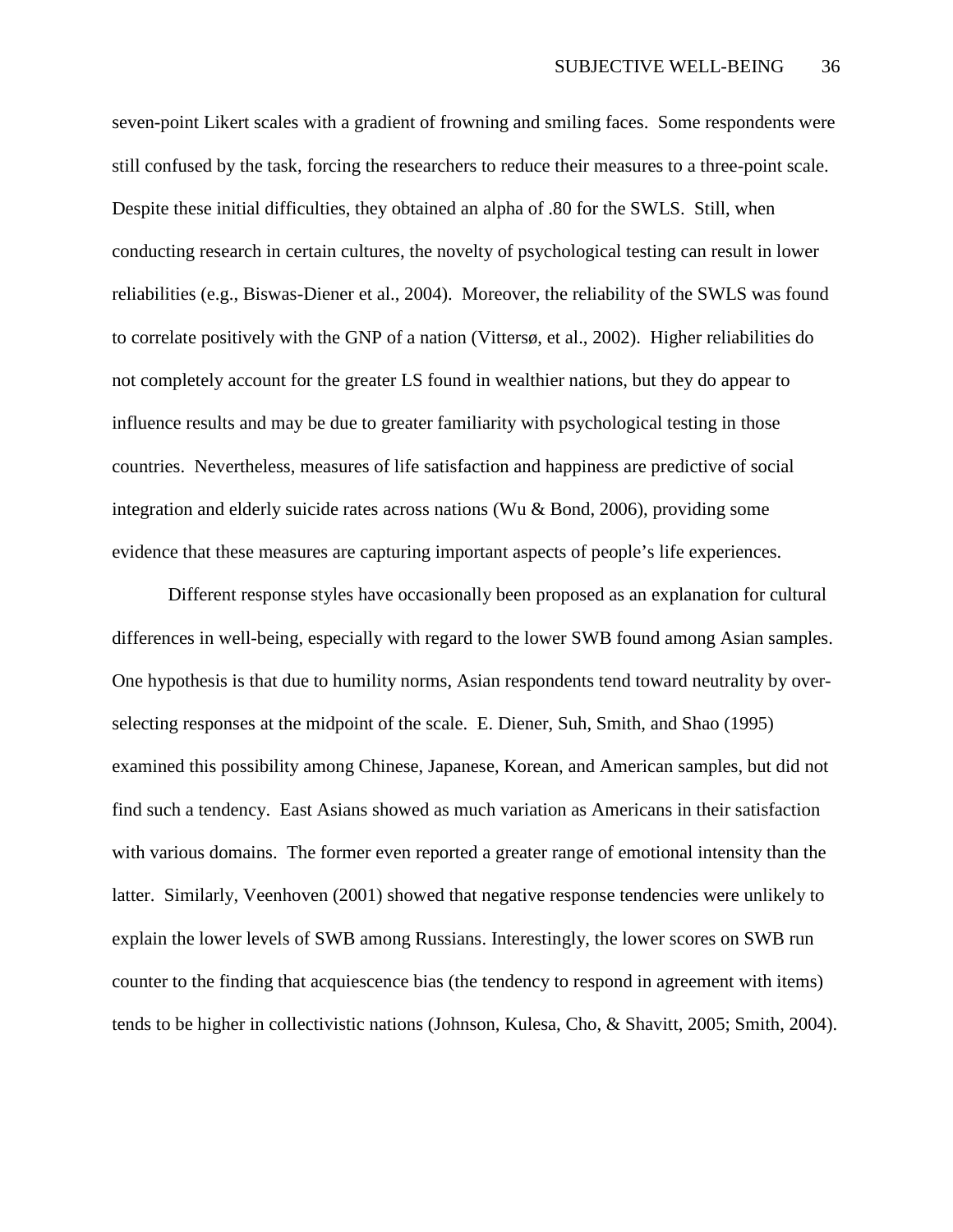seven-point Likert scales with a gradient of frowning and smiling faces. Some respondents were still confused by the task, forcing the researchers to reduce their measures to a three-point scale. Despite these initial difficulties, they obtained an alpha of .80 for the SWLS. Still, when conducting research in certain cultures, the novelty of psychological testing can result in lower reliabilities (e.g., Biswas-Diener et al., 2004). Moreover, the reliability of the SWLS was found to correlate positively with the GNP of a nation (Vittersø, et al., 2002). Higher reliabilities do not completely account for the greater LS found in wealthier nations, but they do appear to influence results and may be due to greater familiarity with psychological testing in those countries. Nevertheless, measures of life satisfaction and happiness are predictive of social integration and elderly suicide rates across nations (Wu & Bond, 2006), providing some evidence that these measures are capturing important aspects of people's life experiences.

Different response styles have occasionally been proposed as an explanation for cultural differences in well-being, especially with regard to the lower SWB found among Asian samples. One hypothesis is that due to humility norms, Asian respondents tend toward neutrality by over-selecting responses at the midpoint of the scale. E. Diener, Suh, Smith, and Shao (1995) examined this possibility among Chinese, Japanese, Korean, and American samples, but did not find such a tendency. East Asians showed as much variation as Americans in their satisfaction with various domains. The former even reported a greater range of emotional intensity than the latter. Similarly, Veenhoven (2001) showed that negative response tendencies were unlikely to explain the lower levels of SWB among Russians. Interestingly, the lower scores on SWB run counter to the finding that acquiescence bias (the tendency to respond in agreement with items) tends to be higher in collectivistic nations (Johnson, Kulesa, Cho, & Shavitt, 2005; Smith, 2004).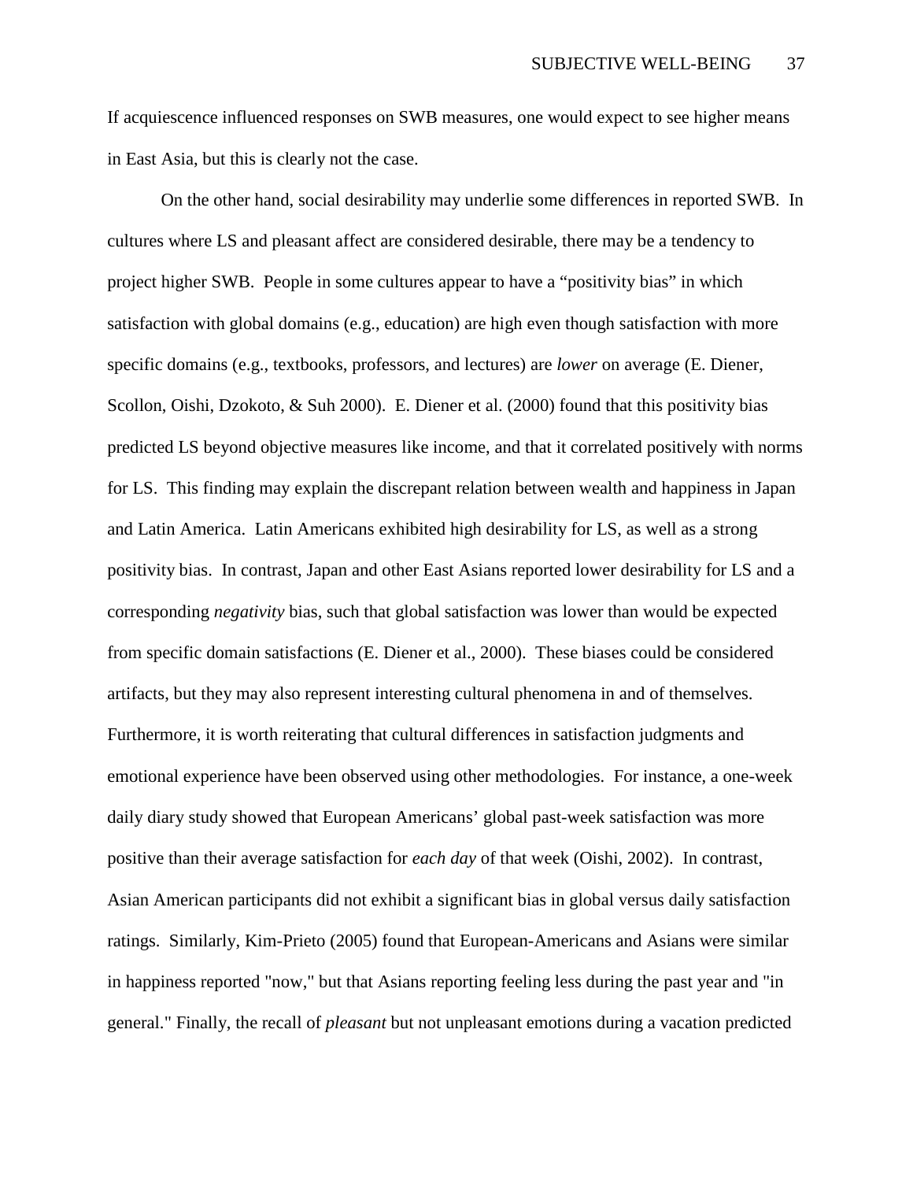If acquiescence influenced responses on SWB measures, one would expect to see higher means in East Asia, but this is clearly not the case.

On the other hand, social desirability may underlie some differences in reported SWB. In cultures where LS and pleasant affect are considered desirable, there may be a tendency to project higher SWB. People in some cultures appear to have a “positivity bias” in which satisfaction with global domains (e.g., education) are high even though satisfaction with more specific domains (e.g., textbooks, professors, and lectures) are *lower* on average (E. Diener, Scollon, Oishi, Dzokoto, & Suh 2000). E. Diener et al. (2000) found that this positivity bias predicted LS beyond objective measures like income, and that it correlated positively with norms for LS. This finding may explain the discrepant relation between wealth and happiness in Japan and Latin America. Latin Americans exhibited high desirability for LS, as well as a strong positivity bias. In contrast, Japan and other East Asians reported lower desirability for LS and a corresponding *negativity* bias, such that global satisfaction was lower than would be expected from specific domain satisfactions (E. Diener et al., 2000). These biases could be considered artifacts, but they may also represent interesting cultural phenomena in and of themselves. Furthermore, it is worth reiterating that cultural differences in satisfaction judgments and emotional experience have been observed using other methodologies. For instance, a one-week daily diary study showed that European Americans’ global past-week satisfaction was more positive than their average satisfaction for *each day* of that week (Oishi, 2002). In contrast, Asian American participants did not exhibit a significant bias in global versus daily satisfaction ratings. Similarly, Kim-Prieto (2005) found that European-Americans and Asians were similar in happiness reported "now," but that Asians reporting feeling less during the past year and "in general." Finally, the recall of *pleasant* but not unpleasant emotions during a vacation predicted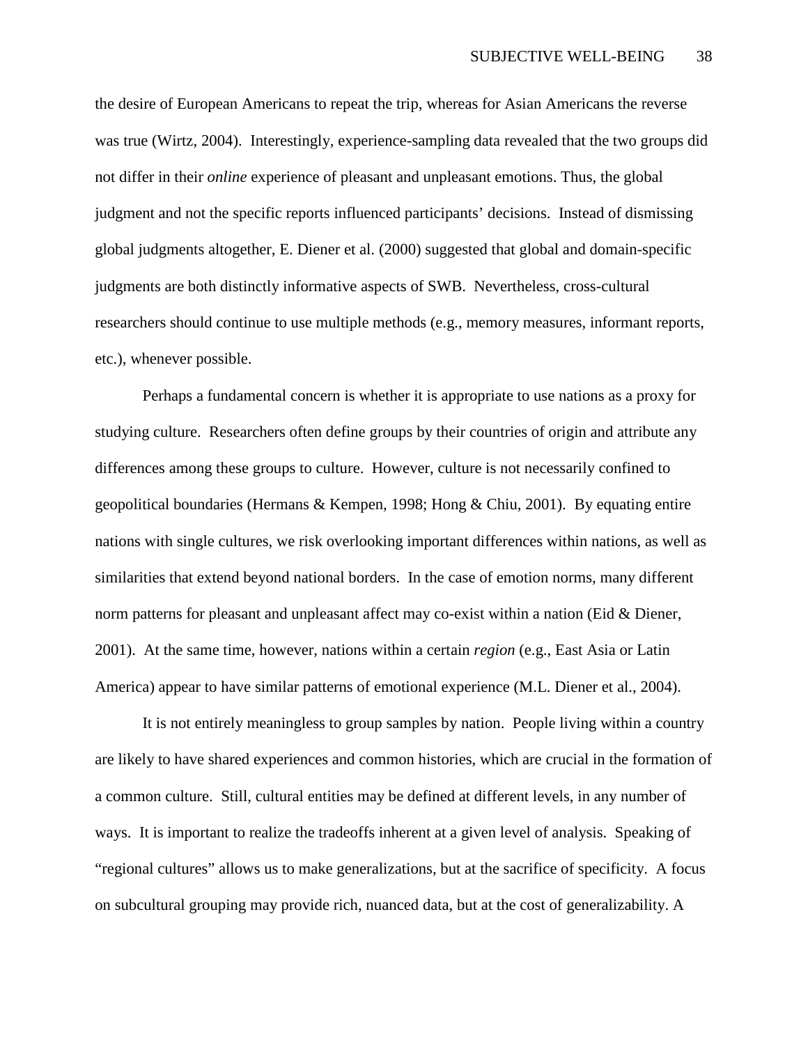the desire of European Americans to repeat the trip, whereas for Asian Americans the reverse was true (Wirtz, 2004). Interestingly, experience-sampling data revealed that the two groups did not differ in their *online* experience of pleasant and unpleasant emotions. Thus, the global judgment and not the specific reports influenced participants' decisions. Instead of dismissing global judgments altogether, E. Diener et al. (2000) suggested that global and domain-specific judgments are both distinctly informative aspects of SWB. Nevertheless, cross-cultural researchers should continue to use multiple methods (e.g., memory measures, informant reports, etc.), whenever possible.

Perhaps a fundamental concern is whether it is appropriate to use nations as a proxy for studying culture. Researchers often define groups by their countries of origin and attribute any differences among these groups to culture. However, culture is not necessarily confined to geopolitical boundaries (Hermans & Kempen, 1998; Hong & Chiu, 2001). By equating entire nations with single cultures, we risk overlooking important differences within nations, as well as similarities that extend beyond national borders. In the case of emotion norms, many different norm patterns for pleasant and unpleasant affect may co-exist within a nation (Eid & Diener, 2001). At the same time, however, nations within a certain *region* (e.g., East Asia or Latin America) appear to have similar patterns of emotional experience (M.L. Diener et al., 2004).

It is not entirely meaningless to group samples by nation. People living within a country are likely to have shared experiences and common histories, which are crucial in the formation of a common culture. Still, cultural entities may be defined at different levels, in any number of ways. It is important to realize the tradeoffs inherent at a given level of analysis. Speaking of "regional cultures" allows us to make generalizations, but at the sacrifice of specificity. A focus on subcultural grouping may provide rich, nuanced data, but at the cost of generalizability. A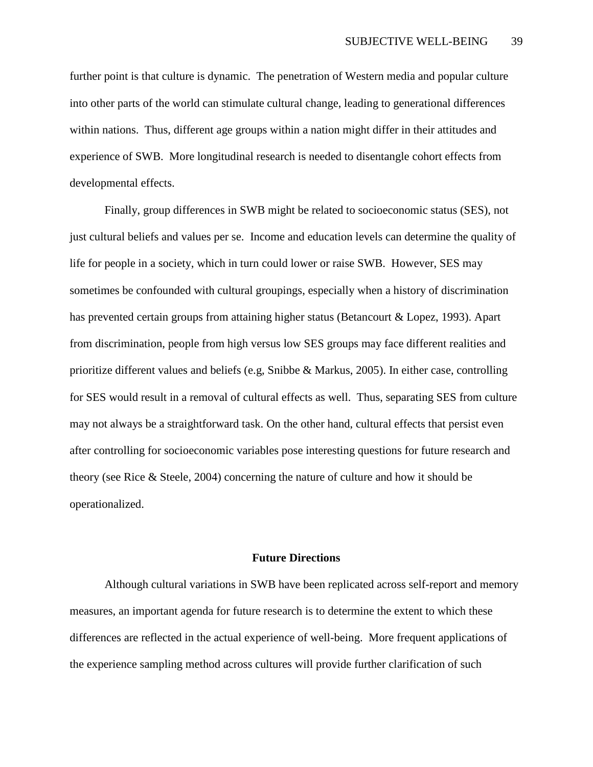further point is that culture is dynamic. The penetration of Western media and popular culture into other parts of the world can stimulate cultural change, leading to generational differences within nations. Thus, different age groups within a nation might differ in their attitudes and experience of SWB. More longitudinal research is needed to disentangle cohort effects from developmental effects.

Finally, group differences in SWB might be related to socioeconomic status (SES), not just cultural beliefs and values per se. Income and education levels can determine the quality of life for people in a society, which in turn could lower or raise SWB. However, SES may sometimes be confounded with cultural groupings, especially when a history of discrimination has prevented certain groups from attaining higher status (Betancourt & Lopez, 1993). Apart from discrimination, people from high versus low SES groups may face different realities and prioritize different values and beliefs (e.g, Snibbe & Markus, 2005). In either case, controlling for SES would result in a removal of cultural effects as well. Thus, separating SES from culture may not always be a straightforward task. On the other hand, cultural effects that persist even after controlling for socioeconomic variables pose interesting questions for future research and theory (see Rice & Steele, 2004) concerning the nature of culture and how it should be operationalized.

## Future Directions

Although cultural variations in SWB have been replicated across self-report and memory measures, an important agenda for future research is to determine the extent to which these differences are reflected in the actual experience of well-being. More frequent applications of the experience sampling method across cultures will provide further clarification of such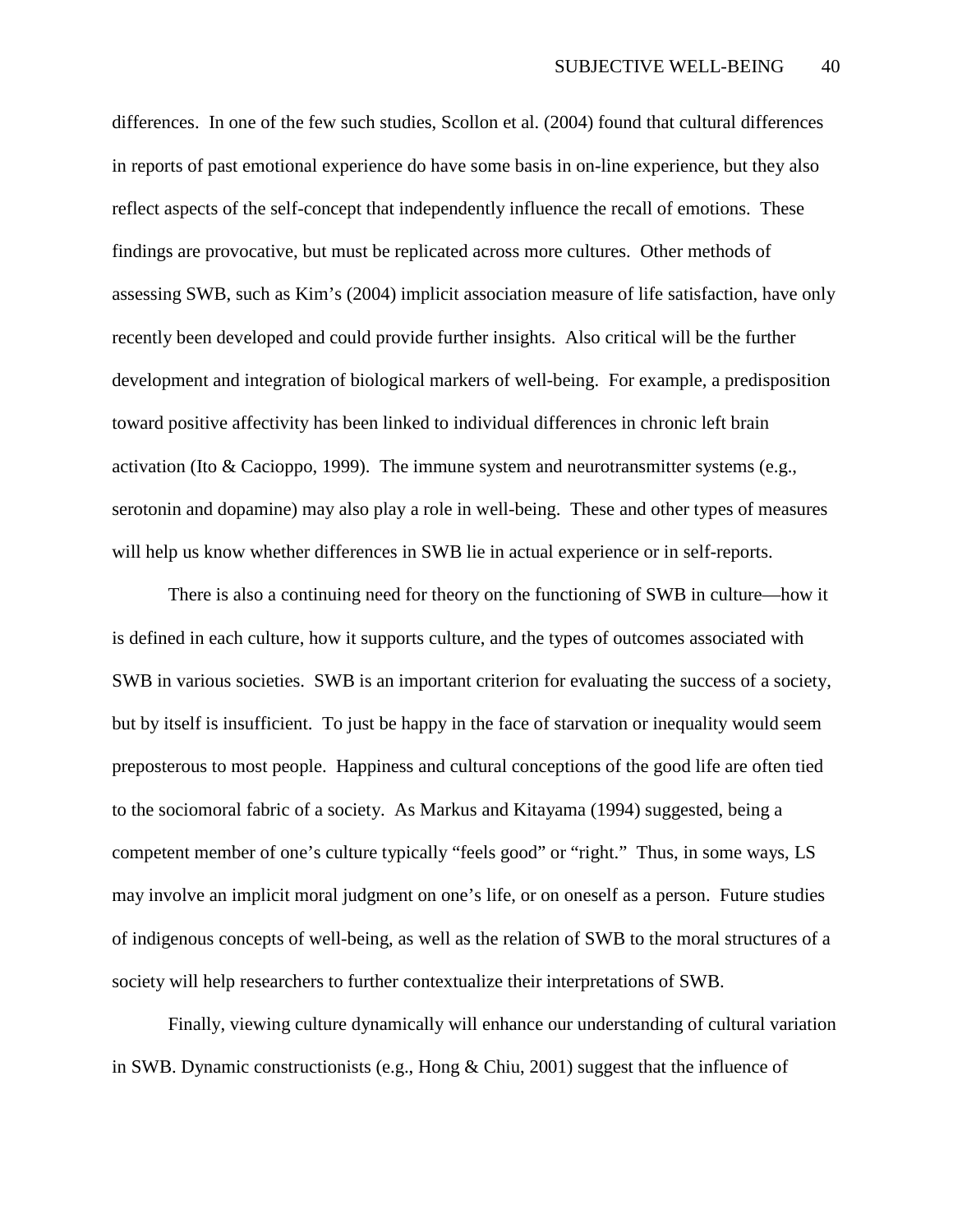differences. In one of the few such studies, Scollon et al. (2004) found that cultural differences in reports of past emotional experience do have some basis in on-line experience, but they also reflect aspects of the self-concept that independently influence the recall of emotions. These findings are provocative, but must be replicated across more cultures. Other methods of assessing SWB, such as Kim's (2004) implicit association measure of life satisfaction, have only recently been developed and could provide further insights. Also critical will be the further development and integration of biological markers of well-being. For example, a predisposition toward positive affectivity has been linked to individual differences in chronic left brain activation (Ito & Cacioppo, 1999). The immune system and neurotransmitter systems (e.g., serotonin and dopamine) may also play a role in well-being. These and other types of measures will help us know whether differences in SWB lie in actual experience or in self-reports.

There is also a continuing need for theory on the functioning of SWB in culture—how it is defined in each culture, how it supports culture, and the types of outcomes associated with SWB in various societies. SWB is an important criterion for evaluating the success of a society, but by itself is insufficient. To just be happy in the face of starvation or inequality would seem preposterous to most people. Happiness and cultural conceptions of the good life are often tied to the sociomoral fabric of a society. As Markus and Kitayama (1994) suggested, being a competent member of one's culture typically "feels good" or "right." Thus, in some ways, LS may involve an implicit moral judgment on one's life, or on oneself as a person. Future studies of indigenous concepts of well-being, as well as the relation of SWB to the moral structures of a society will help researchers to further contextualize their interpretations of SWB.

Finally, viewing culture dynamically will enhance our understanding of cultural variation in SWB. Dynamic constructionists (e.g., Hong & Chiu, 2001) suggest that the influence of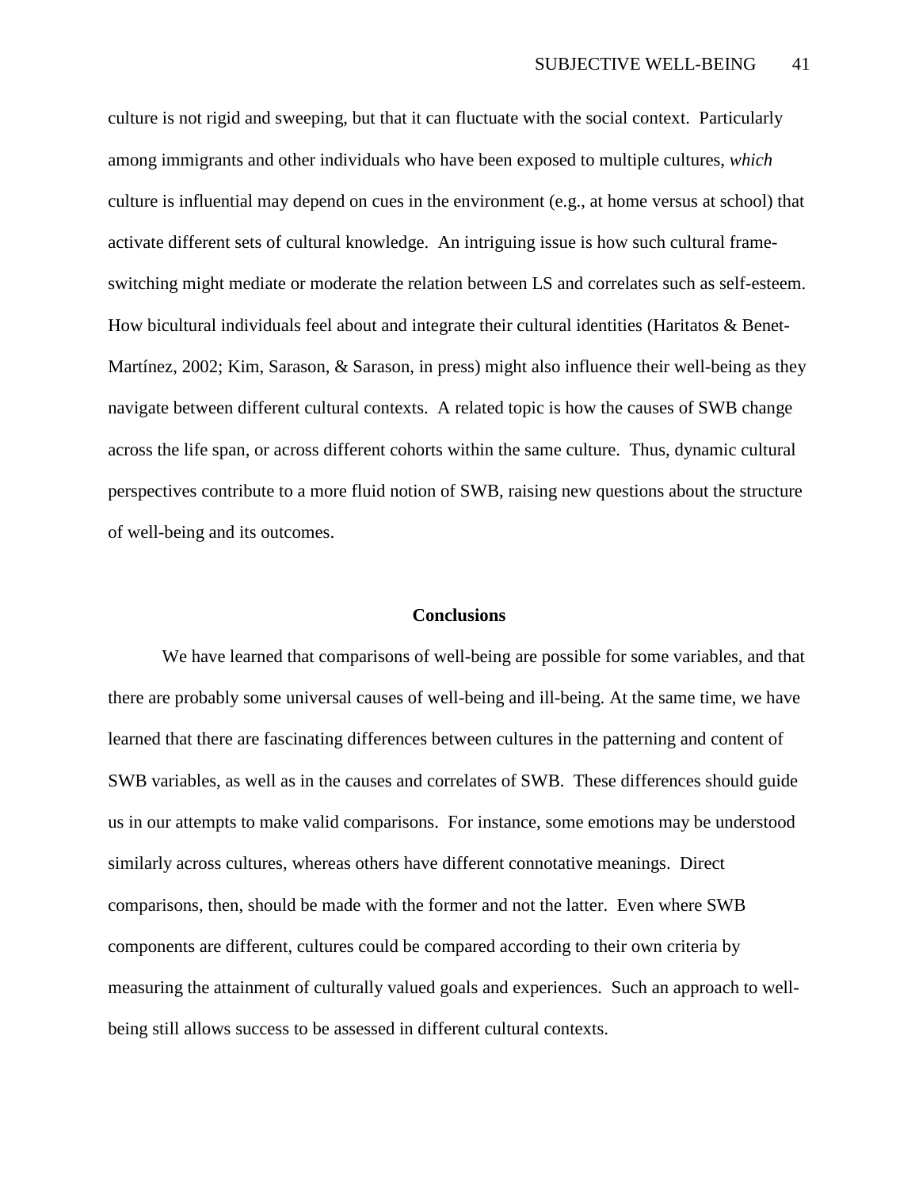culture is not rigid and sweeping, but that it can fluctuate with the social context. Particularly among immigrants and other individuals who have been exposed to multiple cultures, *which* culture is influential may depend on cues in the environment (e.g., at home versus at school) that activate different sets of cultural knowledge. An intriguing issue is how such cultural frame-switching might mediate or moderate the relation between LS and correlates such as self-esteem. How bicultural individuals feel about and integrate their cultural identities (Haritatos & Benet-Martínez, 2002; Kim, Sarason, & Sarason, in press) might also influence their well-being as they navigate between different cultural contexts. A related topic is how the causes of SWB change across the life span, or across different cohorts within the same culture. Thus, dynamic cultural perspectives contribute to a more fluid notion of SWB, raising new questions about the structure of well-being and its outcomes.

## Conclusions

We have learned that comparisons of well-being are possible for some variables, and that there are probably some universal causes of well-being and ill-being. At the same time, we have learned that there are fascinating differences between cultures in the patterning and content of SWB variables, as well as in the causes and correlates of SWB. These differences should guide us in our attempts to make valid comparisons. For instance, some emotions may be understood similarly across cultures, whereas others have different connotative meanings. Direct comparisons, then, should be made with the former and not the latter. Even where SWB components are different, cultures could be compared according to their own criteria by measuring the attainment of culturally valued goals and experiences. Such an approach to well-being still allows success to be assessed in different cultural contexts.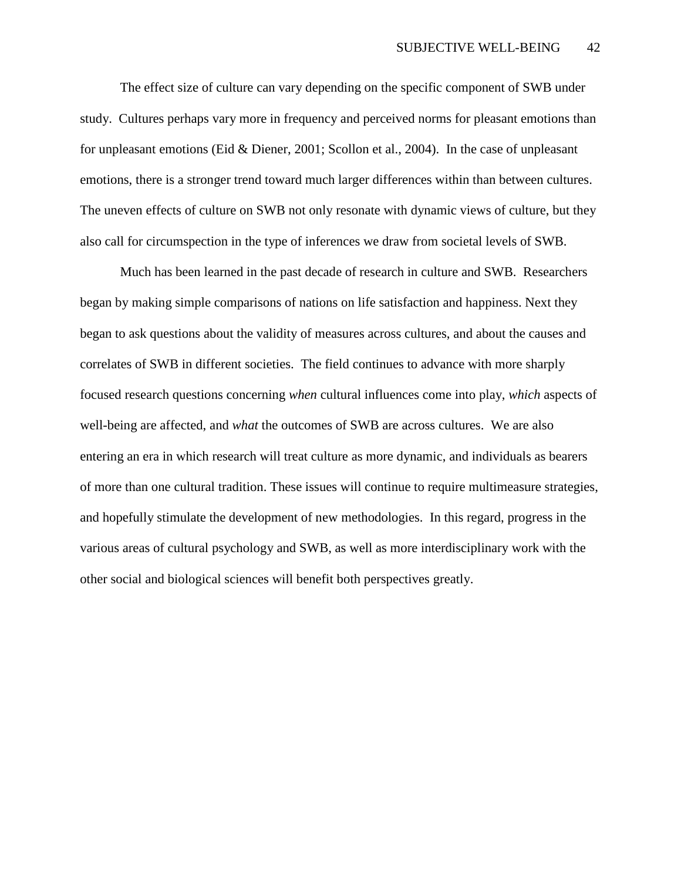The effect size of culture can vary depending on the specific component of SWB under study. Cultures perhaps vary more in frequency and perceived norms for pleasant emotions than for unpleasant emotions (Eid & Diener, 2001; Scollon et al., 2004). In the case of unpleasant emotions, there is a stronger trend toward much larger differences within than between cultures. The uneven effects of culture on SWB not only resonate with dynamic views of culture, but they also call for circumspection in the type of inferences we draw from societal levels of SWB.

Much has been learned in the past decade of research in culture and SWB. Researchers began by making simple comparisons of nations on life satisfaction and happiness. Next they began to ask questions about the validity of measures across cultures, and about the causes and correlates of SWB in different societies. The field continues to advance with more sharply focused research questions concerning *when* cultural influences come into play, *which* aspects of well-being are affected, and *what* the outcomes of SWB are across cultures. We are also entering an era in which research will treat culture as more dynamic, and individuals as bearers of more than one cultural tradition. These issues will continue to require multimeasure strategies, and hopefully stimulate the development of new methodologies. In this regard, progress in the various areas of cultural psychology and SWB, as well as more interdisciplinary work with the other social and biological sciences will benefit both perspectives greatly.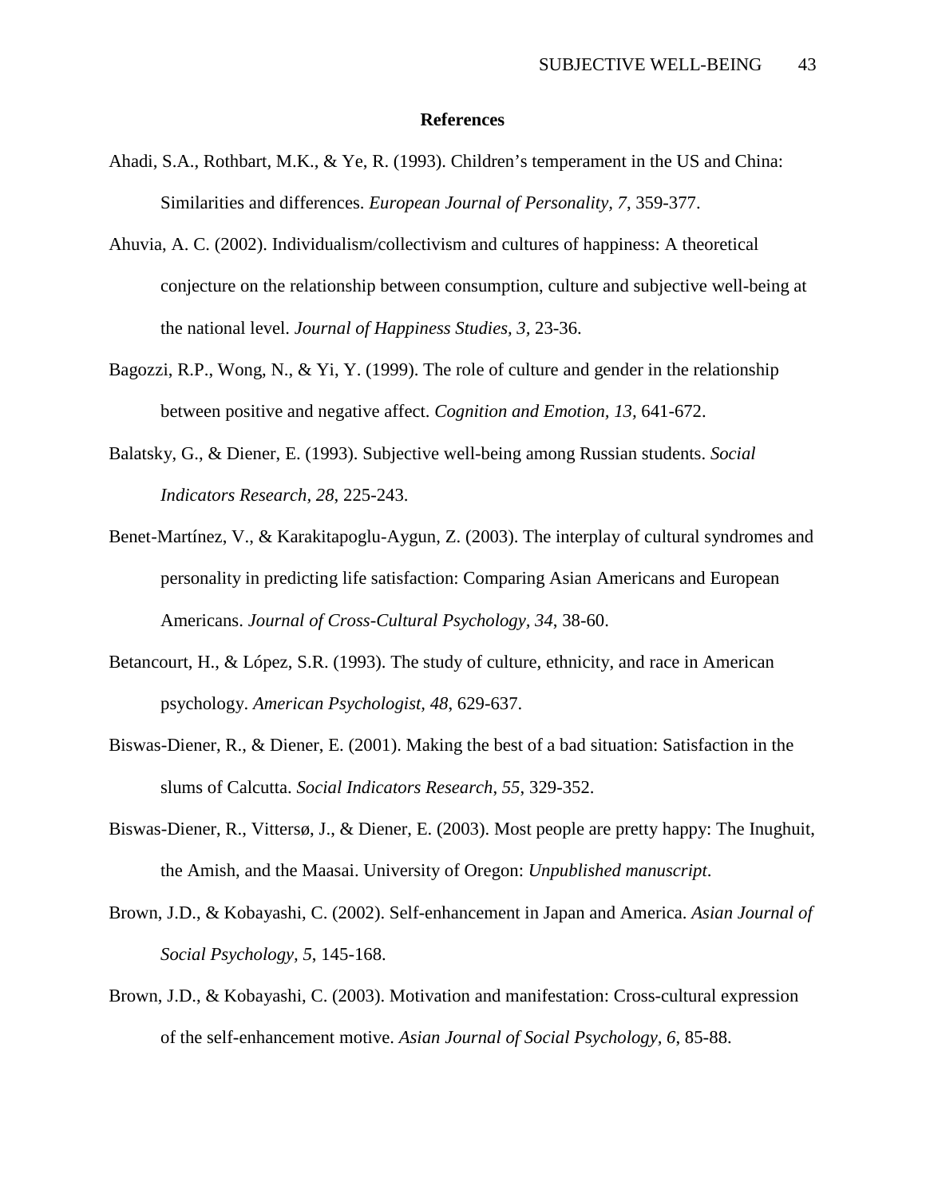**References**

Ahadi, S.A., Rothbart, M.K., & Ye, R. (1993). Children's temperament in the US and China: Similarities and differences. *European Journal of Personality, 7*, 359-377.

Ahuvia, A. C. (2002). Individualism/collectivism and cultures of happiness: A theoretical conjecture on the relationship between consumption, culture and subjective well-being at the national level. *Journal of Happiness Studies, 3,* 23-36.

Bagozzi, R.P., Wong, N., & Yi, Y. (1999). The role of culture and gender in the relationship between positive and negative affect. *Cognition and Emotion, 13,* 641-672.

Balatsky, G., & Diener, E. (1993). Subjective well-being among Russian students. *Social Indicators Research, 28*, 225-243.

Benet-Martínez, V., & Karakitapoglu-Aygun, Z. (2003). The interplay of cultural syndromes and personality in predicting life satisfaction: Comparing Asian Americans and European Americans. *Journal of Cross-Cultural Psychology, 34,* 38-60.

Betancourt, H., & López, S.R. (1993). The study of culture, ethnicity, and race in American psychology. *American Psychologist, 48*, 629-637.

Biswas-Diener, R., & Diener, E. (2001). Making the best of a bad situation: Satisfaction in the slums of Calcutta. *Social Indicators Research*, *55*, 329-352.

Biswas-Diener, R., Vittersø, J., & Diener, E. (2003). Most people are pretty happy: The Inughuit, the Amish, and the Maasai. University of Oregon: *Unpublished manuscript*.

Brown, J.D., & Kobayashi, C. (2002). Self-enhancement in Japan and America. *Asian Journal of Social Psychology, 5*, 145-168.

Brown, J.D., & Kobayashi, C. (2003). Motivation and manifestation: Cross-cultural expression of the self-enhancement motive. *Asian Journal of Social Psychology, 6*, 85-88.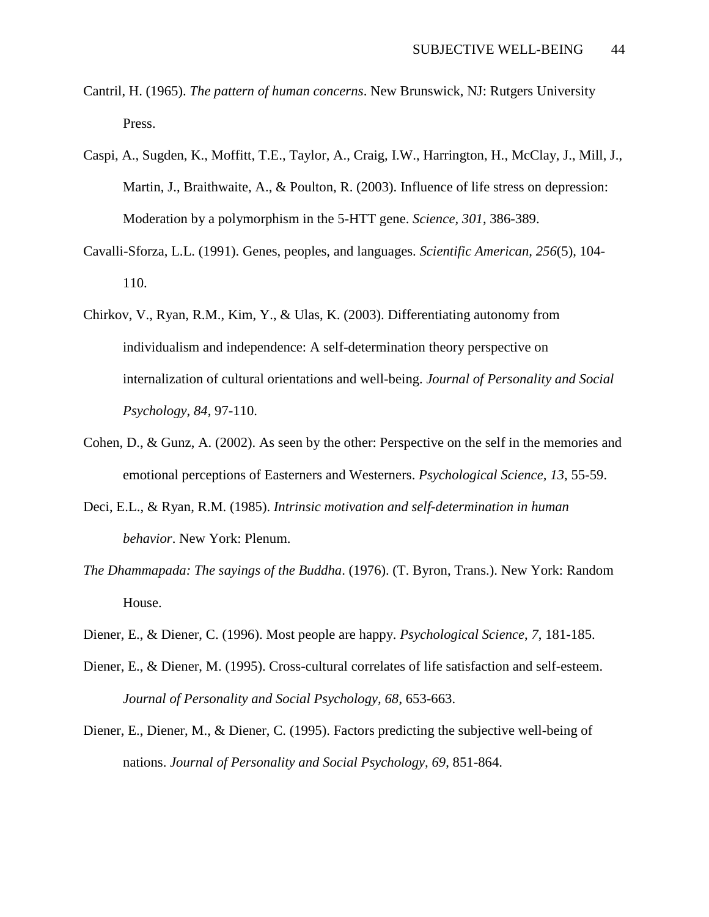Cantril, H. (1965). *The pattern of human concerns*. New Brunswick, NJ: Rutgers University Press.

Caspi, A., Sugden, K., Moffitt, T.E., Taylor, A., Craig, I.W., Harrington, H., McClay, J., Mill, J., Martin, J., Braithwaite, A., & Poulton, R. (2003). Influence of life stress on depression: Moderation by a polymorphism in the 5-HTT gene. *Science, 301*, 386-389.

Cavalli-Sforza, L.L. (1991). Genes, peoples, and languages. *Scientific American, 256*(5), 104-110.

Chirkov, V., Ryan, R.M., Kim, Y., & Ulas, K. (2003). Differentiating autonomy from individualism and independence: A self-determination theory perspective on internalization of cultural orientations and well-being. *Journal of Personality and Social Psychology, 84*, 97-110.

Cohen, D., & Gunz, A. (2002). As seen by the other: Perspective on the self in the memories and emotional perceptions of Easterners and Westerners. *Psychological Science, 13*, 55-59.

Deci, E.L., & Ryan, R.M. (1985). *Intrinsic motivation and self-determination in human behavior*. New York: Plenum.

*The Dhammapada: The sayings of the Buddha*. (1976). (T. Byron, Trans.). New York: Random House.

Diener, E., & Diener, C. (1996). Most people are happy. *Psychological Science*, *7*, 181-185.

Diener, E., & Diener, M. (1995). Cross-cultural correlates of life satisfaction and self-esteem. *Journal of Personality and Social Psychology, 68*, 653-663.

Diener, E., Diener, M., & Diener, C. (1995). Factors predicting the subjective well-being of nations. *Journal of Personality and Social Psychology, 69*, 851-864.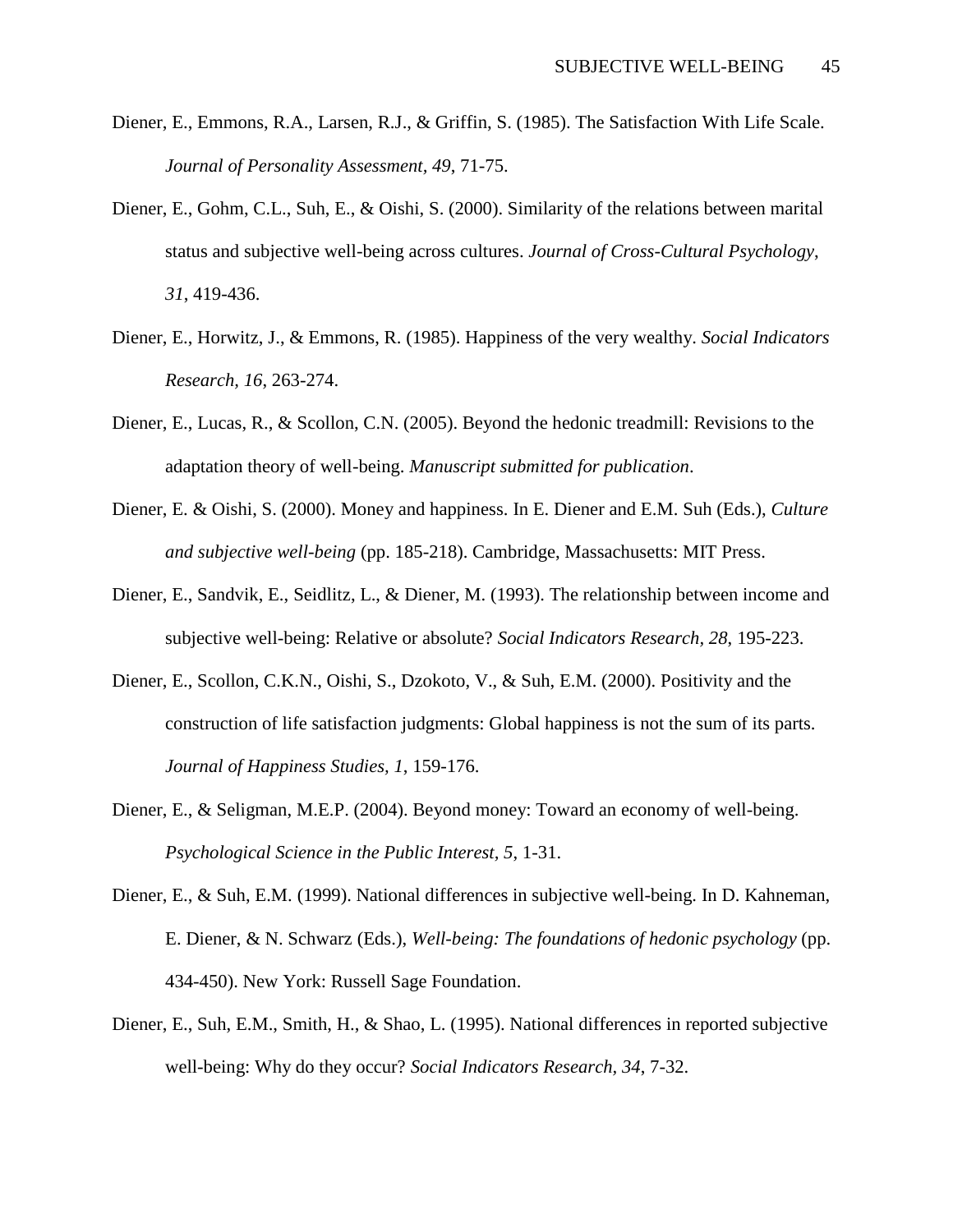Diener, E., Emmons, R.A., Larsen, R.J., & Griffin, S. (1985). The Satisfaction With Life Scale. *Journal of Personality Assessment, 49*, 71-75.

Diener, E., Gohm, C.L., Suh, E., & Oishi, S. (2000). Similarity of the relations between marital status and subjective well-being across cultures. *Journal of Cross-Cultural Psychology, 31*, 419-436.

Diener, E., Horwitz, J., & Emmons, R. (1985). Happiness of the very wealthy. *Social Indicators Research, 16*, 263-274.

Diener, E., Lucas, R., & Scollon, C.N. (2005). Beyond the hedonic treadmill: Revisions to the adaptation theory of well-being. *Manuscript submitted for publication*.

Diener, E. & Oishi, S. (2000). Money and happiness. In E. Diener and E.M. Suh (Eds.), *Culture and subjective well-being* (pp. 185-218). Cambridge, Massachusetts: MIT Press.

Diener, E., Sandvik, E., Seidlitz, L., & Diener, M. (1993). The relationship between income and subjective well-being: Relative or absolute? *Social Indicators Research, 28*, 195-223.

Diener, E., Scollon, C.K.N., Oishi, S., Dzokoto, V., & Suh, E.M. (2000). Positivity and the construction of life satisfaction judgments: Global happiness is not the sum of its parts. *Journal of Happiness Studies, 1*, 159-176.

Diener, E., & Seligman, M.E.P. (2004). Beyond money: Toward an economy of well-being. *Psychological Science in the Public Interest, 5*, 1-31.

Diener, E., & Suh, E.M. (1999). National differences in subjective well-being. In D. Kahneman, E. Diener, & N. Schwarz (Eds.), *Well-being: The foundations of hedonic psychology* (pp. 434-450). New York: Russell Sage Foundation.

Diener, E., Suh, E.M., Smith, H., & Shao, L. (1995). National differences in reported subjective well-being: Why do they occur? *Social Indicators Research, 34*, 7-32.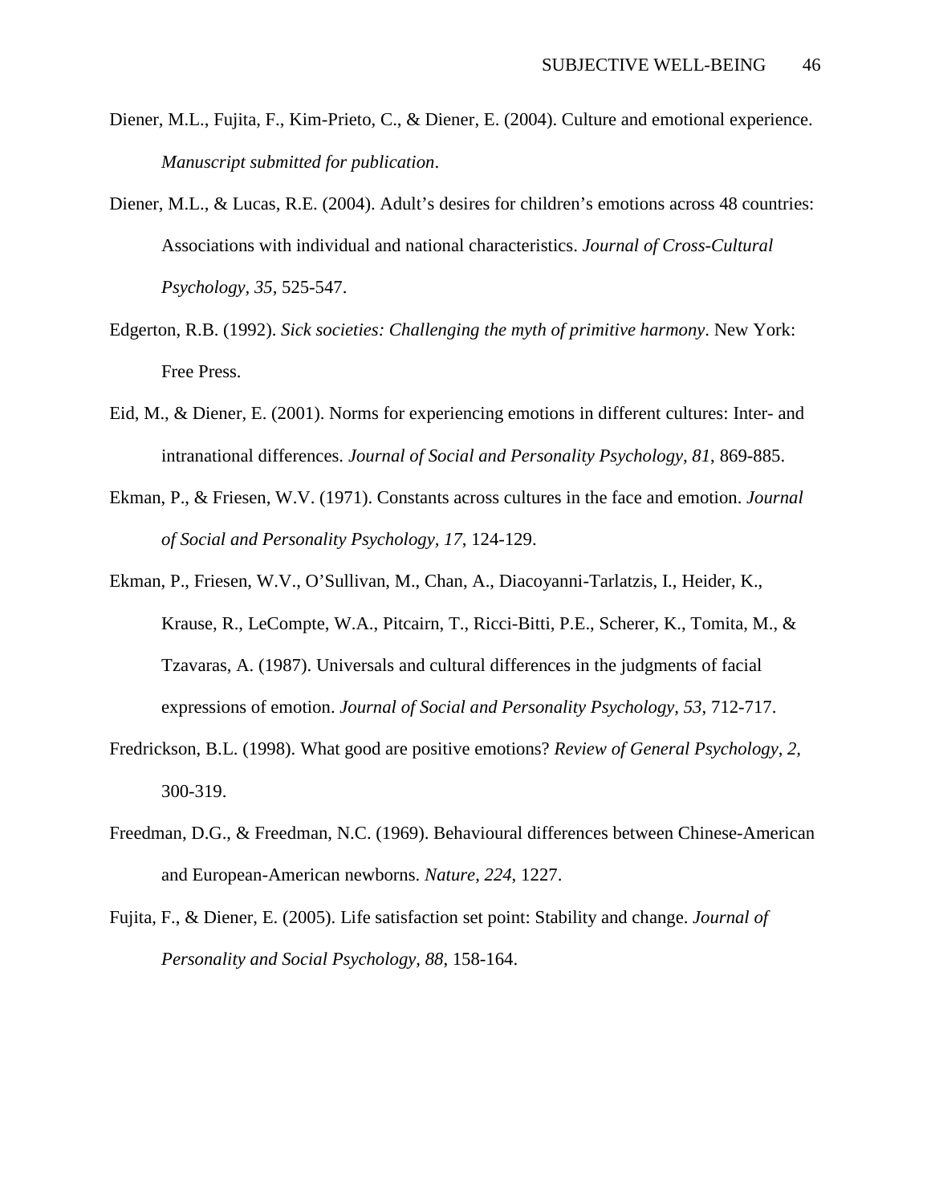Diener, M.L., Fujita, F., Kim-Prieto, C., & Diener, E. (2004). Culture and emotional experience. *Manuscript submitted for publication*.

Diener, M.L., & Lucas, R.E. (2004). Adult's desires for children's emotions across 48 countries: Associations with individual and national characteristics. *Journal of Cross-Cultural Psychology, 35*, 525-547.

Edgerton, R.B. (1992). *Sick societies: Challenging the myth of primitive harmony*. New York: Free Press.

Eid, M., & Diener, E. (2001). Norms for experiencing emotions in different cultures: Inter- and intranational differences. *Journal of Social and Personality Psychology, 81*, 869-885.

Ekman, P., & Friesen, W.V. (1971). Constants across cultures in the face and emotion. *Journal of Social and Personality Psychology, 17*, 124-129.

Ekman, P., Friesen, W.V., O'Sullivan, M., Chan, A., Diacoyanni-Tarlatzis, I., Heider, K., Krause, R., LeCompte, W.A., Pitcairn, T., Ricci-Bitti, P.E., Scherer, K., Tomita, M., & Tzavaras, A. (1987). Universals and cultural differences in the judgments of facial expressions of emotion. *Journal of Social and Personality Psychology, 53*, 712-717.

Fredrickson, B.L. (1998). What good are positive emotions? *Review of General Psychology, 2*, 300-319.

Freedman, D.G., & Freedman, N.C. (1969). Behavioural differences between Chinese-American and European-American newborns. *Nature, 224*, 1227.

Fujita, F., & Diener, E. (2005). Life satisfaction set point: Stability and change. *Journal of Personality and Social Psychology, 88*, 158-164.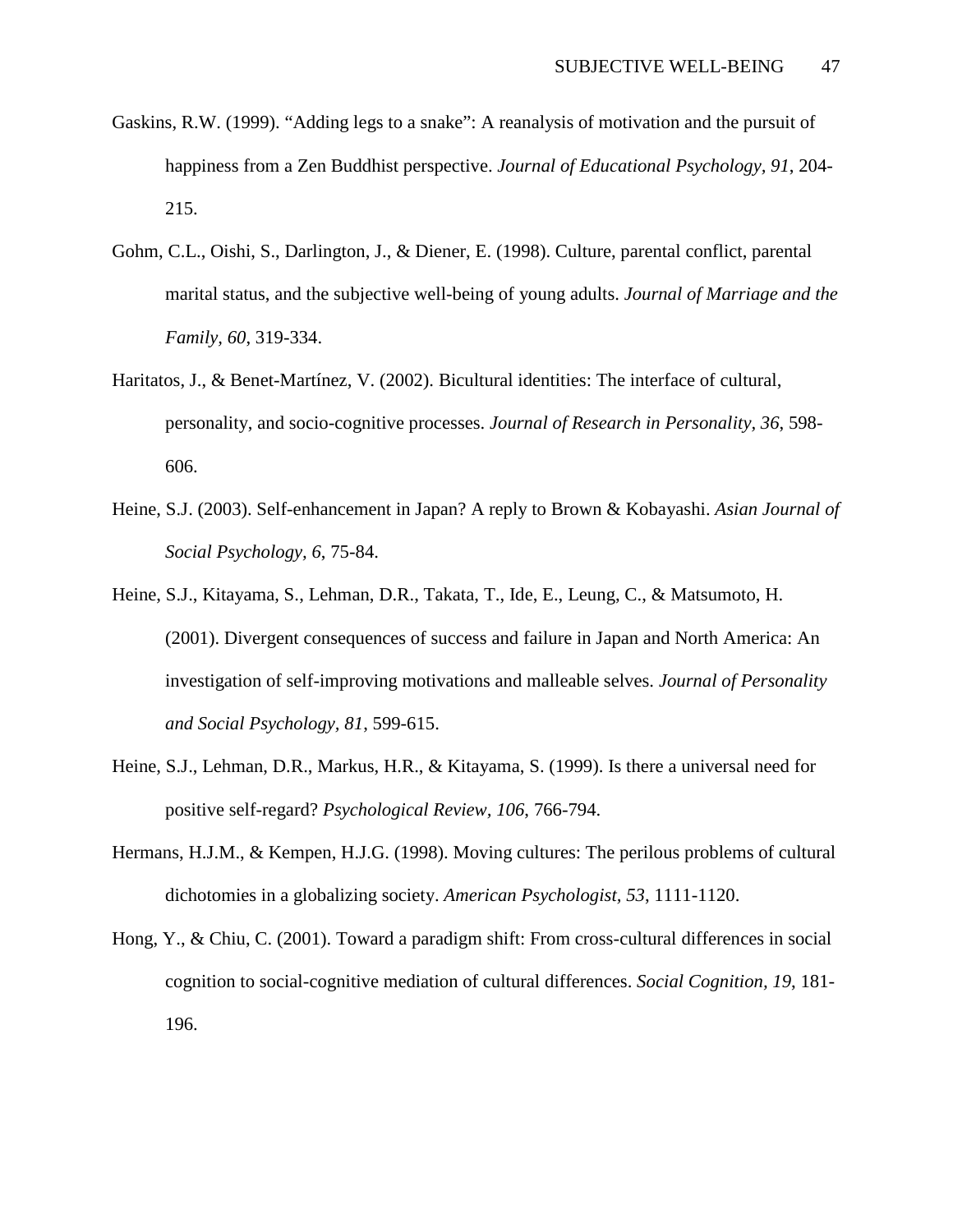Gaskins, R.W. (1999). “Adding legs to a snake”: A reanalysis of motivation and the pursuit of happiness from a Zen Buddhist perspective. *Journal of Educational Psychology, 91*, 204-215.

Gohm, C.L., Oishi, S., Darlington, J., & Diener, E. (1998). Culture, parental conflict, parental marital status, and the subjective well-being of young adults. *Journal of Marriage and the Family, 60*, 319-334.

Haritatos, J., & Benet-Martínez, V. (2002). Bicultural identities: The interface of cultural, personality, and socio-cognitive processes. *Journal of Research in Personality, 36*, 598-606.

Heine, S.J. (2003). Self-enhancement in Japan? A reply to Brown & Kobayashi. *Asian Journal of Social Psychology, 6*, 75-84.

Heine, S.J., Kitayama, S., Lehman, D.R., Takata, T., Ide, E., Leung, C., & Matsumoto, H. (2001). Divergent consequences of success and failure in Japan and North America: An investigation of self-improving motivations and malleable selves. *Journal of Personality and Social Psychology, 81*, 599-615.

Heine, S.J., Lehman, D.R., Markus, H.R., & Kitayama, S. (1999). Is there a universal need for positive self-regard? *Psychological Review, 106*, 766-794.

Hermans, H.J.M., & Kempen, H.J.G. (1998). Moving cultures: The perilous problems of cultural dichotomies in a globalizing society. *American Psychologist, 53*, 1111-1120.

Hong, Y., & Chiu, C. (2001). Toward a paradigm shift: From cross-cultural differences in social cognition to social-cognitive mediation of cultural differences. *Social Cognition, 19*, 181-196.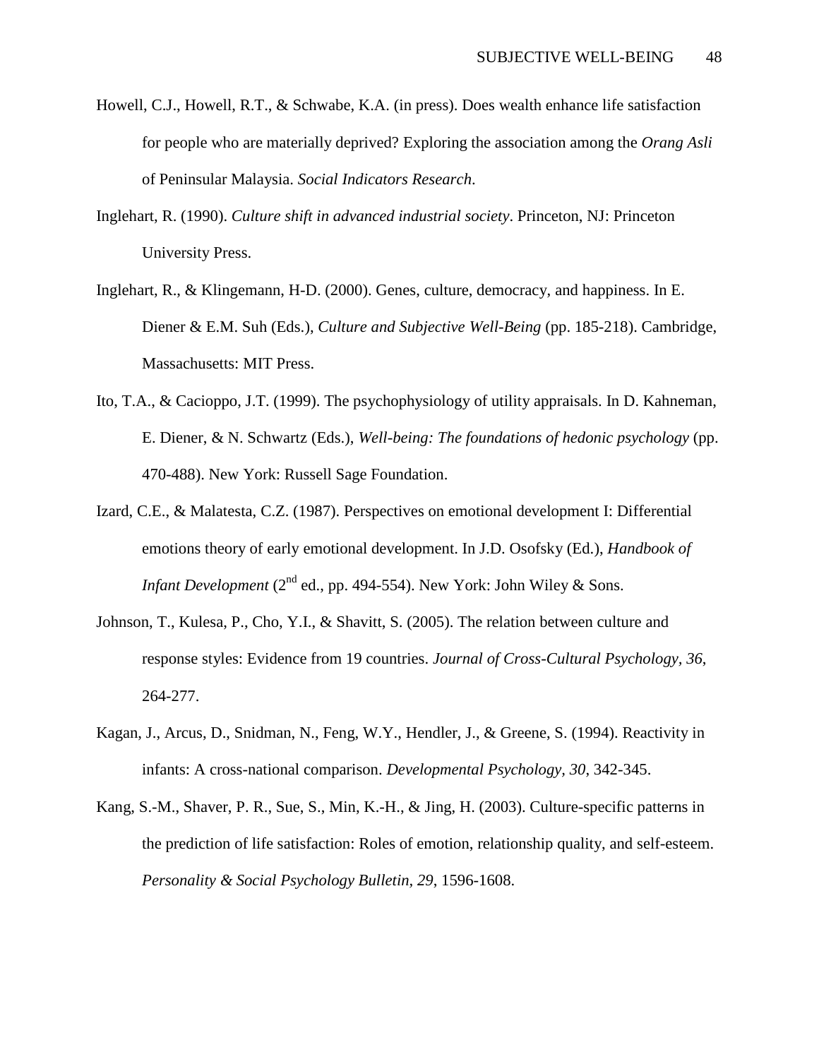Howell, C.J., Howell, R.T., & Schwabe, K.A. (in press). Does wealth enhance life satisfaction for people who are materially deprived? Exploring the association among the *Orang Asli* of Peninsular Malaysia. *Social Indicators Research*.

Inglehart, R. (1990). *Culture shift in advanced industrial society*. Princeton, NJ: Princeton University Press.

Inglehart, R., & Klingemann, H-D. (2000). Genes, culture, democracy, and happiness. In E. Diener & E.M. Suh (Eds.), *Culture and Subjective Well-Being* (pp. 185-218). Cambridge, Massachusetts: MIT Press.

Ito, T.A., & Cacioppo, J.T. (1999). The psychophysiology of utility appraisals. In D. Kahneman, E. Diener, & N. Schwartz (Eds.), *Well-being: The foundations of hedonic psychology* (pp. 470-488). New York: Russell Sage Foundation.

Izard, C.E., & Malatesta, C.Z. (1987). Perspectives on emotional development I: Differential emotions theory of early emotional development. In J.D. Osofsky (Ed.), *Handbook of Infant Development* (2nd ed., pp. 494-554). New York: John Wiley & Sons.

Johnson, T., Kulesa, P., Cho, Y.I., & Shavitt, S. (2005). The relation between culture and response styles: Evidence from 19 countries. *Journal of Cross-Cultural Psychology, 36*, 264-277.

Kagan, J., Arcus, D., Snidman, N., Feng, W.Y., Hendler, J., & Greene, S. (1994). Reactivity in infants: A cross-national comparison. *Developmental Psychology, 30*, 342-345.

Kang, S.-M., Shaver, P. R., Sue, S., Min, K.-H., & Jing, H. (2003). Culture-specific patterns in the prediction of life satisfaction: Roles of emotion, relationship quality, and self-esteem. *Personality & Social Psychology Bulletin, 29*, 1596-1608.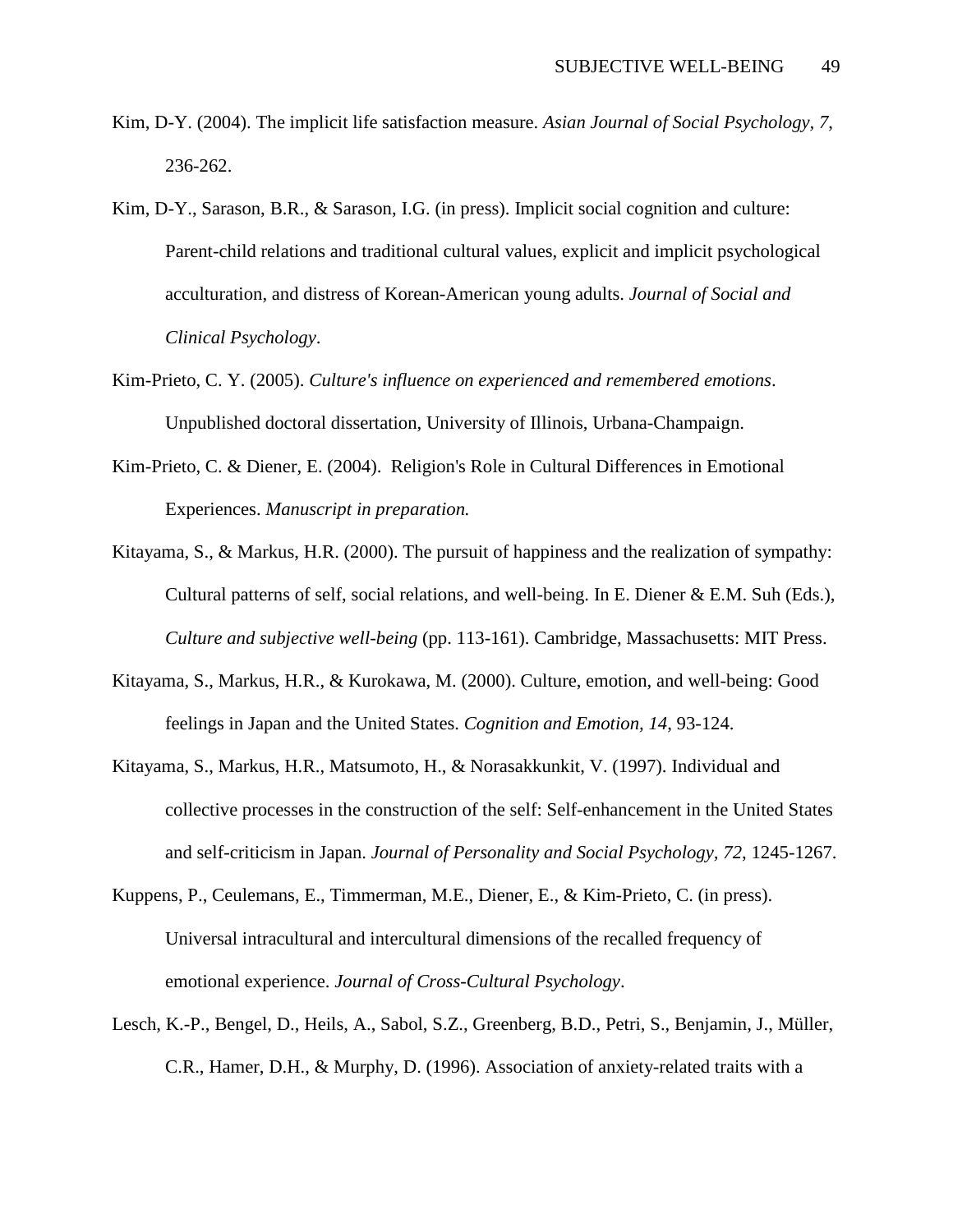Kim, D-Y. (2004). The implicit life satisfaction measure. *Asian Journal of Social Psychology, 7*, 236-262.

Kim, D-Y., Sarason, B.R., & Sarason, I.G. (in press). Implicit social cognition and culture: Parent-child relations and traditional cultural values, explicit and implicit psychological acculturation, and distress of Korean-American young adults. *Journal of Social and Clinical Psychology*.

Kim-Prieto, C. Y. (2005). *Culture's influence on experienced and remembered emotions*. Unpublished doctoral dissertation, University of Illinois, Urbana-Champaign.

Kim-Prieto, C. & Diener, E. (2004). Religion's Role in Cultural Differences in Emotional Experiences. *Manuscript in preparation.*

Kitayama, S., & Markus, H.R. (2000). The pursuit of happiness and the realization of sympathy: Cultural patterns of self, social relations, and well-being. In E. Diener & E.M. Suh (Eds.), *Culture and subjective well-being* (pp. 113-161). Cambridge, Massachusetts: MIT Press.

Kitayama, S., Markus, H.R., & Kurokawa, M. (2000). Culture, emotion, and well-being: Good feelings in Japan and the United States. *Cognition and Emotion, 14*, 93-124.

Kitayama, S., Markus, H.R., Matsumoto, H., & Norasakkunkit, V. (1997). Individual and collective processes in the construction of the self: Self-enhancement in the United States and self-criticism in Japan. *Journal of Personality and Social Psychology, 72*, 1245-1267.

Kuppens, P., Ceulemans, E., Timmerman, M.E., Diener, E., & Kim-Prieto, C. (in press). Universal intracultural and intercultural dimensions of the recalled frequency of emotional experience. *Journal of Cross-Cultural Psychology*.

Lesch, K.-P., Bengel, D., Heils, A., Sabol, S.Z., Greenberg, B.D., Petri, S., Benjamin, J., Müller, C.R., Hamer, D.H., & Murphy, D. (1996). Association of anxiety-related traits with a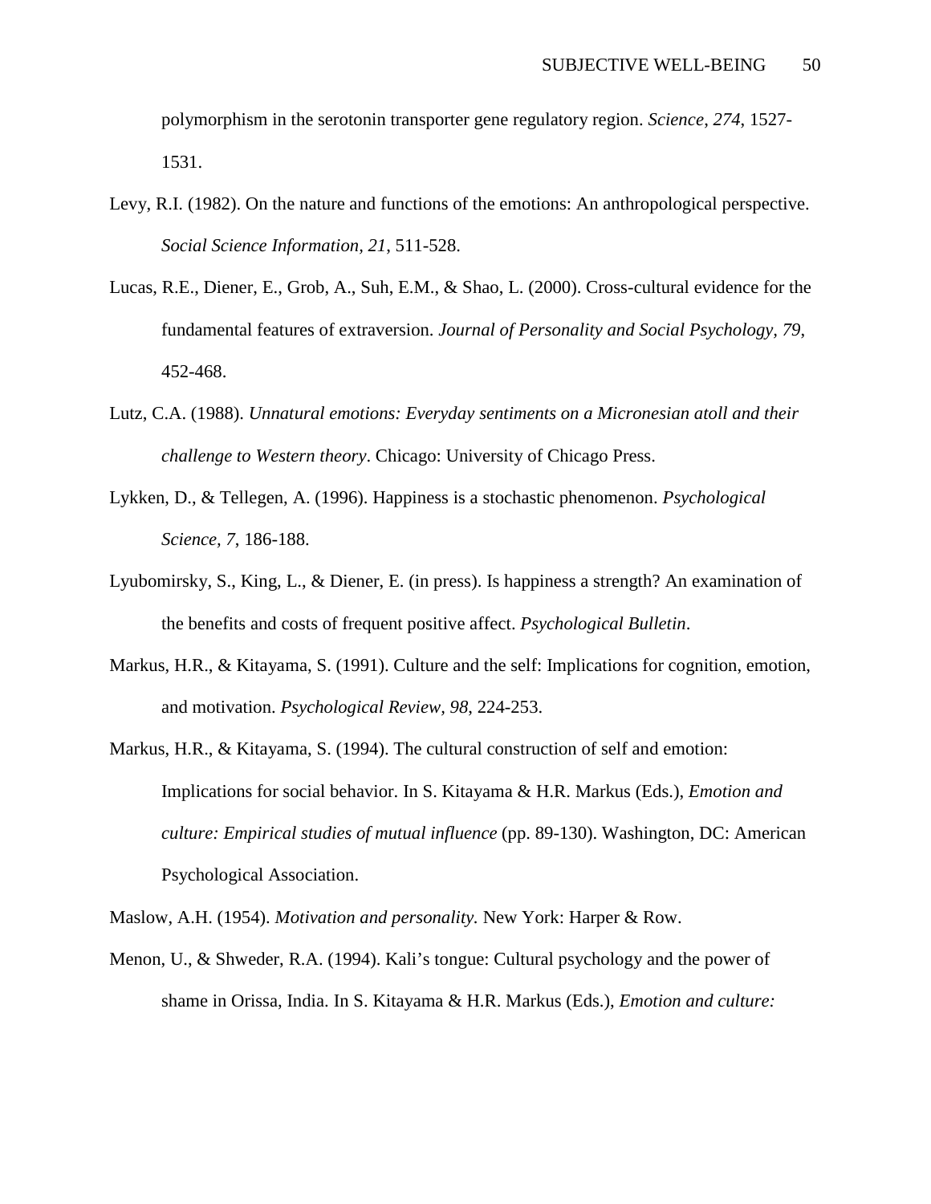polymorphism in the serotonin transporter gene regulatory region. *Science*, *274*, 1527-1531.

Levy, R.I. (1982). On the nature and functions of the emotions: An anthropological perspective. *Social Science Information, 21*, 511-528.

Lucas, R.E., Diener, E., Grob, A., Suh, E.M., & Shao, L. (2000). Cross-cultural evidence for the fundamental features of extraversion. *Journal of Personality and Social Psychology, 79*, 452-468.

Lutz, C.A. (1988). *Unnatural emotions: Everyday sentiments on a Micronesian atoll and their challenge to Western theory*. Chicago: University of Chicago Press.

Lykken, D., & Tellegen, A. (1996). Happiness is a stochastic phenomenon. *Psychological Science, 7*, 186-188.

Lyubomirsky, S., King, L., & Diener, E. (in press). Is happiness a strength? An examination of the benefits and costs of frequent positive affect. *Psychological Bulletin*.

Markus, H.R., & Kitayama, S. (1991). Culture and the self: Implications for cognition, emotion, and motivation. *Psychological Review, 98*, 224-253.

Markus, H.R., & Kitayama, S. (1994). The cultural construction of self and emotion: Implications for social behavior. In S. Kitayama & H.R. Markus (Eds.), *Emotion and culture: Empirical studies of mutual influence* (pp. 89-130). Washington, DC: American Psychological Association.

Maslow, A.H. (1954). *Motivation and personality.* New York: Harper & Row.

Menon, U., & Shweder, R.A. (1994). Kali's tongue: Cultural psychology and the power of shame in Orissa, India. In S. Kitayama & H.R. Markus (Eds.), *Emotion and culture:*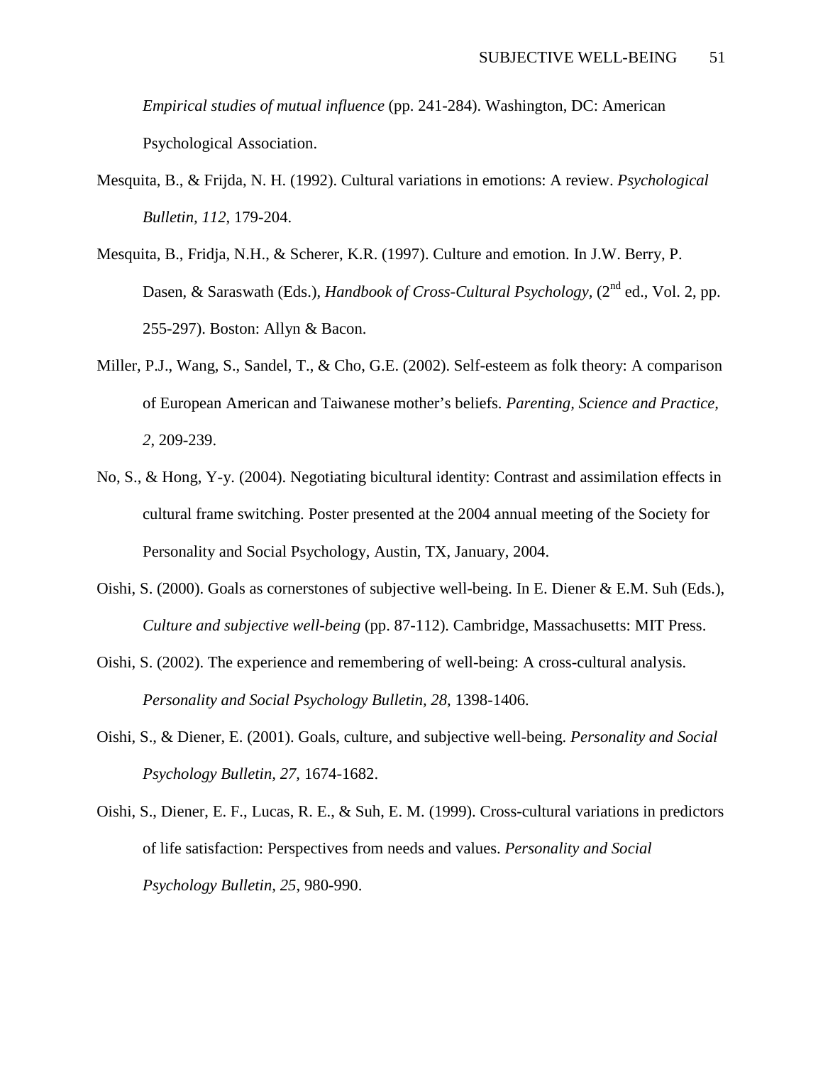*Empirical studies of mutual influence* (pp. 241-284). Washington, DC: American Psychological Association.

Mesquita, B., & Frijda, N. H. (1992). Cultural variations in emotions: A review. *Psychological Bulletin, 112*, 179-204.

Mesquita, B., Fridja, N.H., & Scherer, K.R. (1997). Culture and emotion. In J.W. Berry, P. Dasen, & Saraswath (Eds.), *Handbook of Cross-Cultural Psychology*, (2nd ed., Vol. 2, pp. 255-297). Boston: Allyn & Bacon.

Miller, P.J., Wang, S., Sandel, T., & Cho, G.E. (2002). Self-esteem as folk theory: A comparison of European American and Taiwanese mother's beliefs. *Parenting, Science and Practice, 2*, 209-239.

No, S., & Hong, Y-y. (2004). Negotiating bicultural identity: Contrast and assimilation effects in cultural frame switching. Poster presented at the 2004 annual meeting of the Society for Personality and Social Psychology, Austin, TX, January, 2004.

Oishi, S. (2000). Goals as cornerstones of subjective well-being. In E. Diener & E.M. Suh (Eds.), *Culture and subjective well-being* (pp. 87-112). Cambridge, Massachusetts: MIT Press.

Oishi, S. (2002). The experience and remembering of well-being: A cross-cultural analysis. *Personality and Social Psychology Bulletin, 28*, 1398-1406.

Oishi, S., & Diener, E. (2001). Goals, culture, and subjective well-being. *Personality and Social Psychology Bulletin, 27*, 1674-1682.

Oishi, S., Diener, E. F., Lucas, R. E., & Suh, E. M. (1999). Cross-cultural variations in predictors of life satisfaction: Perspectives from needs and values. *Personality and Social Psychology Bulletin, 25*, 980-990.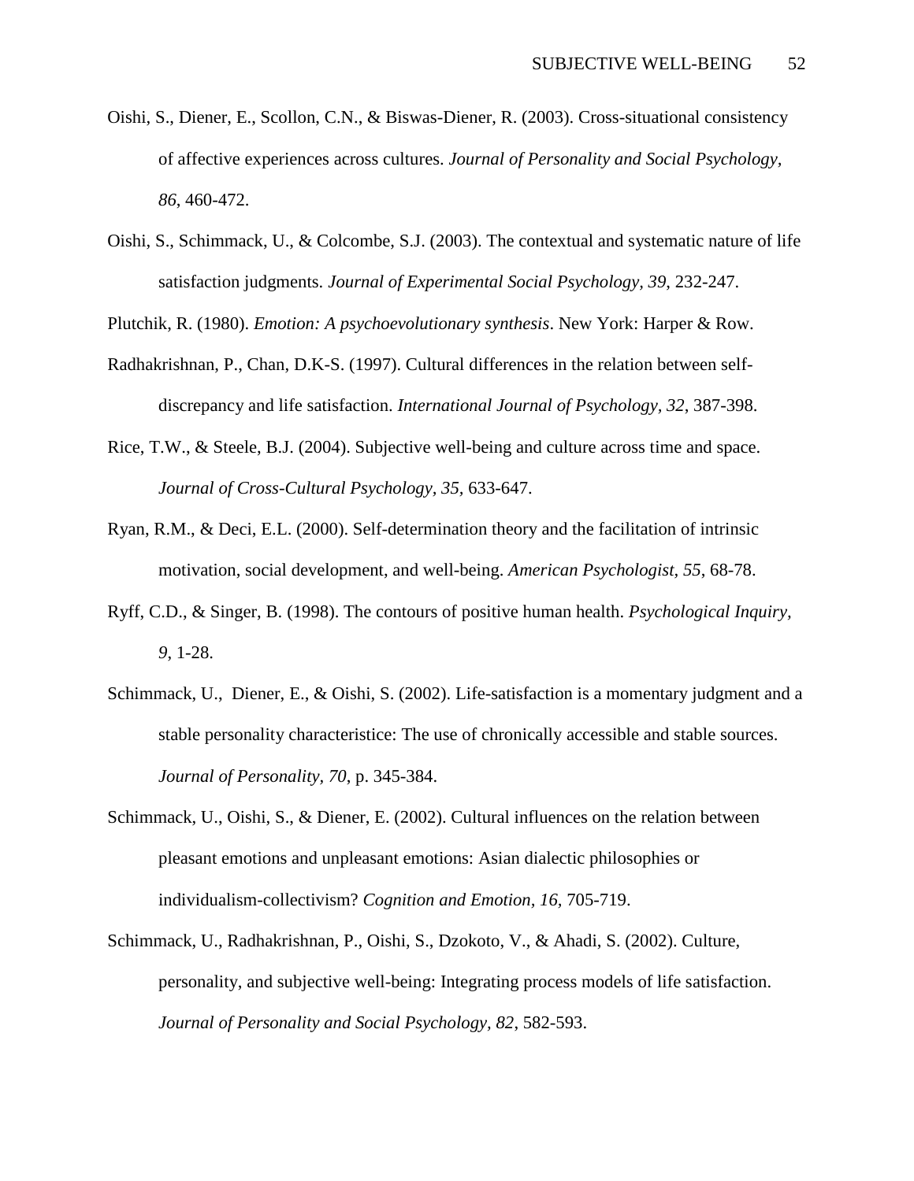Oishi, S., Diener, E., Scollon, C.N., & Biswas-Diener, R. (2003). Cross-situational consistency of affective experiences across cultures. *Journal of Personality and Social Psychology, 86*, 460-472.

Oishi, S., Schimmack, U., & Colcombe, S.J. (2003). The contextual and systematic nature of life satisfaction judgments. *Journal of Experimental Social Psychology, 39*, 232-247.

Plutchik, R. (1980). *Emotion: A psychoevolutionary synthesis*. New York: Harper & Row.

Radhakrishnan, P., Chan, D.K-S. (1997). Cultural differences in the relation between self-discrepancy and life satisfaction. *International Journal of Psychology, 32*, 387-398.

Rice, T.W., & Steele, B.J. (2004). Subjective well-being and culture across time and space. *Journal of Cross-Cultural Psychology, 35,* 633-647.

Ryan, R.M., & Deci, E.L. (2000). Self-determination theory and the facilitation of intrinsic motivation, social development, and well-being. *American Psychologist, 55*, 68-78.

Ryff, C.D., & Singer, B. (1998). The contours of positive human health. *Psychological Inquiry, 9*, 1-28.

Schimmack, U., Diener, E., & Oishi, S. (2002). Life-satisfaction is a momentary judgment and a stable personality characteristice: The use of chronically accessible and stable sources. *Journal of Personality, 70*, p. 345-384.

Schimmack, U., Oishi, S., & Diener, E. (2002). Cultural influences on the relation between pleasant emotions and unpleasant emotions: Asian dialectic philosophies or individualism-collectivism? *Cognition and Emotion, 16,* 705-719.

Schimmack, U., Radhakrishnan, P., Oishi, S., Dzokoto, V., & Ahadi, S. (2002). Culture, personality, and subjective well-being: Integrating process models of life satisfaction. *Journal of Personality and Social Psychology, 82*, 582-593.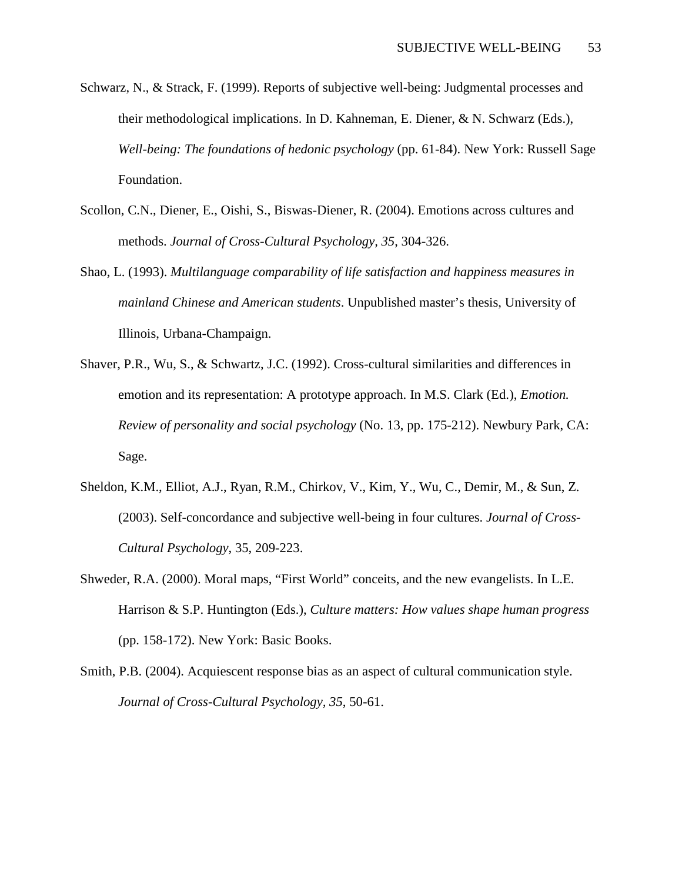Schwarz, N., & Strack, F. (1999). Reports of subjective well-being: Judgmental processes and their methodological implications. In D. Kahneman, E. Diener, & N. Schwarz (Eds.), *Well-being: The foundations of hedonic psychology* (pp. 61-84). New York: Russell Sage Foundation.

Scollon, C.N., Diener, E., Oishi, S., Biswas-Diener, R. (2004). Emotions across cultures and methods. *Journal of Cross-Cultural Psychology, 35*, 304-326.

Shao, L. (1993). *Multilanguage comparability of life satisfaction and happiness measures in mainland Chinese and American students*. Unpublished master's thesis, University of Illinois, Urbana-Champaign.

Shaver, P.R., Wu, S., & Schwartz, J.C. (1992). Cross-cultural similarities and differences in emotion and its representation: A prototype approach. In M.S. Clark (Ed.), *Emotion. Review of personality and social psychology* (No. 13, pp. 175-212). Newbury Park, CA: Sage.

Sheldon, K.M., Elliot, A.J., Ryan, R.M., Chirkov, V., Kim, Y., Wu, C., Demir, M., & Sun, Z. (2003). Self-concordance and subjective well-being in four cultures. *Journal of Cross-Cultural Psychology*, 35, 209-223.

Shweder, R.A. (2000). Moral maps, "First World" conceits, and the new evangelists. In L.E. Harrison & S.P. Huntington (Eds.), *Culture matters: How values shape human progress* (pp. 158-172). New York: Basic Books.

Smith, P.B. (2004). Acquiescent response bias as an aspect of cultural communication style. *Journal of Cross-Cultural Psychology, 35*, 50-61.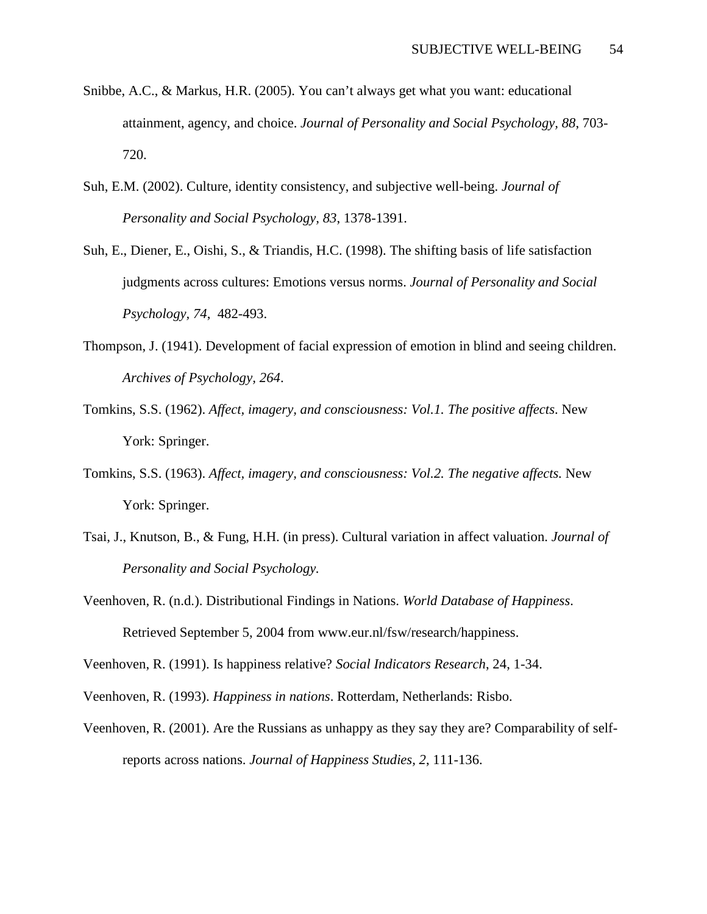Snibbe, A.C., & Markus, H.R. (2005). You can't always get what you want: educational attainment, agency, and choice. *Journal of Personality and Social Psychology, 88*, 703-720.

Suh, E.M. (2002). Culture, identity consistency, and subjective well-being. *Journal of Personality and Social Psychology, 83*, 1378-1391.

Suh, E., Diener, E., Oishi, S., & Triandis, H.C. (1998). The shifting basis of life satisfaction judgments across cultures: Emotions versus norms. *Journal of Personality and Social Psychology, 74*, 482-493.

Thompson, J. (1941). Development of facial expression of emotion in blind and seeing children. *Archives of Psychology, 264*.

Tomkins, S.S. (1962). *Affect, imagery, and consciousness: Vol.1. The positive affects*. New York: Springer.

Tomkins, S.S. (1963). *Affect, imagery, and consciousness: Vol.2. The negative affects.* New York: Springer.

Tsai, J., Knutson, B., & Fung, H.H. (in press). Cultural variation in affect valuation. *Journal of Personality and Social Psychology.*

Veenhoven, R. (n.d.). Distributional Findings in Nations. *World Database of Happiness*. Retrieved September 5, 2004 from www.eur.nl/fsw/research/happiness.

Veenhoven, R. (1991). Is happiness relative? *Social Indicators Research*, 24, 1-34.

Veenhoven, R. (1993). *Happiness in nations*. Rotterdam, Netherlands: Risbo.

Veenhoven, R. (2001). Are the Russians as unhappy as they say they are? Comparability of self-reports across nations. *Journal of Happiness Studies, 2*, 111-136.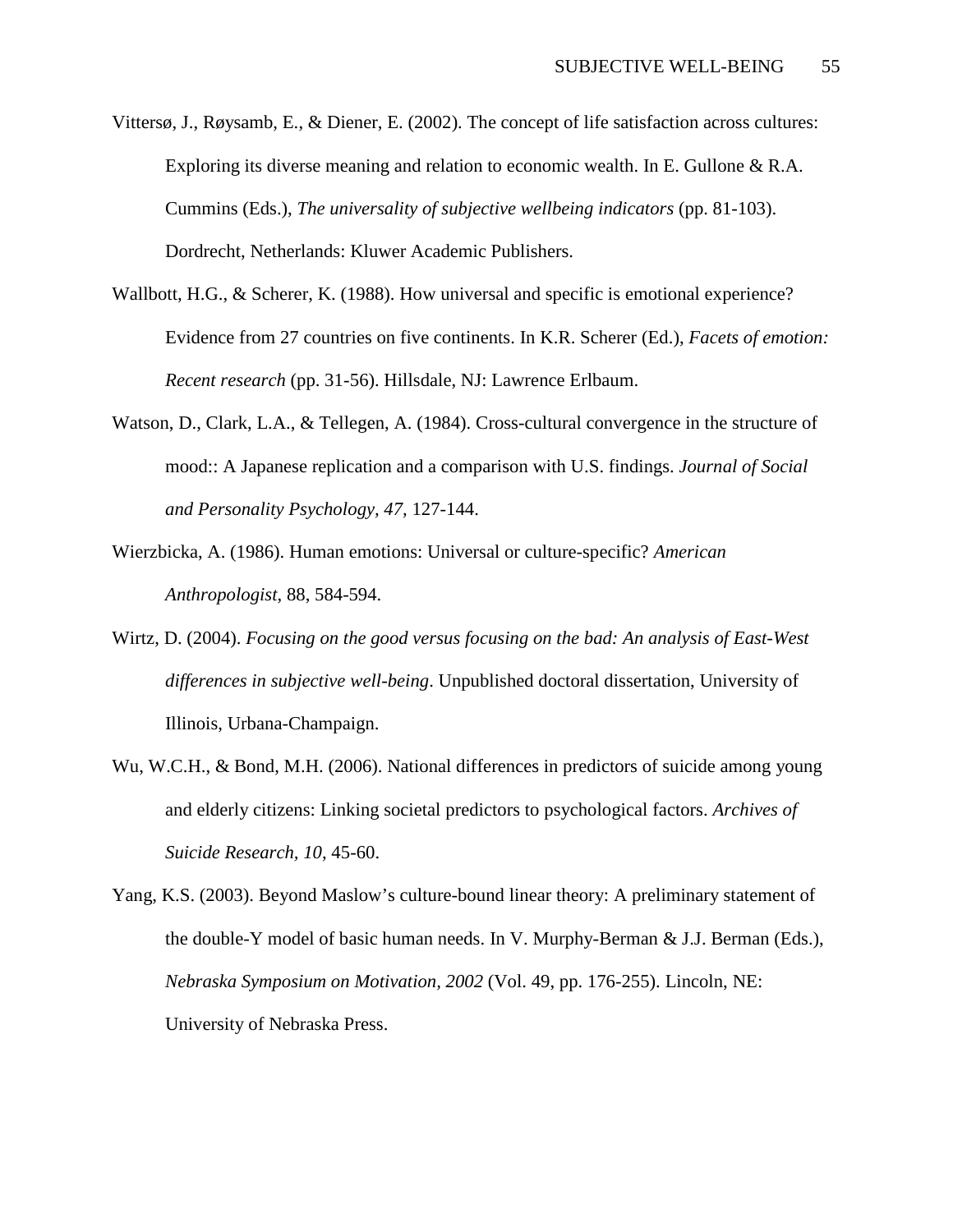Vittersø, J., Røysamb, E., & Diener, E. (2002). The concept of life satisfaction across cultures: Exploring its diverse meaning and relation to economic wealth. In E. Gullone & R.A. Cummins (Eds.), *The universality of subjective wellbeing indicators* (pp. 81-103). Dordrecht, Netherlands: Kluwer Academic Publishers.

Wallbott, H.G., & Scherer, K. (1988). How universal and specific is emotional experience? Evidence from 27 countries on five continents. In K.R. Scherer (Ed.), *Facets of emotion: Recent research* (pp. 31-56). Hillsdale, NJ: Lawrence Erlbaum.

Watson, D., Clark, L.A., & Tellegen, A. (1984). Cross-cultural convergence in the structure of mood:: A Japanese replication and a comparison with U.S. findings. *Journal of Social and Personality Psychology, 47*, 127-144.

Wierzbicka, A. (1986). Human emotions: Universal or culture-specific? *American Anthropologist*, 88, 584-594.

Wirtz, D. (2004). *Focusing on the good versus focusing on the bad: An analysis of East-West differences in subjective well-being*. Unpublished doctoral dissertation, University of Illinois, Urbana-Champaign.

Wu, W.C.H., & Bond, M.H. (2006). National differences in predictors of suicide among young and elderly citizens: Linking societal predictors to psychological factors. *Archives of Suicide Research*, *10*, 45-60.

Yang, K.S. (2003). Beyond Maslow's culture-bound linear theory: A preliminary statement of the double-Y model of basic human needs. In V. Murphy-Berman & J.J. Berman (Eds.), *Nebraska Symposium on Motivation, 2002* (Vol. 49, pp. 176-255). Lincoln, NE: University of Nebraska Press.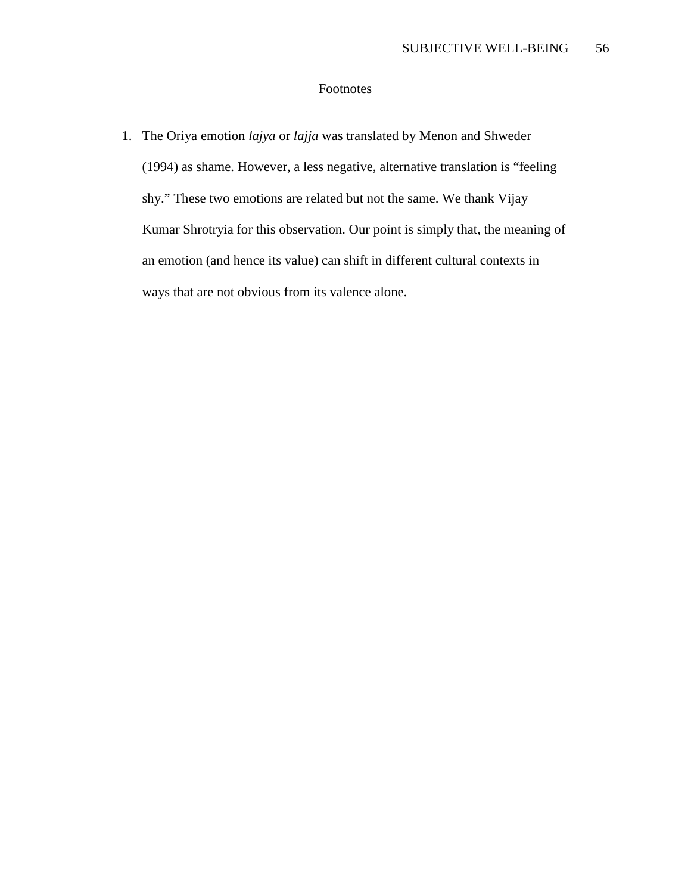# Footnotes

1. The Oriya emotion *lajya* or *lajja* was translated by Menon and Shweder (1994) as shame. However, a less negative, alternative translation is "feeling shy." These two emotions are related but not the same. We thank Vijay Kumar Shrotryia for this observation. Our point is simply that, the meaning of an emotion (and hence its value) can shift in different cultural contexts in ways that are not obvious from its valence alone.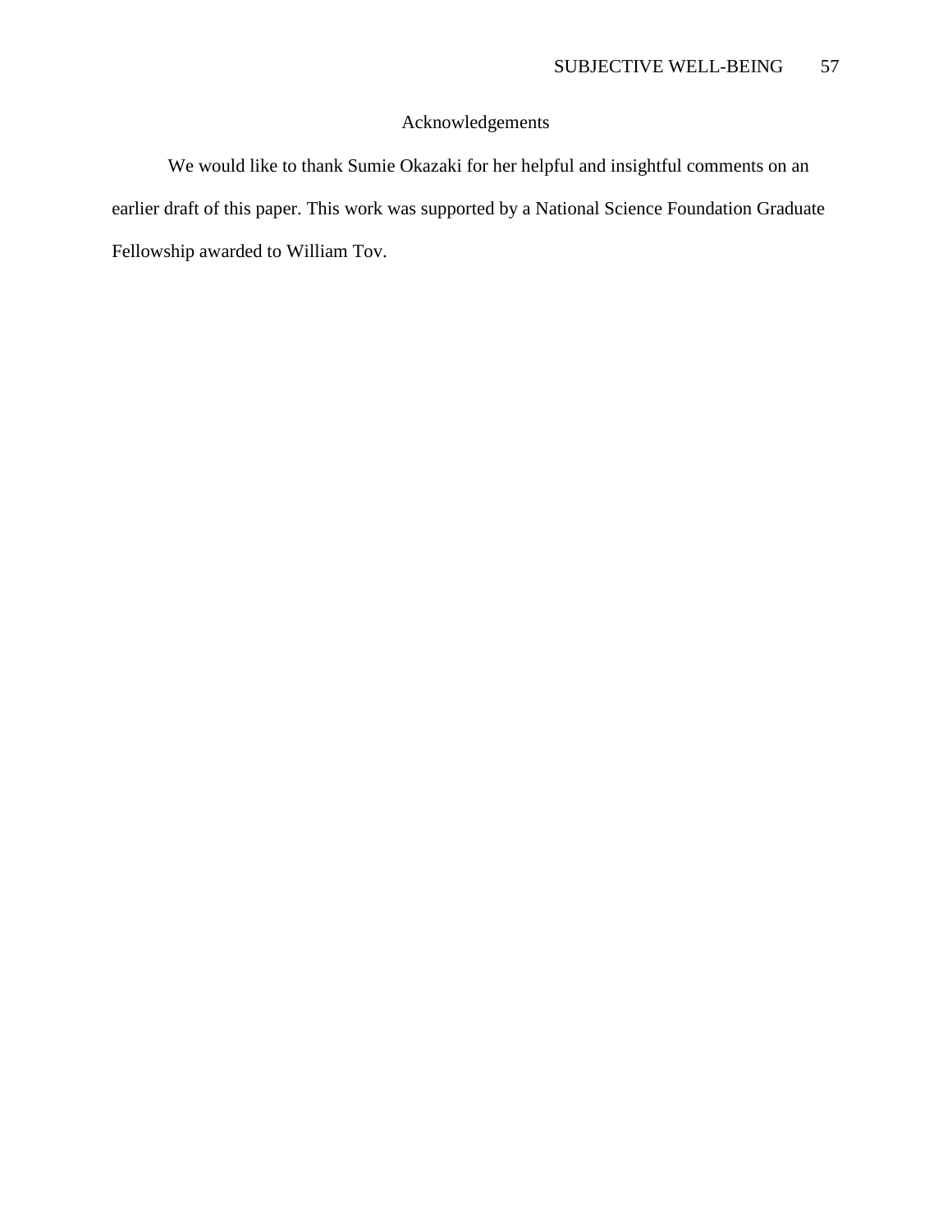# Acknowledgements

We would like to thank Sumie Okazaki for her helpful and insightful comments on an earlier draft of this paper. This work was supported by a National Science Foundation Graduate Fellowship awarded to William Tov.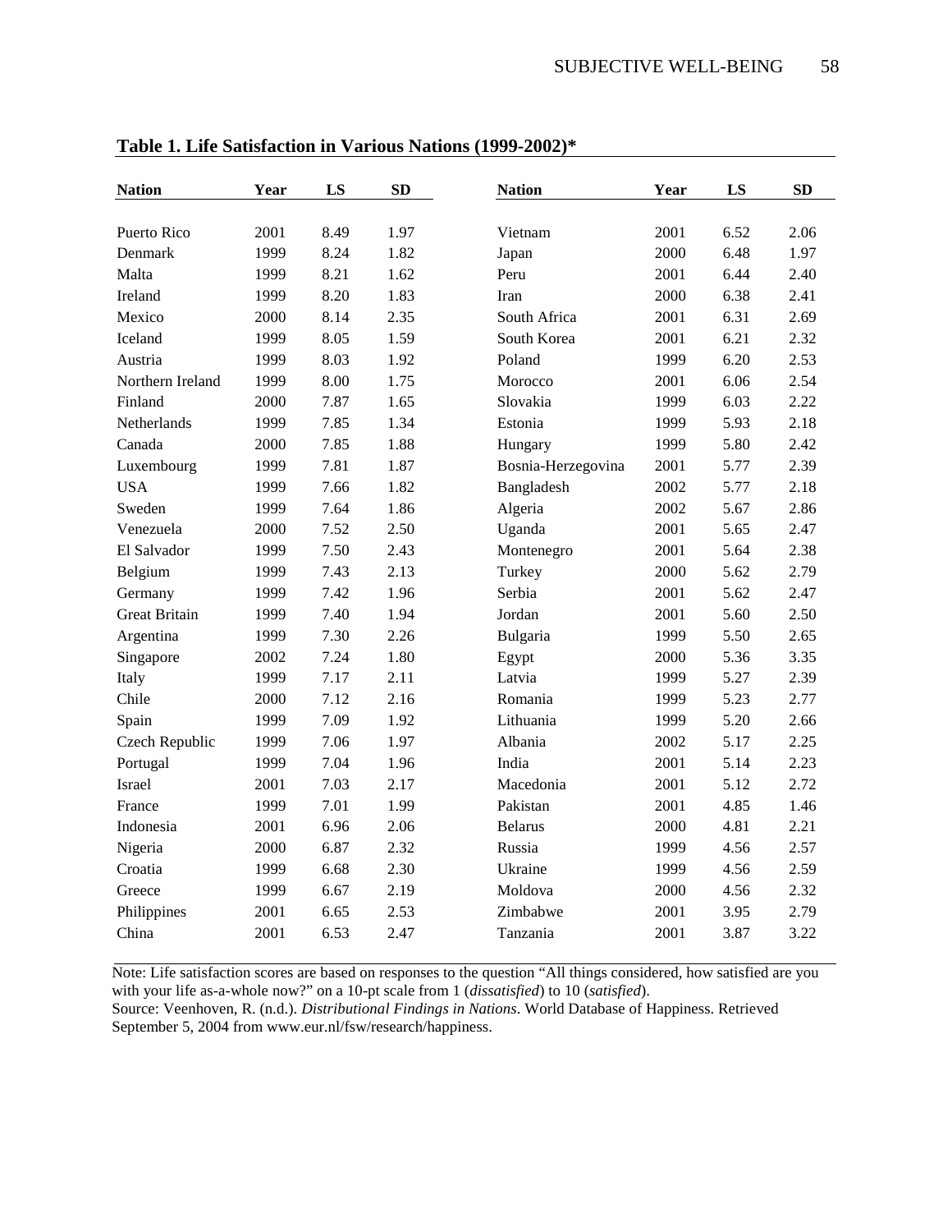**Table 1. Life Satisfaction in Various Nations (1999-2002)***

| Nation | Year | LS | SD | Nation | Year | LS | SD |
|---|---|---|---|---|---|---|---|
| Puerto Rico | 2001 | 8.49 | 1.97 | Vietnam | 2001 | 6.52 | 2.06 |
| Denmark | 1999 | 8.24 | 1.82 | Japan | 2000 | 6.48 | 1.97 |
| Malta | 1999 | 8.21 | 1.62 | Peru | 2001 | 6.44 | 2.40 |
| Ireland | 1999 | 8.20 | 1.83 | Iran | 2000 | 6.38 | 2.41 |
| Mexico | 2000 | 8.14 | 2.35 | South Africa | 2001 | 6.31 | 2.69 |
| Iceland | 1999 | 8.05 | 1.59 | South Korea | 2001 | 6.21 | 2.32 |
| Austria | 1999 | 8.03 | 1.92 | Poland | 1999 | 6.20 | 2.53 |
| Northern Ireland | 1999 | 8.00 | 1.75 | Morocco | 2001 | 6.06 | 2.54 |
| Finland | 2000 | 7.87 | 1.65 | Slovakia | 1999 | 6.03 | 2.22 |
| Netherlands | 1999 | 7.85 | 1.34 | Estonia | 1999 | 5.93 | 2.18 |
| Canada | 2000 | 7.85 | 1.88 | Hungary | 1999 | 5.80 | 2.42 |
| Luxembourg | 1999 | 7.81 | 1.87 | Bosnia-Herzegovina | 2001 | 5.77 | 2.39 |
| USA | 1999 | 7.66 | 1.82 | Bangladesh | 2002 | 5.77 | 2.18 |
| Sweden | 1999 | 7.64 | 1.86 | Algeria | 2002 | 5.67 | 2.86 |
| Venezuela | 2000 | 7.52 | 2.50 | Uganda | 2001 | 5.65 | 2.47 |
| El Salvador | 1999 | 7.50 | 2.43 | Montenegro | 2001 | 5.64 | 2.38 |
| Belgium | 1999 | 7.43 | 2.13 | Turkey | 2000 | 5.62 | 2.79 |
| Germany | 1999 | 7.42 | 1.96 | Serbia | 2001 | 5.62 | 2.47 |
| Great Britain | 1999 | 7.40 | 1.94 | Jordan | 2001 | 5.60 | 2.50 |
| Argentina | 1999 | 7.30 | 2.26 | Bulgaria | 1999 | 5.50 | 2.65 |
| Singapore | 2002 | 7.24 | 1.80 | Egypt | 2000 | 5.36 | 3.35 |
| Italy | 1999 | 7.17 | 2.11 | Latvia | 1999 | 5.27 | 2.39 |
| Chile | 2000 | 7.12 | 2.16 | Romania | 1999 | 5.23 | 2.77 |
| Spain | 1999 | 7.09 | 1.92 | Lithuania | 1999 | 5.20 | 2.66 |
| Czech Republic | 1999 | 7.06 | 1.97 | Albania | 2002 | 5.17 | 2.25 |
| Portugal | 1999 | 7.04 | 1.96 | India | 2001 | 5.14 | 2.23 |
| Israel | 2001 | 7.03 | 2.17 | Macedonia | 2001 | 5.12 | 2.72 |
| France | 1999 | 7.01 | 1.99 | Pakistan | 2001 | 4.85 | 1.46 |
| Indonesia | 2001 | 6.96 | 2.06 | Belarus | 2000 | 4.81 | 2.21 |
| Nigeria | 2000 | 6.87 | 2.32 | Russia | 1999 | 4.56 | 2.57 |
| Croatia | 1999 | 6.68 | 2.30 | Ukraine | 1999 | 4.56 | 2.59 |
| Greece | 1999 | 6.67 | 2.19 | Moldova | 2000 | 4.56 | 2.32 |
| Philippines | 2001 | 6.65 | 2.53 | Zimbabwe | 2001 | 3.95 | 2.79 |
| China | 2001 | 6.53 | 2.47 | Tanzania | 2001 | 3.87 | 3.22 |

Note: Life satisfaction scores are based on responses to the question "All things considered, how satisfied are you with your life as-a-whole now?" on a 10-pt scale from 1 (*dissatisfied*) to 10 (*satisfied*).
Source: Veenhoven, R. (n.d.). *Distributional Findings in Nations*. World Database of Happiness. Retrieved September 5, 2004 from www.eur.nl/fsw/research/happiness.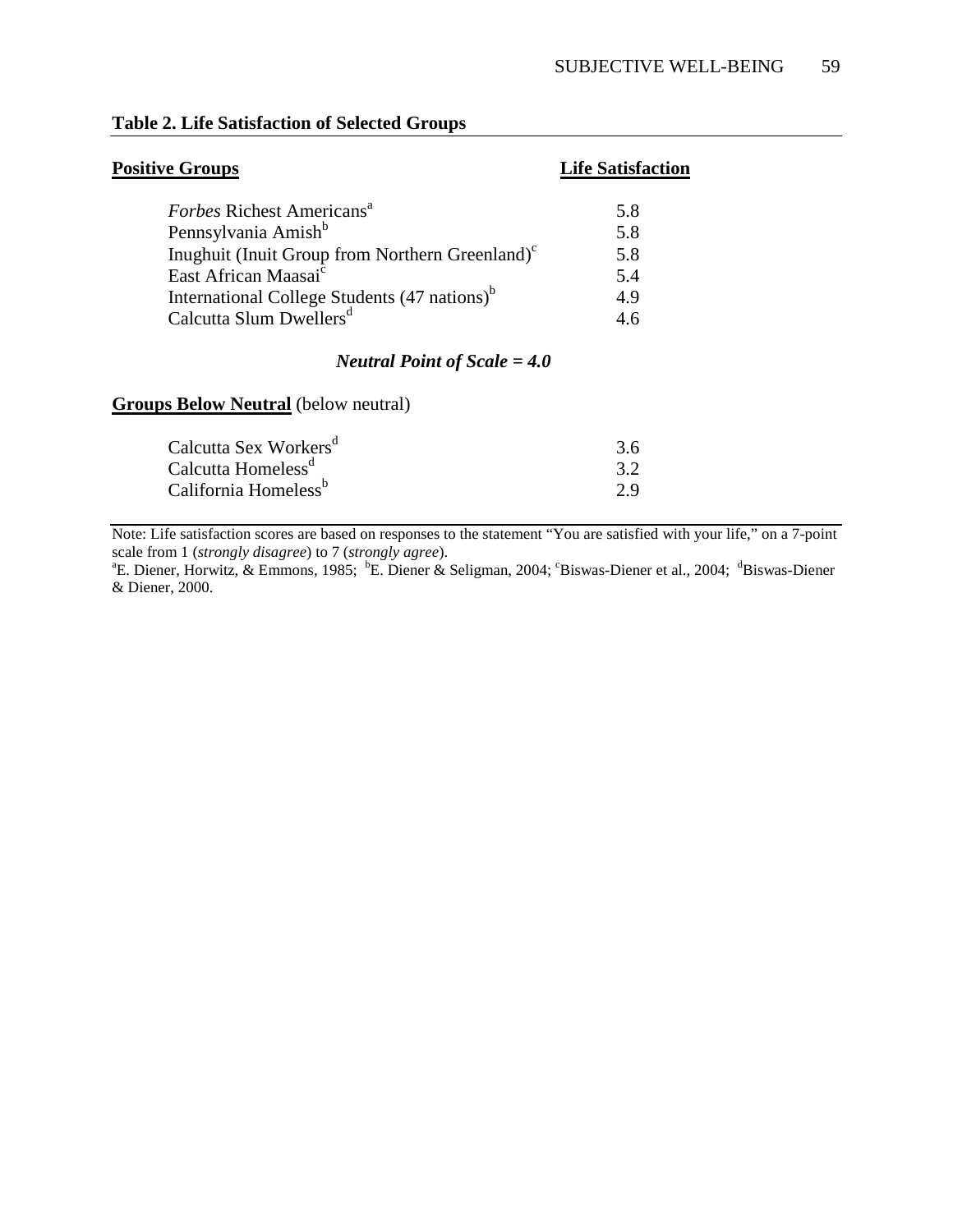**Table 2. Life Satisfaction of Selected Groups**

| Positive Groups | Life Satisfaction |
|---|---|
| *Forbes* Richest Americans[a] | 5.8 |
| Pennsylvania Amish[b] | 5.8 |
| Inughuit (Inuit Group from Northern Greenland)[c] | 5.8 |
| East African Maasai[c] | 5.4 |
| International College Students (47 nations)[b] | 4.9 |
| Calcutta Slum Dwellers[d] | 4.6 |
| ***Neutral Point of Scale = 4.0*** | |
| **Groups Below Neutral** (below neutral) | |
| Calcutta Sex Workers[d] | 3.6 |
| Calcutta Homeless[d] | 3.2 |
| California Homeless[b] | 2.9 |

Note: Life satisfaction scores are based on responses to the statement "You are satisfied with your life," on a 7-point scale from 1 (*strongly disagree*) to 7 (*strongly agree*).
[a]E. Diener, Horwitz, & Emmons, 1985; [b]E. Diener & Seligman, 2004; [c]Biswas-Diener et al., 2004; [d]Biswas-Diener & Diener, 2000.